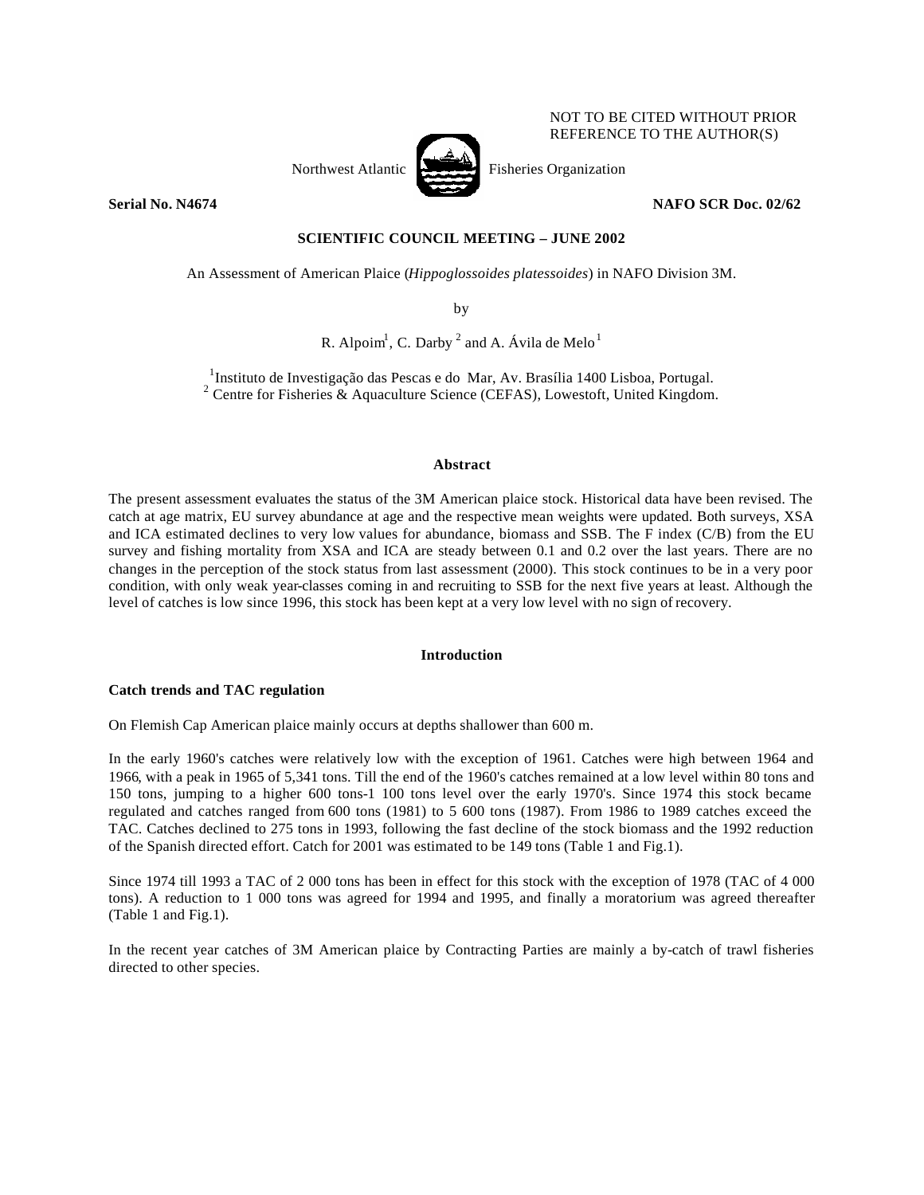NOT TO BE CITED WITHOUT PRIOR REFERENCE TO THE AUTHOR(S)

Northwest Atlantic Fisheries Organization

**Serial No. N4674** **NAFO SCR Doc. 02/62**

**SCIENTIFIC COUNCIL MEETING – JUNE 2002**

An Assessment of American Plaice (*Hippoglossoides platessoides*) in NAFO Division 3M.

by

R. Alpoim[1], C. Darby [2] and A. Ávila de Melo [1]

[1]Instituto de Investigação das Pescas e do Mar, Av. Brasília 1400 Lisboa, Portugal.
[2] Centre for Fisheries & Aquaculture Science (CEFAS), Lowestoft, United Kingdom.

## Abstract

The present assessment evaluates the status of the 3M American plaice stock. Historical data have been revised. The catch at age matrix, EU survey abundance at age and the respective mean weights were updated. Both surveys, XSA and ICA estimated declines to very low values for abundance, biomass and SSB. The F index (C/B) from the EU survey and fishing mortality from XSA and ICA are steady between 0.1 and 0.2 over the last years. There are no changes in the perception of the stock status from last assessment (2000). This stock continues to be in a very poor condition, with only weak year-classes coming in and recruiting to SSB for the next five years at least. Although the level of catches is low since 1996, this stock has been kept at a very low level with no sign of recovery.

## Introduction

### Catch trends and TAC regulation

On Flemish Cap American plaice mainly occurs at depths shallower than 600 m.

In the early 1960's catches were relatively low with the exception of 1961. Catches were high between 1964 and 1966, with a peak in 1965 of 5,341 tons. Till the end of the 1960's catches remained at a low level within 80 tons and 150 tons, jumping to a higher 600 tons-1 100 tons level over the early 1970's. Since 1974 this stock became regulated and catches ranged from 600 tons (1981) to 5 600 tons (1987). From 1986 to 1989 catches exceed the TAC. Catches declined to 275 tons in 1993, following the fast decline of the stock biomass and the 1992 reduction of the Spanish directed effort. Catch for 2001 was estimated to be 149 tons (Table 1 and Fig.1).

Since 1974 till 1993 a TAC of 2 000 tons has been in effect for this stock with the exception of 1978 (TAC of 4 000 tons). A reduction to 1 000 tons was agreed for 1994 and 1995, and finally a moratorium was agreed thereafter (Table 1 and Fig.1).

In the recent year catches of 3M American plaice by Contracting Parties are mainly a by-catch of trawl fisheries directed to other species.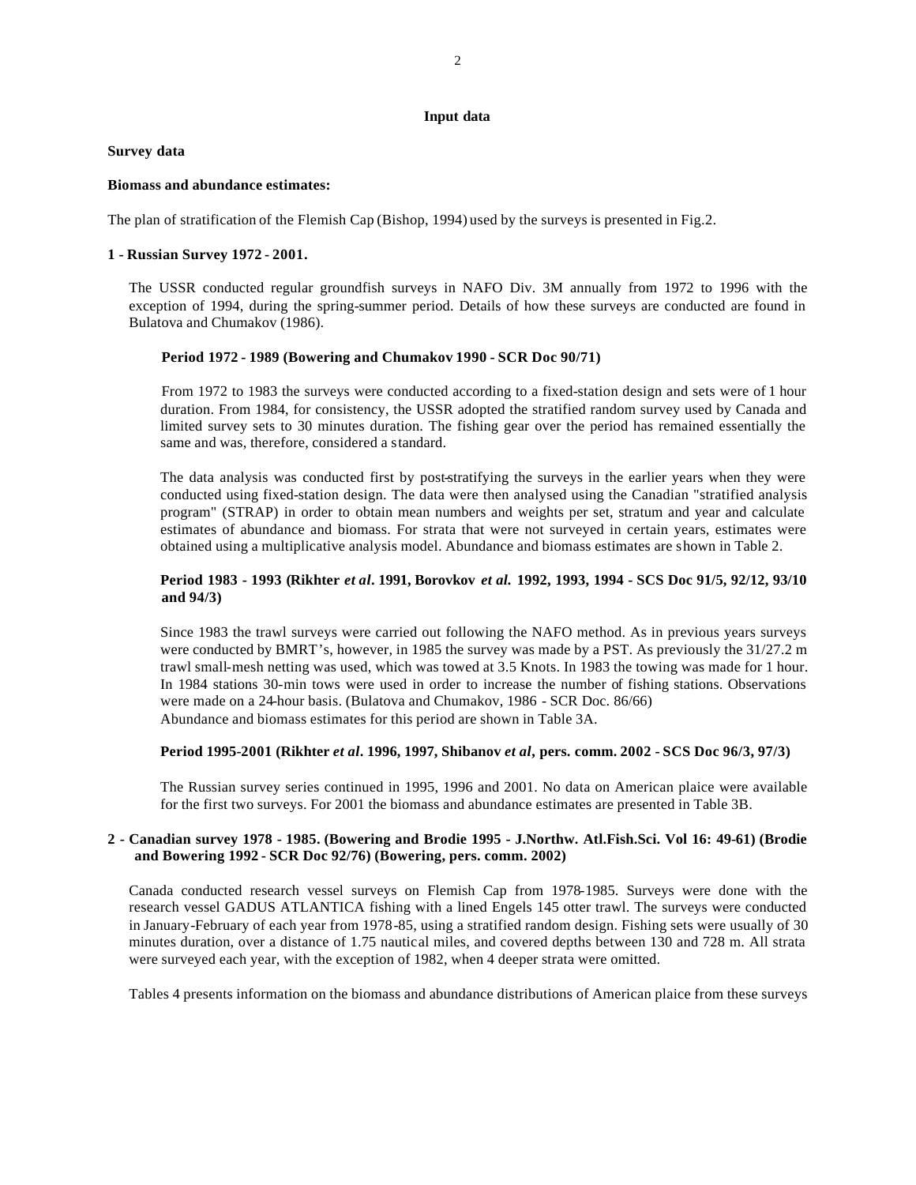## Input data

### Survey data

#### Biomass and abundance estimates:

The plan of stratification of the Flemish Cap (Bishop, 1994) used by the surveys is presented in Fig.2.

#### 1 - Russian Survey 1972 - 2001.

The USSR conducted regular groundfish surveys in NAFO Div. 3M annually from 1972 to 1996 with the exception of 1994, during the spring-summer period. Details of how these surveys are conducted are found in Bulatova and Chumakov (1986).

**Period 1972 - 1989 (Bowering and Chumakov 1990 - SCR Doc 90/71)**

From 1972 to 1983 the surveys were conducted according to a fixed-station design and sets were of 1 hour duration. From 1984, for consistency, the USSR adopted the stratified random survey used by Canada and limited survey sets to 30 minutes duration. The fishing gear over the period has remained essentially the same and was, therefore, considered a standard.

The data analysis was conducted first by post-stratifying the surveys in the earlier years when they were conducted using fixed-station design. The data were then analysed using the Canadian "stratified analysis program" (STRAP) in order to obtain mean numbers and weights per set, stratum and year and calculate estimates of abundance and biomass. For strata that were not surveyed in certain years, estimates were obtained using a multiplicative analysis model. Abundance and biomass estimates are shown in Table 2.

**Period 1983 - 1993 (Rikhter *et al*. 1991, Borovkov *et al.* 1992, 1993, 1994 - SCS Doc 91/5, 92/12, 93/10 and 94/3)**

Since 1983 the trawl surveys were carried out following the NAFO method. As in previous years surveys were conducted by BMRT's, however, in 1985 the survey was made by a PST. As previously the 31/27.2 m trawl small-mesh netting was used, which was towed at 3.5 Knots. In 1983 the towing was made for 1 hour. In 1984 stations 30-min tows were used in order to increase the number of fishing stations. Observations were made on a 24-hour basis. (Bulatova and Chumakov, 1986 - SCR Doc. 86/66)
Abundance and biomass estimates for this period are shown in Table 3A.

**Period 1995-2001 (Rikhter *et al*. 1996, 1997, Shibanov *et al*, pers. comm. 2002 - SCS Doc 96/3, 97/3)**

The Russian survey series continued in 1995, 1996 and 2001. No data on American plaice were available for the first two surveys. For 2001 the biomass and abundance estimates are presented in Table 3B.

#### 2 - Canadian survey 1978 - 1985. (Bowering and Brodie 1995 - J.Northw. Atl.Fish.Sci. Vol 16: 49-61) (Brodie and Bowering 1992 - SCR Doc 92/76) (Bowering, pers. comm. 2002)

Canada conducted research vessel surveys on Flemish Cap from 1978-1985. Surveys were done with the research vessel GADUS ATLANTICA fishing with a lined Engels 145 otter trawl. The surveys were conducted in January-February of each year from 1978-85, using a stratified random design. Fishing sets were usually of 30 minutes duration, over a distance of 1.75 nautical miles, and covered depths between 130 and 728 m. All strata were surveyed each year, with the exception of 1982, when 4 deeper strata were omitted.

Tables 4 presents information on the biomass and abundance distributions of American plaice from these surveys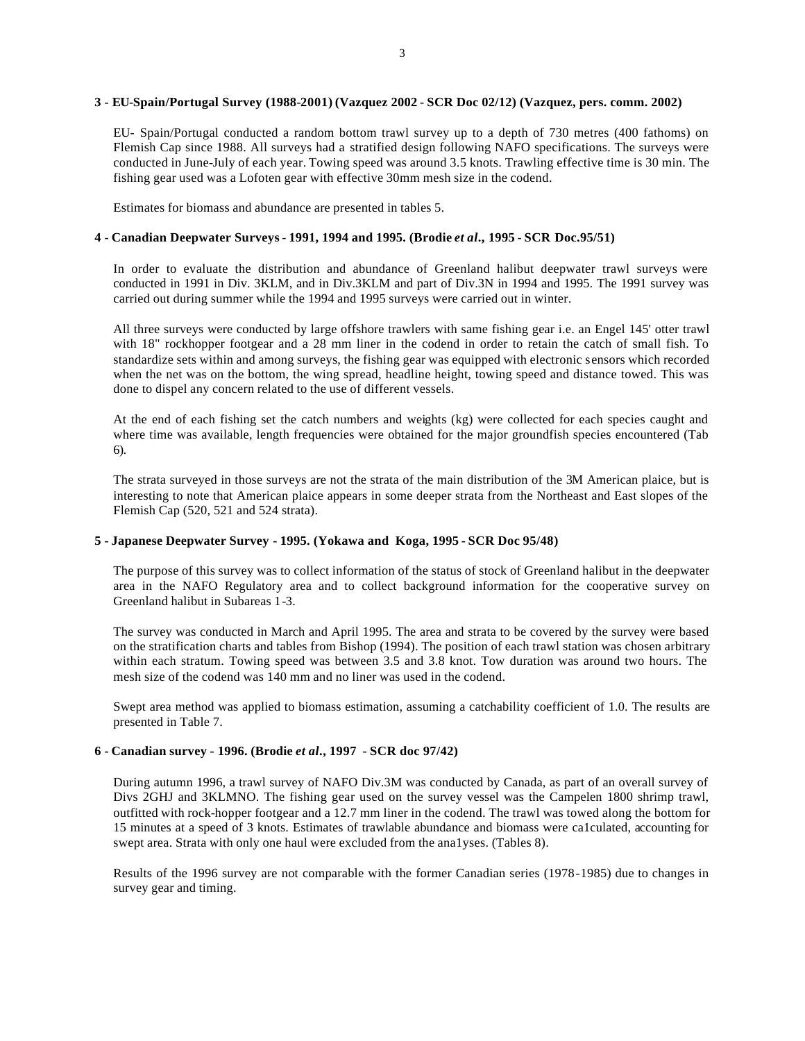### 3 - EU-Spain/Portugal Survey (1988-2001) (Vazquez 2002 - SCR Doc 02/12) (Vazquez, pers. comm. 2002)

EU- Spain/Portugal conducted a random bottom trawl survey up to a depth of 730 metres (400 fathoms) on Flemish Cap since 1988. All surveys had a stratified design following NAFO specifications. The surveys were conducted in June-July of each year. Towing speed was around 3.5 knots. Trawling effective time is 30 min. The fishing gear used was a Lofoten gear with effective 30mm mesh size in the codend.

Estimates for biomass and abundance are presented in tables 5.

### 4 - Canadian Deepwater Surveys - 1991, 1994 and 1995. (Brodie *et al.*, 1995 - SCR Doc.95/51)

In order to evaluate the distribution and abundance of Greenland halibut deepwater trawl surveys were conducted in 1991 in Div. 3KLM, and in Div.3KLM and part of Div.3N in 1994 and 1995. The 1991 survey was carried out during summer while the 1994 and 1995 surveys were carried out in winter.

All three surveys were conducted by large offshore trawlers with same fishing gear i.e. an Engel 145' otter trawl with 18" rockhopper footgear and a 28 mm liner in the codend in order to retain the catch of small fish. To standardize sets within and among surveys, the fishing gear was equipped with electronic sensors which recorded when the net was on the bottom, the wing spread, headline height, towing speed and distance towed. This was done to dispel any concern related to the use of different vessels.

At the end of each fishing set the catch numbers and weights (kg) were collected for each species caught and where time was available, length frequencies were obtained for the major groundfish species encountered (Tab 6).

The strata surveyed in those surveys are not the strata of the main distribution of the 3M American plaice, but is interesting to note that American plaice appears in some deeper strata from the Northeast and East slopes of the Flemish Cap (520, 521 and 524 strata).

### 5 - Japanese Deepwater Survey - 1995. (Yokawa and Koga, 1995 - SCR Doc 95/48)

The purpose of this survey was to collect information of the status of stock of Greenland halibut in the deepwater area in the NAFO Regulatory area and to collect background information for the cooperative survey on Greenland halibut in Subareas 1-3.

The survey was conducted in March and April 1995. The area and strata to be covered by the survey were based on the stratification charts and tables from Bishop (1994). The position of each trawl station was chosen arbitrary within each stratum. Towing speed was between 3.5 and 3.8 knot. Tow duration was around two hours. The mesh size of the codend was 140 mm and no liner was used in the codend.

Swept area method was applied to biomass estimation, assuming a catchability coefficient of 1.0. The results are presented in Table 7.

### 6 - Canadian survey - 1996. (Brodie *et al.*, 1997 - SCR doc 97/42)

During autumn 1996, a trawl survey of NAFO Div.3M was conducted by Canada, as part of an overall survey of Divs 2GHJ and 3KLMNO. The fishing gear used on the survey vessel was the Campelen 1800 shrimp trawl, outfitted with rock-hopper footgear and a 12.7 mm liner in the codend. The trawl was towed along the bottom for 15 minutes at a speed of 3 knots. Estimates of trawlable abundance and biomass were ca1culated, accounting for swept area. Strata with only one haul were excluded from the ana1yses. (Tables 8).

Results of the 1996 survey are not comparable with the former Canadian series (1978-1985) due to changes in survey gear and timing.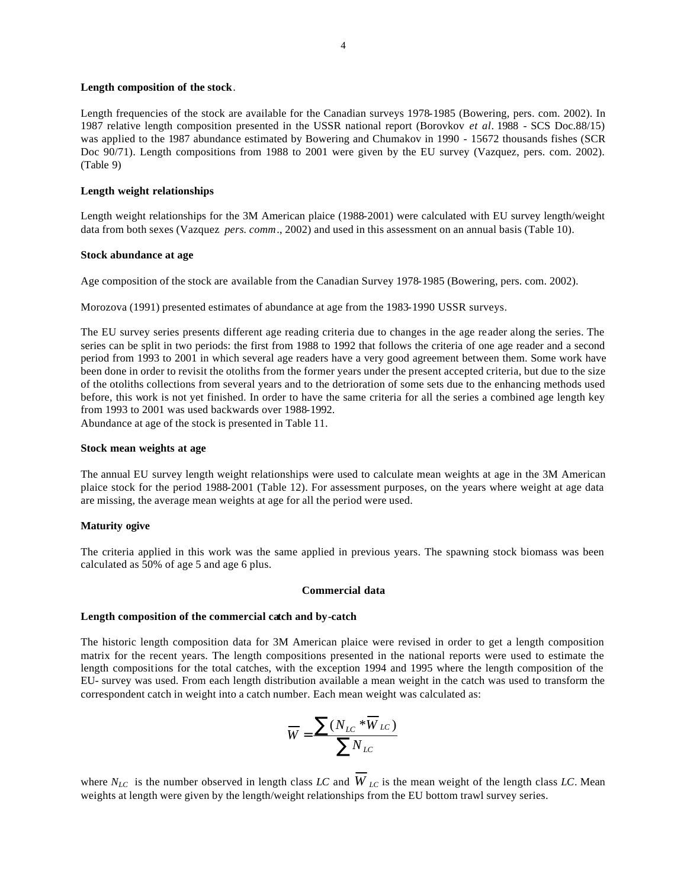**Length composition of the stock**.

Length frequencies of the stock are available for the Canadian surveys 1978-1985 (Bowering, pers. com. 2002). In 1987 relative length composition presented in the USSR national report (Borovkov *et al*. 1988 - SCS Doc.88/15) was applied to the 1987 abundance estimated by Bowering and Chumakov in 1990 - 15672 thousands fishes (SCR Doc 90/71). Length compositions from 1988 to 2001 were given by the EU survey (Vazquez, pers. com. 2002). (Table 9)

**Length weight relationships**

Length weight relationships for the 3M American plaice (1988-2001) were calculated with EU survey length/weight data from both sexes (Vazquez *pers. comm*., 2002) and used in this assessment on an annual basis (Table 10).

**Stock abundance at age**

Age composition of the stock are available from the Canadian Survey 1978-1985 (Bowering, pers. com. 2002).

Morozova (1991) presented estimates of abundance at age from the 1983-1990 USSR surveys.

The EU survey series presents different age reading criteria due to changes in the age reader along the series. The series can be split in two periods: the first from 1988 to 1992 that follows the criteria of one age reader and a second period from 1993 to 2001 in which several age readers have a very good agreement between them. Some work have been done in order to revisit the otoliths from the former years under the present accepted criteria, but due to the size of the otoliths collections from several years and to the detrioration of some sets due to the enhancing methods used before, this work is not yet finished. In order to have the same criteria for all the series a combined age length key from 1993 to 2001 was used backwards over 1988-1992.
Abundance at age of the stock is presented in Table 11.

**Stock mean weights at age**

The annual EU survey length weight relationships were used to calculate mean weights at age in the 3M American plaice stock for the period 1988-2001 (Table 12). For assessment purposes, on the years where weight at age data are missing, the average mean weights at age for all the period were used.

**Maturity ogive**

The criteria applied in this work was the same applied in previous years. The spawning stock biomass was been calculated as 50% of age 5 and age 6 plus.

**Commercial data**

**Length composition of the commercial catch and by-catch**

The historic length composition data for 3M American plaice were revised in order to get a length composition matrix for the recent years. The length compositions presented in the national reports were used to estimate the length compositions for the total catches, with the exception 1994 and 1995 where the length composition of the EU- survey was used. From each length distribution available a mean weight in the catch was used to transform the correspondent catch in weight into a catch number. Each mean weight was calculated as:

$$\overline{W} = \frac{\sum (N_{LC} * \overline{W}_{LC})}{\sum N_{LC}}$$

where $N_{LC}$ is the number observed in length class *LC* and $\overline{W}_{LC}$ is the mean weight of the length class *LC*. Mean weights at length were given by the length/weight relationships from the EU bottom trawl survey series.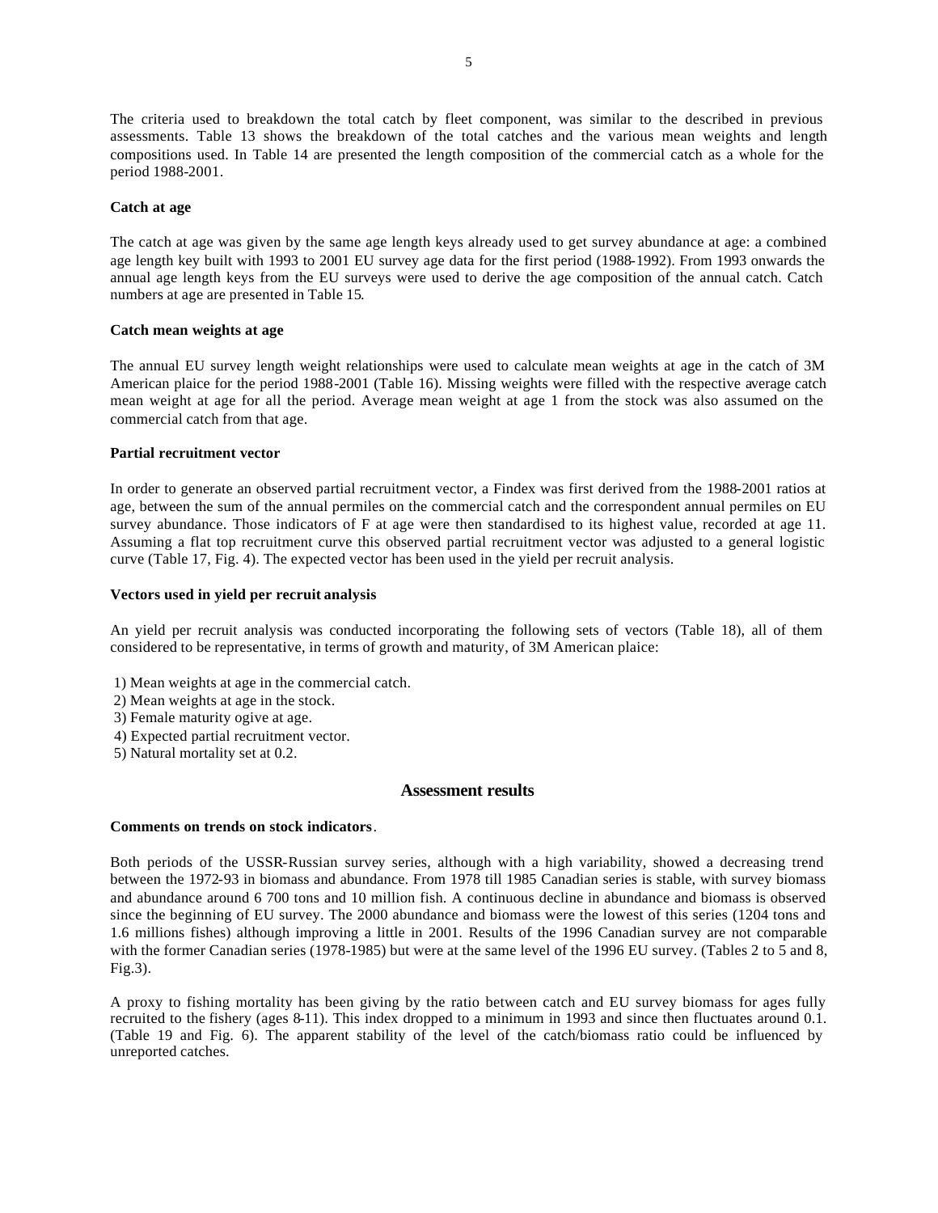The criteria used to breakdown the total catch by fleet component, was similar to the described in previous assessments. Table 13 shows the breakdown of the total catches and the various mean weights and length compositions used. In Table 14 are presented the length composition of the commercial catch as a whole for the period 1988-2001.

**Catch at age**

The catch at age was given by the same age length keys already used to get survey abundance at age: a combined age length key built with 1993 to 2001 EU survey age data for the first period (1988-1992). From 1993 onwards the annual age length keys from the EU surveys were used to derive the age composition of the annual catch. Catch numbers at age are presented in Table 15.

**Catch mean weights at age**

The annual EU survey length weight relationships were used to calculate mean weights at age in the catch of 3M American plaice for the period 1988-2001 (Table 16). Missing weights were filled with the respective average catch mean weight at age for all the period. Average mean weight at age 1 from the stock was also assumed on the commercial catch from that age.

**Partial recruitment vector**

In order to generate an observed partial recruitment vector, a Findex was first derived from the 1988-2001 ratios at age, between the sum of the annual permiles on the commercial catch and the correspondent annual permiles on EU survey abundance. Those indicators of F at age were then standardised to its highest value, recorded at age 11. Assuming a flat top recruitment curve this observed partial recruitment vector was adjusted to a general logistic curve (Table 17, Fig. 4). The expected vector has been used in the yield per recruit analysis.

**Vectors used in yield per recruit analysis**

An yield per recruit analysis was conducted incorporating the following sets of vectors (Table 18), all of them considered to be representative, in terms of growth and maturity, of 3M American plaice:

1) Mean weights at age in the commercial catch.
2) Mean weights at age in the stock.
3) Female maturity ogive at age.
4) Expected partial recruitment vector.
5) Natural mortality set at 0.2.

## Assessment results

**Comments on trends on stock indicators**.

Both periods of the USSR-Russian survey series, although with a high variability, showed a decreasing trend between the 1972-93 in biomass and abundance. From 1978 till 1985 Canadian series is stable, with survey biomass and abundance around 6 700 tons and 10 million fish. A continuous decline in abundance and biomass is observed since the beginning of EU survey. The 2000 abundance and biomass were the lowest of this series (1204 tons and 1.6 millions fishes) although improving a little in 2001. Results of the 1996 Canadian survey are not comparable with the former Canadian series (1978-1985) but were at the same level of the 1996 EU survey. (Tables 2 to 5 and 8, Fig.3).

A proxy to fishing mortality has been giving by the ratio between catch and EU survey biomass for ages fully recruited to the fishery (ages 8-11). This index dropped to a minimum in 1993 and since then fluctuates around 0.1. (Table 19 and Fig. 6). The apparent stability of the level of the catch/biomass ratio could be influenced by unreported catches.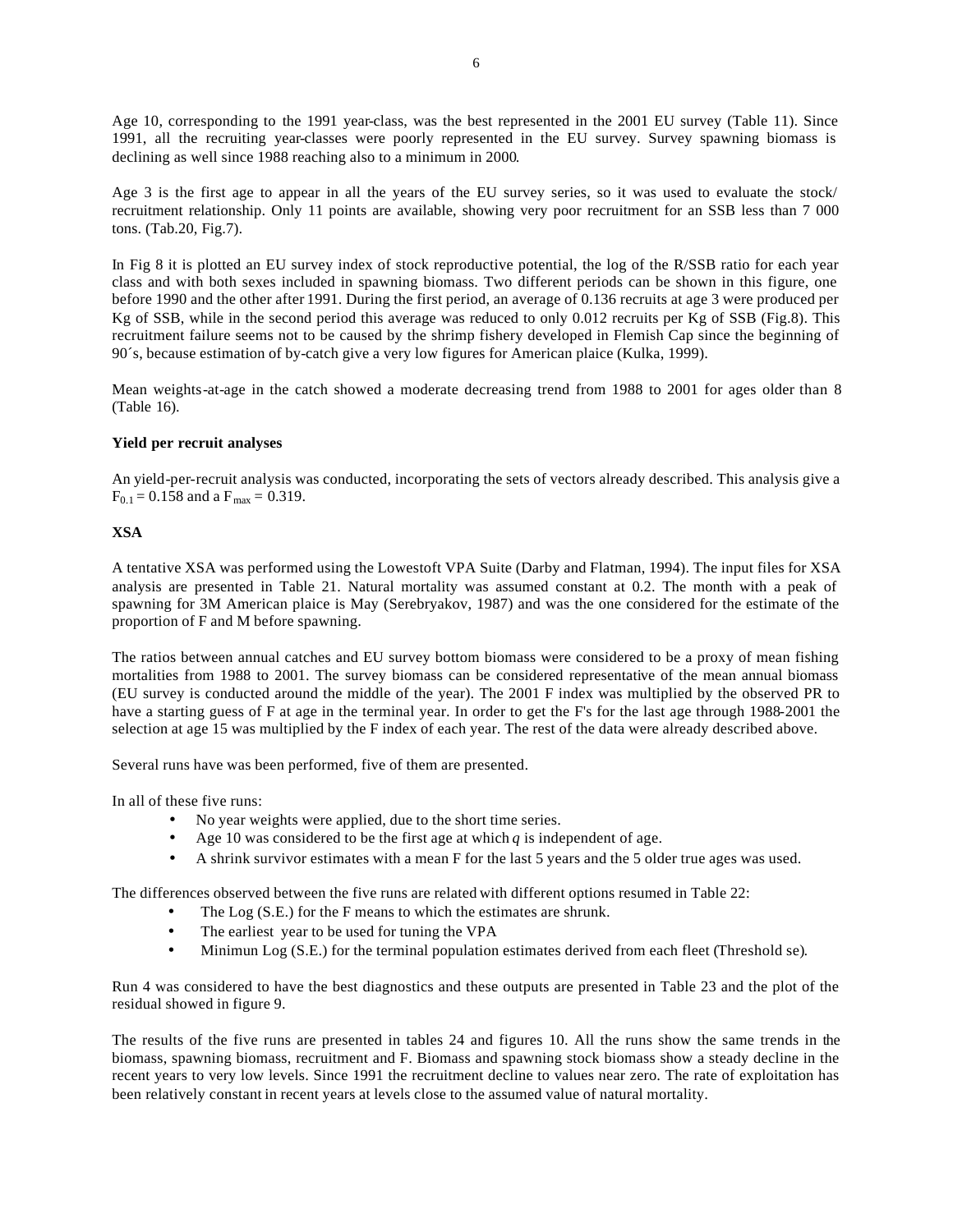Age 10, corresponding to the 1991 year-class, was the best represented in the 2001 EU survey (Table 11). Since 1991, all the recruiting year-classes were poorly represented in the EU survey. Survey spawning biomass is declining as well since 1988 reaching also to a minimum in 2000.

Age 3 is the first age to appear in all the years of the EU survey series, so it was used to evaluate the stock/ recruitment relationship. Only 11 points are available, showing very poor recruitment for an SSB less than 7 000 tons. (Tab.20, Fig.7).

In Fig 8 it is plotted an EU survey index of stock reproductive potential, the log of the R/SSB ratio for each year class and with both sexes included in spawning biomass. Two different periods can be shown in this figure, one before 1990 and the other after 1991. During the first period, an average of 0.136 recruits at age 3 were produced per Kg of SSB, while in the second period this average was reduced to only 0.012 recruits per Kg of SSB (Fig.8). This recruitment failure seems not to be caused by the shrimp fishery developed in Flemish Cap since the beginning of 90´s, because estimation of by-catch give a very low figures for American plaice (Kulka, 1999).

Mean weights-at-age in the catch showed a moderate decreasing trend from 1988 to 2001 for ages older than 8 (Table 16).

**Yield per recruit analyses**

An yield-per-recruit analysis was conducted, incorporating the sets of vectors already described. This analysis give a $F_{0.1} = 0.158$ and a $F_{max} = 0.319$.

**XSA**

A tentative XSA was performed using the Lowestoft VPA Suite (Darby and Flatman, 1994). The input files for XSA analysis are presented in Table 21. Natural mortality was assumed constant at 0.2. The month with a peak of spawning for 3M American plaice is May (Serebryakov, 1987) and was the one considered for the estimate of the proportion of F and M before spawning.

The ratios between annual catches and EU survey bottom biomass were considered to be a proxy of mean fishing mortalities from 1988 to 2001. The survey biomass can be considered representative of the mean annual biomass (EU survey is conducted around the middle of the year). The 2001 F index was multiplied by the observed PR to have a starting guess of F at age in the terminal year. In order to get the F's for the last age through 1988-2001 the selection at age 15 was multiplied by the F index of each year. The rest of the data were already described above.

Several runs have was been performed, five of them are presented.

In all of these five runs:

- No year weights were applied, due to the short time series.
- Age 10 was considered to be the first age at which $q$ is independent of age.
- A shrink survivor estimates with a mean F for the last 5 years and the 5 older true ages was used.

The differences observed between the five runs are related with different options resumed in Table 22:

- The Log (S.E.) for the F means to which the estimates are shrunk.
- The earliest year to be used for tuning the VPA
- Minimun Log (S.E.) for the terminal population estimates derived from each fleet (Threshold se).

Run 4 was considered to have the best diagnostics and these outputs are presented in Table 23 and the plot of the residual showed in figure 9.

The results of the five runs are presented in tables 24 and figures 10. All the runs show the same trends in the biomass, spawning biomass, recruitment and F. Biomass and spawning stock biomass show a steady decline in the recent years to very low levels. Since 1991 the recruitment decline to values near zero. The rate of exploitation has been relatively constant in recent years at levels close to the assumed value of natural mortality.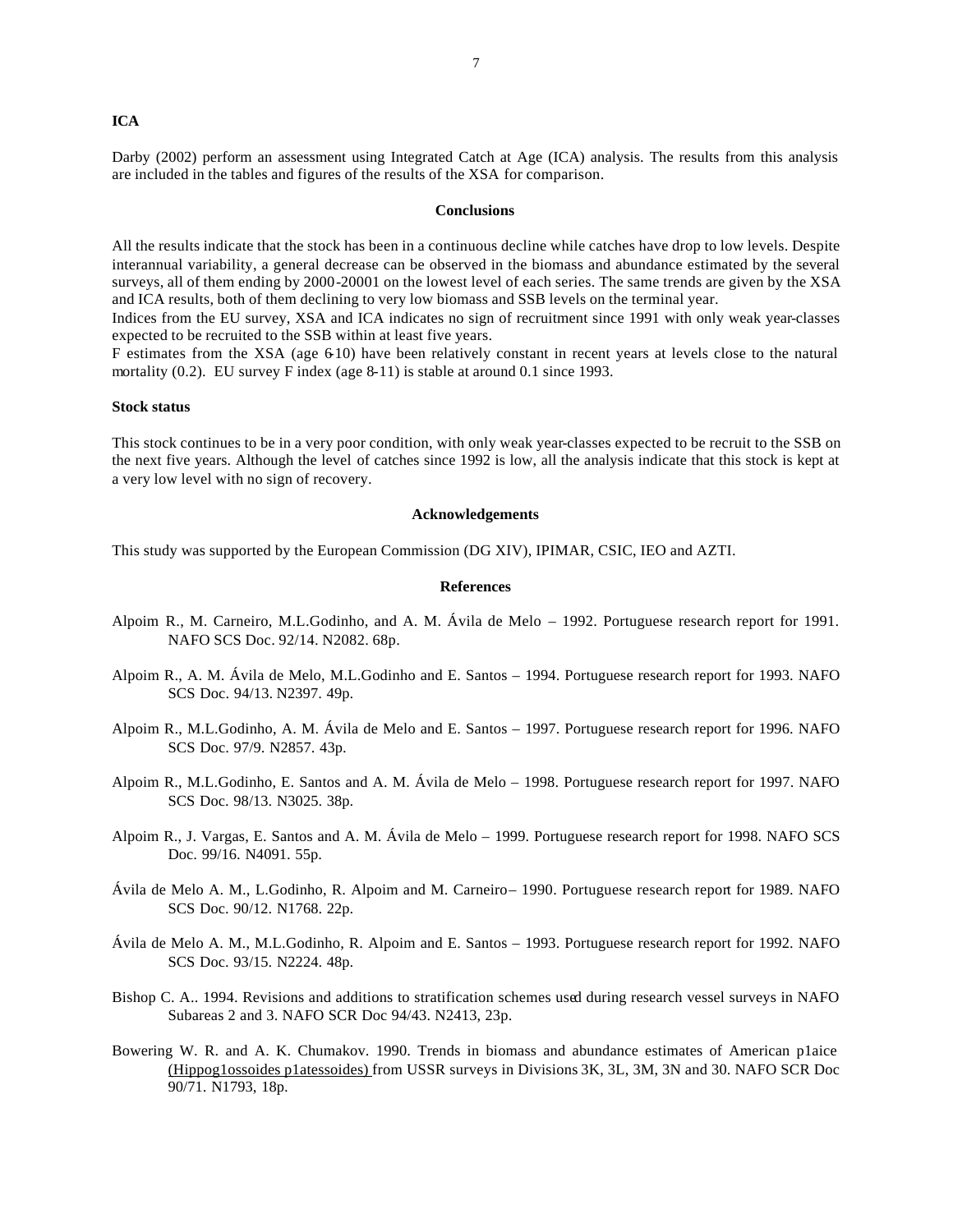**ICA**

Darby (2002) perform an assessment using Integrated Catch at Age (ICA) analysis. The results from this analysis are included in the tables and figures of the results of the XSA for comparison.

**Conclusions**

All the results indicate that the stock has been in a continuous decline while catches have drop to low levels. Despite interannual variability, a general decrease can be observed in the biomass and abundance estimated by the several surveys, all of them ending by 2000-20001 on the lowest level of each series. The same trends are given by the XSA and ICA results, both of them declining to very low biomass and SSB levels on the terminal year.

Indices from the EU survey, XSA and ICA indicates no sign of recruitment since 1991 with only weak year-classes expected to be recruited to the SSB within at least five years.

F estimates from the XSA (age 6-10) have been relatively constant in recent years at levels close to the natural mortality (0.2). EU survey F index (age 8-11) is stable at around 0.1 since 1993.

**Stock status**

This stock continues to be in a very poor condition, with only weak year-classes expected to be recruit to the SSB on the next five years. Although the level of catches since 1992 is low, all the analysis indicate that this stock is kept at a very low level with no sign of recovery.

**Acknowledgements**

This study was supported by the European Commission (DG XIV), IPIMAR, CSIC, IEO and AZTI.

**References**

Alpoim R., M. Carneiro, M.L.Godinho, and A. M. Ávila de Melo – 1992. Portuguese research report for 1991. NAFO SCS Doc. 92/14. N2082. 68p.

Alpoim R., A. M. Ávila de Melo, M.L.Godinho and E. Santos – 1994. Portuguese research report for 1993. NAFO SCS Doc. 94/13. N2397. 49p.

Alpoim R., M.L.Godinho, A. M. Ávila de Melo and E. Santos – 1997. Portuguese research report for 1996. NAFO SCS Doc. 97/9. N2857. 43p.

Alpoim R., M.L.Godinho, E. Santos and A. M. Ávila de Melo – 1998. Portuguese research report for 1997. NAFO SCS Doc. 98/13. N3025. 38p.

Alpoim R., J. Vargas, E. Santos and A. M. Ávila de Melo – 1999. Portuguese research report for 1998. NAFO SCS Doc. 99/16. N4091. 55p.

Ávila de Melo A. M., L.Godinho, R. Alpoim and M. Carneiro– 1990. Portuguese research report for 1989. NAFO SCS Doc. 90/12. N1768. 22p.

Ávila de Melo A. M., M.L.Godinho, R. Alpoim and E. Santos – 1993. Portuguese research report for 1992. NAFO SCS Doc. 93/15. N2224. 48p.

Bishop C. A.. 1994. Revisions and additions to stratification schemes used during research vessel surveys in NAFO Subareas 2 and 3. NAFO SCR Doc 94/43. N2413, 23p.

Bowering W. R. and A. K. Chumakov. 1990. Trends in biomass and abundance estimates of American p1aice (Hippog1ossoides p1atessoides) from USSR surveys in Divisions 3K, 3L, 3M, 3N and 30. NAFO SCR Doc 90/71. N1793, 18p.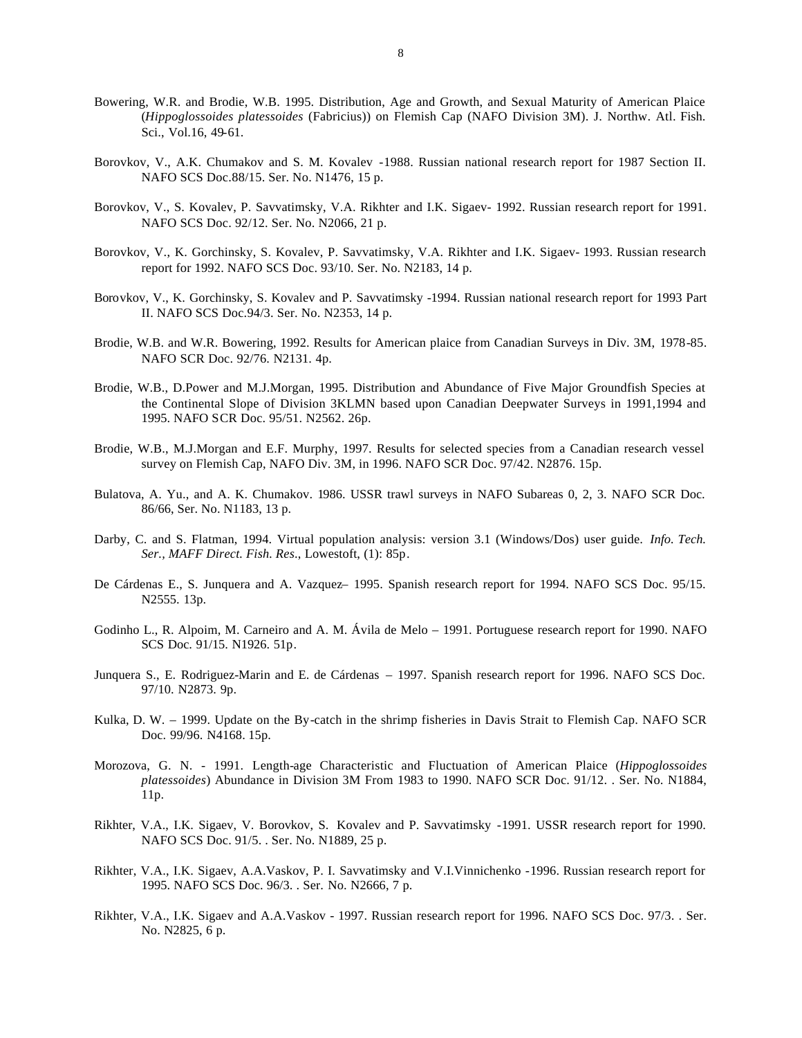Bowering, W.R. and Brodie, W.B. 1995. Distribution, Age and Growth, and Sexual Maturity of American Plaice (*Hippoglossoides platessoides* (Fabricius)) on Flemish Cap (NAFO Division 3M). J. Northw. Atl. Fish. Sci., Vol.16, 49-61.

Borovkov, V., A.K. Chumakov and S. M. Kovalev -1988. Russian national research report for 1987 Section II. NAFO SCS Doc.88/15. Ser. No. N1476, 15 p.

Borovkov, V., S. Kovalev, P. Savvatimsky, V.A. Rikhter and I.K. Sigaev- 1992. Russian research report for 1991. NAFO SCS Doc. 92/12. Ser. No. N2066, 21 p.

Borovkov, V., K. Gorchinsky, S. Kovalev, P. Savvatimsky, V.A. Rikhter and I.K. Sigaev- 1993. Russian research report for 1992. NAFO SCS Doc. 93/10. Ser. No. N2183, 14 p.

Borovkov, V., K. Gorchinsky, S. Kovalev and P. Savvatimsky -1994. Russian national research report for 1993 Part II. NAFO SCS Doc.94/3. Ser. No. N2353, 14 p.

Brodie, W.B. and W.R. Bowering, 1992. Results for American plaice from Canadian Surveys in Div. 3M, 1978-85. NAFO SCR Doc. 92/76. N2131. 4p.

Brodie, W.B., D.Power and M.J.Morgan, 1995. Distribution and Abundance of Five Major Groundfish Species at the Continental Slope of Division 3KLMN based upon Canadian Deepwater Surveys in 1991,1994 and 1995. NAFO SCR Doc. 95/51. N2562. 26p.

Brodie, W.B., M.J.Morgan and E.F. Murphy, 1997. Results for selected species from a Canadian research vessel survey on Flemish Cap, NAFO Div. 3M, in 1996. NAFO SCR Doc. 97/42. N2876. 15p.

Bulatova, A. Yu., and A. K. Chumakov. 1986. USSR trawl surveys in NAFO Subareas 0, 2, 3. NAFO SCR Doc. 86/66, Ser. No. N1183, 13 p.

Darby, C. and S. Flatman, 1994. Virtual population analysis: version 3.1 (Windows/Dos) user guide. *Info. Tech. Ser., MAFF Direct. Fish. Res*., Lowestoft, (1): 85p.

De Cárdenas E., S. Junquera and A. Vazquez– 1995. Spanish research report for 1994. NAFO SCS Doc. 95/15. N2555. 13p.

Godinho L., R. Alpoim, M. Carneiro and A. M. Ávila de Melo – 1991. Portuguese research report for 1990. NAFO SCS Doc. 91/15. N1926. 51p.

Junquera S., E. Rodriguez-Marin and E. de Cárdenas – 1997. Spanish research report for 1996. NAFO SCS Doc. 97/10. N2873. 9p.

Kulka, D. W. – 1999. Update on the By-catch in the shrimp fisheries in Davis Strait to Flemish Cap. NAFO SCR Doc. 99/96. N4168. 15p.

Morozova, G. N. - 1991. Length-age Characteristic and Fluctuation of American Plaice (*Hippoglossoides platessoides*) Abundance in Division 3M From 1983 to 1990. NAFO SCR Doc. 91/12. . Ser. No. N1884, 11p.

Rikhter, V.A., I.K. Sigaev, V. Borovkov, S. Kovalev and P. Savvatimsky -1991. USSR research report for 1990. NAFO SCS Doc. 91/5. . Ser. No. N1889, 25 p.

Rikhter, V.A., I.K. Sigaev, A.A.Vaskov, P. I. Savvatimsky and V.I.Vinnichenko -1996. Russian research report for 1995. NAFO SCS Doc. 96/3. . Ser. No. N2666, 7 p.

Rikhter, V.A., I.K. Sigaev and A.A.Vaskov - 1997. Russian research report for 1996. NAFO SCS Doc. 97/3. . Ser. No. N2825, 6 p.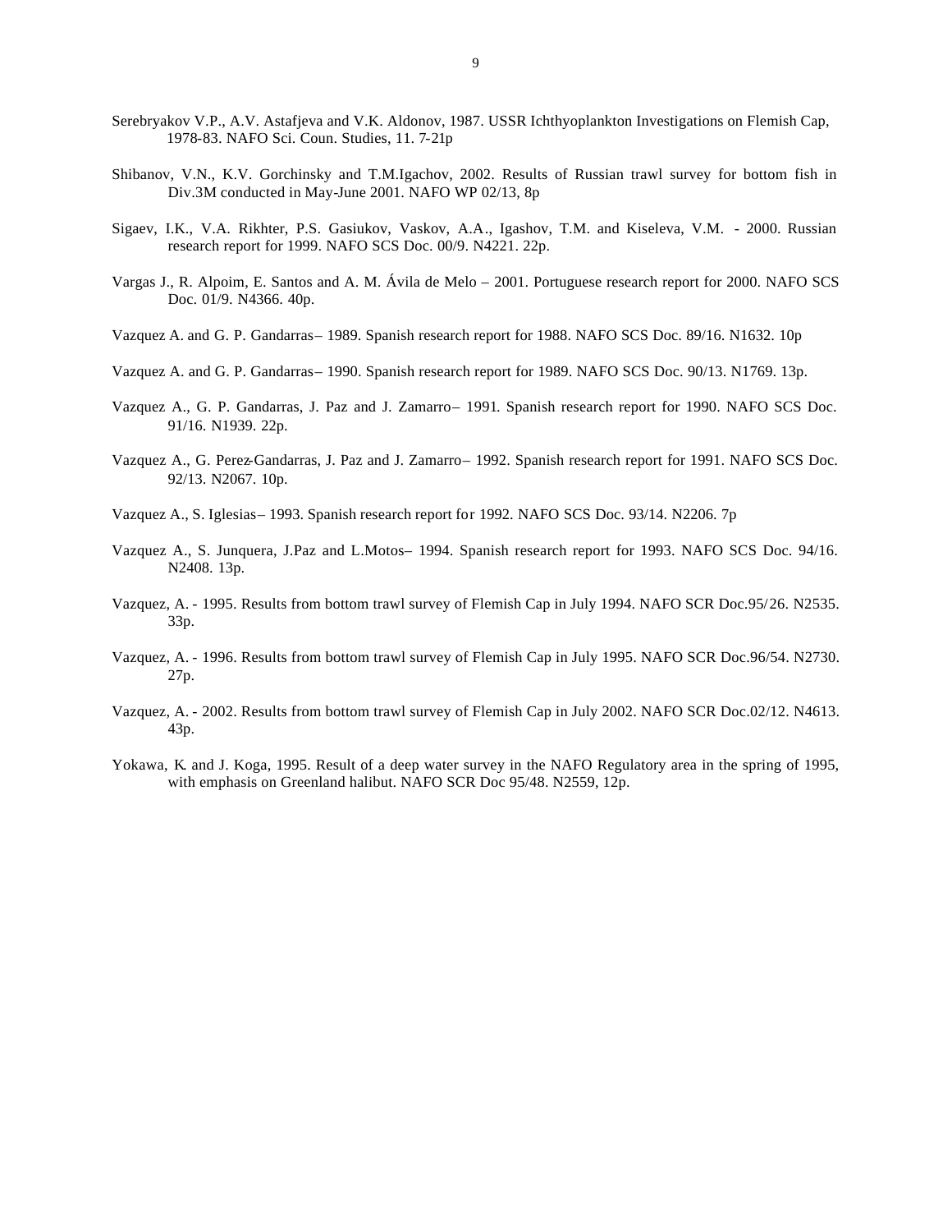Serebryakov V.P., A.V. Astafjeva and V.K. Aldonov, 1987. USSR Ichthyoplankton Investigations on Flemish Cap, 1978-83. NAFO Sci. Coun. Studies, 11. 7-21p

Shibanov, V.N., K.V. Gorchinsky and T.M.Igachov, 2002. Results of Russian trawl survey for bottom fish in Div.3M conducted in May-June 2001. NAFO WP 02/13, 8p

Sigaev, I.K., V.A. Rikhter, P.S. Gasiukov, Vaskov, A.A., Igashov, T.M. and Kiseleva, V.M. - 2000. Russian research report for 1999. NAFO SCS Doc. 00/9. N4221. 22p.

Vargas J., R. Alpoim, E. Santos and A. M. Ávila de Melo – 2001. Portuguese research report for 2000. NAFO SCS Doc. 01/9. N4366. 40p.

Vazquez A. and G. P. Gandarras– 1989. Spanish research report for 1988. NAFO SCS Doc. 89/16. N1632. 10p

Vazquez A. and G. P. Gandarras– 1990. Spanish research report for 1989. NAFO SCS Doc. 90/13. N1769. 13p.

Vazquez A., G. P. Gandarras, J. Paz and J. Zamarro– 1991. Spanish research report for 1990. NAFO SCS Doc. 91/16. N1939. 22p.

Vazquez A., G. Perez-Gandarras, J. Paz and J. Zamarro– 1992. Spanish research report for 1991. NAFO SCS Doc. 92/13. N2067. 10p.

Vazquez A., S. Iglesias– 1993. Spanish research report for 1992. NAFO SCS Doc. 93/14. N2206. 7p

Vazquez A., S. Junquera, J.Paz and L.Motos– 1994. Spanish research report for 1993. NAFO SCS Doc. 94/16. N2408. 13p.

Vazquez, A. - 1995. Results from bottom trawl survey of Flemish Cap in July 1994. NAFO SCR Doc.95/26. N2535. 33p.

Vazquez, A. - 1996. Results from bottom trawl survey of Flemish Cap in July 1995. NAFO SCR Doc.96/54. N2730. 27p.

Vazquez, A. - 2002. Results from bottom trawl survey of Flemish Cap in July 2002. NAFO SCR Doc.02/12. N4613. 43p.

Yokawa, K. and J. Koga, 1995. Result of a deep water survey in the NAFO Regulatory area in the spring of 1995, with emphasis on Greenland halibut. NAFO SCR Doc 95/48. N2559, 12p.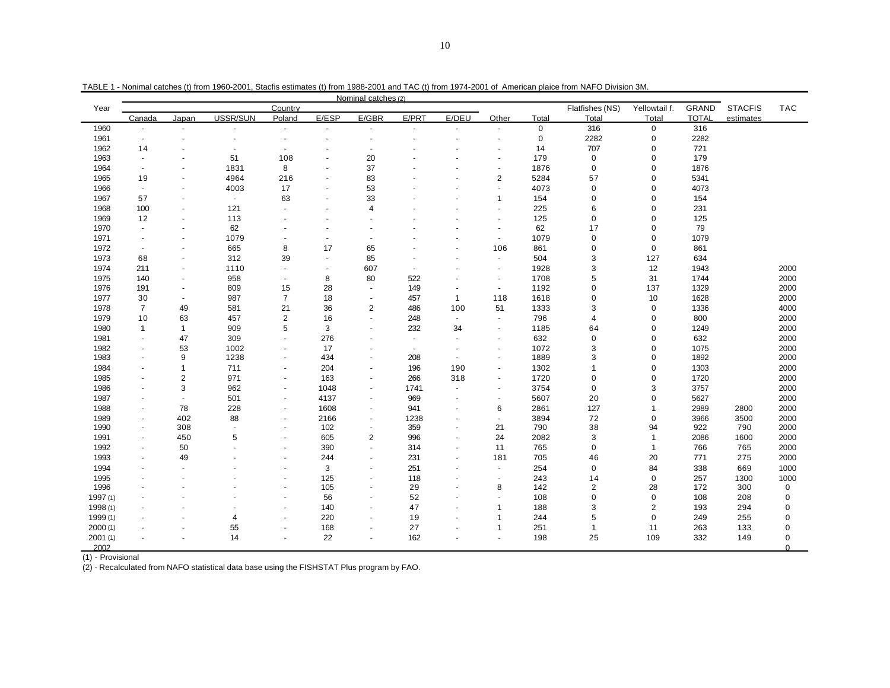TABLE 1 - Nonimal catches (t) from 1960-2001, Stacfis estimates (t) from 1988-2001 and TAC (t) from 1974-2001 of American plaice from NAFO Division 3M.

| Year | Nominal catches (2) | | | | | | | | | | | | | STACFIS | TAC |
|---|---|---|---|---|---|---|---|---|---|---|---|---|---|---|---|
| | Country | | | | | | | | | | Flatfishes (NS) | Yellowtail f. | GRAND | | |
| | Canada | Japan | USSR/SUN | Poland | E/ESP | E/GBR | E/PRT | E/DEU | Other | Total | Total | Total | TOTAL | estimates | |
| 1960 | - | - | - | - | - | - | - | - | - | 0 | 316 | 0 | 316 | | |
| 1961 | - | - | - | - | - | - | - | - | - | 0 | 2282 | 0 | 2282 | | |
| 1962 | 14 | - | - | - | - | - | - | - | - | 14 | 707 | 0 | 721 | | |
| 1963 | - | - | 51 | 108 | - | 20 | - | - | - | 179 | 0 | 0 | 179 | | |
| 1964 | - | - | 1831 | 8 | - | 37 | - | - | - | 1876 | 0 | 0 | 1876 | | |
| 1965 | 19 | - | 4964 | 216 | - | 83 | - | - | 2 | 5284 | 57 | 0 | 5341 | | |
| 1966 | - | - | 4003 | 17 | - | 53 | - | - | - | 4073 | 0 | 0 | 4073 | | |
| 1967 | 57 | - | - | 63 | - | 33 | - | - | 1 | 154 | 0 | 0 | 154 | | |
| 1968 | 100 | - | 121 | - | - | 4 | - | - | - | 225 | 6 | 0 | 231 | | |
| 1969 | 12 | - | 113 | - | - | - | - | - | - | 125 | 0 | 0 | 125 | | |
| 1970 | - | - | 62 | - | - | - | - | - | - | 62 | 17 | 0 | 79 | | |
| 1971 | - | - | 1079 | - | - | - | - | - | - | 1079 | 0 | 0 | 1079 | | |
| 1972 | - | - | 665 | 8 | 17 | 65 | - | - | 106 | 861 | 0 | 0 | 861 | | |
| 1973 | 68 | - | 312 | 39 | - | 85 | - | - | - | 504 | 3 | 127 | 634 | | |
| 1974 | 211 | - | 1110 | - | - | 607 | - | - | - | 1928 | 3 | 12 | 1943 | | 2000 |
| 1975 | 140 | - | 958 | - | 8 | 80 | 522 | - | - | 1708 | 5 | 31 | 1744 | | 2000 |
| 1976 | 191 | - | 809 | 15 | 28 | - | 149 | - | - | 1192 | 0 | 137 | 1329 | | 2000 |
| 1977 | 30 | - | 987 | 7 | 18 | - | 457 | 1 | 118 | 1618 | 0 | 10 | 1628 | | 2000 |
| 1978 | 7 | 49 | 581 | 21 | 36 | 2 | 486 | 100 | 51 | 1333 | 3 | 0 | 1336 | | 4000 |
| 1979 | 10 | 63 | 457 | 2 | 16 | - | 248 | - | - | 796 | 4 | 0 | 800 | | 2000 |
| 1980 | 1 | 1 | 909 | 5 | 3 | - | 232 | 34 | - | 1185 | 64 | 0 | 1249 | | 2000 |
| 1981 | - | 47 | 309 | - | 276 | - | - | - | - | 632 | 0 | 0 | 632 | | 2000 |
| 1982 | - | 53 | 1002 | - | 17 | - | - | - | - | 1072 | 3 | 0 | 1075 | | 2000 |
| 1983 | - | 9 | 1238 | - | 434 | - | 208 | - | - | 1889 | 3 | 0 | 1892 | | 2000 |
| 1984 | - | 1 | 711 | - | 204 | - | 196 | 190 | - | 1302 | 1 | 0 | 1303 | | 2000 |
| 1985 | - | 2 | 971 | - | 163 | - | 266 | 318 | - | 1720 | 0 | 0 | 1720 | | 2000 |
| 1986 | - | 3 | 962 | - | 1048 | - | 1741 | - | - | 3754 | 0 | 3 | 3757 | | 2000 |
| 1987 | - | - | 501 | - | 4137 | - | 969 | - | - | 5607 | 20 | 0 | 5627 | | 2000 |
| 1988 | - | 78 | 228 | - | 1608 | - | 941 | - | 6 | 2861 | 127 | 1 | 2989 | 2800 | 2000 |
| 1989 | - | 402 | 88 | - | 2166 | - | 1238 | - | - | 3894 | 72 | 0 | 3966 | 3500 | 2000 |
| 1990 | - | 308 | - | - | 102 | - | 359 | - | 21 | 790 | 38 | 94 | 922 | 790 | 2000 |
| 1991 | - | 450 | 5 | - | 605 | 2 | 996 | - | 24 | 2082 | 3 | 1 | 2086 | 1600 | 2000 |
| 1992 | - | 50 | - | - | 390 | - | 314 | - | 11 | 765 | 0 | 1 | 766 | 765 | 2000 |
| 1993 | - | 49 | - | - | 244 | - | 231 | - | 181 | 705 | 46 | 20 | 771 | 275 | 2000 |
| 1994 | - | - | - | - | 3 | - | 251 | - | - | 254 | 0 | 84 | 338 | 669 | 1000 |
| 1995 | - | - | - | - | 125 | - | 118 | - | - | 243 | 14 | 0 | 257 | 1300 | 1000 |
| 1996 | - | - | - | - | 105 | - | 29 | - | 8 | 142 | 2 | 28 | 172 | 300 | 0 |
| 1997 (1) | - | - | - | - | 56 | - | 52 | - | - | 108 | 0 | 0 | 108 | 208 | 0 |
| 1998 (1) | - | - | - | - | 140 | - | 47 | - | 1 | 188 | 3 | 2 | 193 | 294 | 0 |
| 1999 (1) | - | - | 4 | - | 220 | - | 19 | - | 1 | 244 | 5 | 0 | 249 | 255 | 0 |
| 2000 (1) | - | - | 55 | - | 168 | - | 27 | - | 1 | 251 | 1 | 11 | 263 | 133 | 0 |
| 2001 (1) | - | - | 14 | - | 22 | - | 162 | - | - | 198 | 25 | 109 | 332 | 149 | 0 |
| 2002 | | | | | | | | | | | | | | | 0 |

(1) - Provisional

(2) - Recalculated from NAFO statistical data base using the FISHSTAT Plus program by FAO.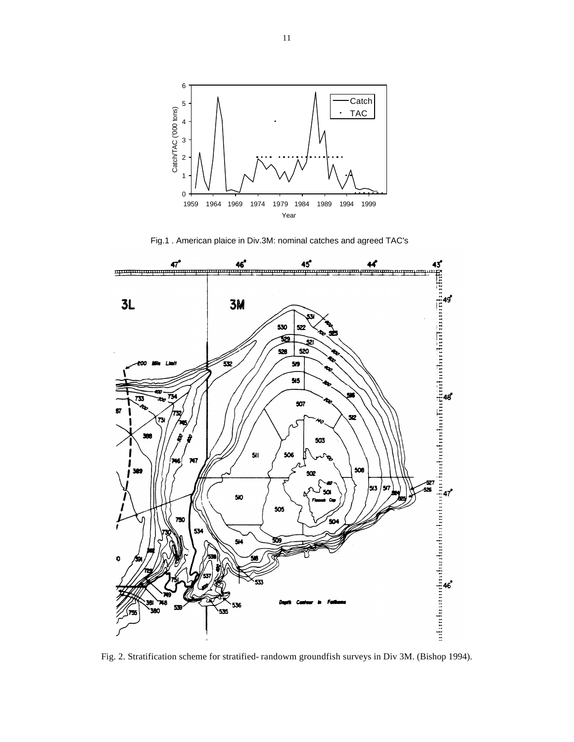Fig.1 . American plaice in Div.3M: nominal catches and agreed TAC's

Fig. 2. Stratification scheme for stratified- randowm groundfish surveys in Div 3M. (Bishop 1994).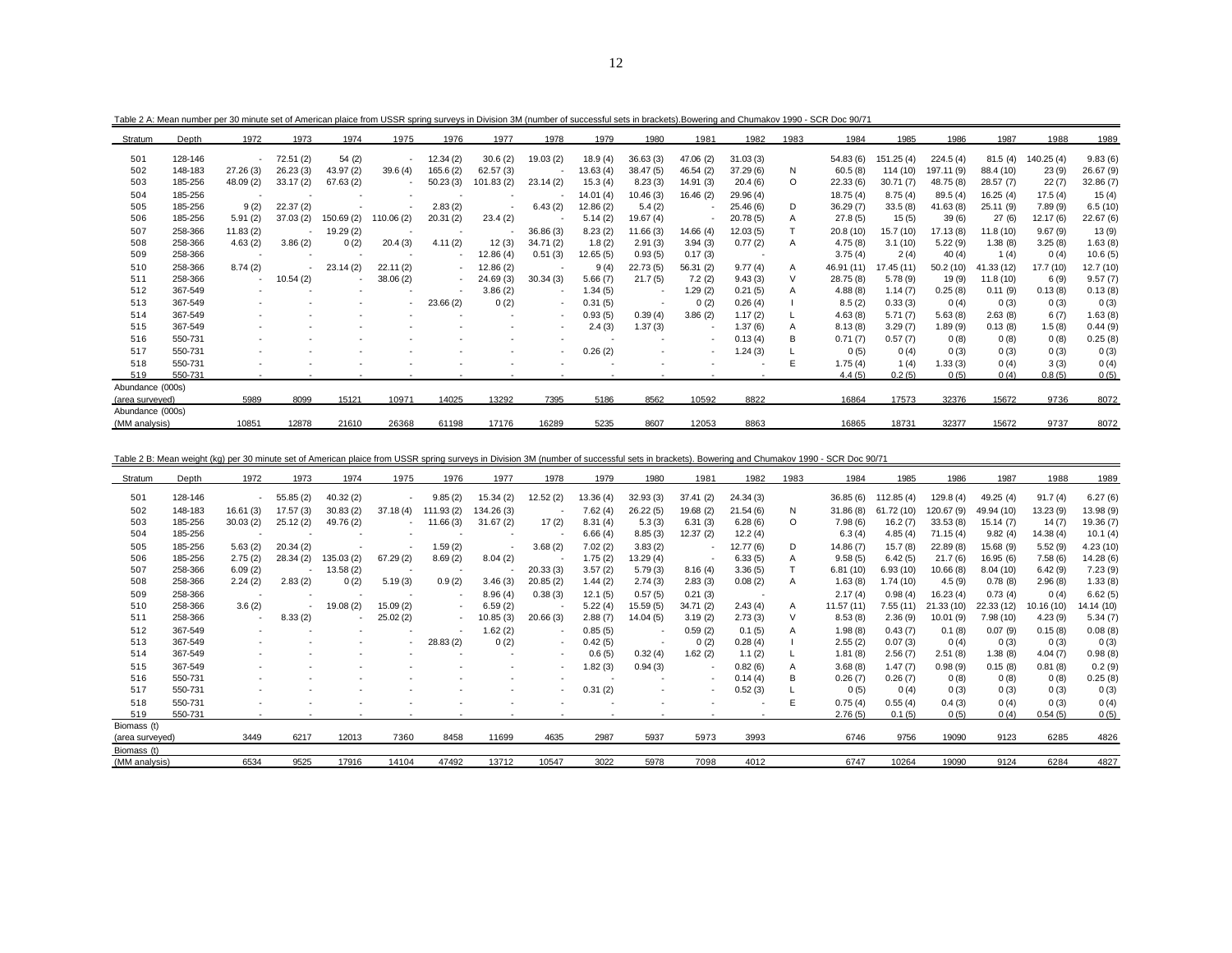Table 2 A: Mean number per 30 minute set of American plaice from USSR spring surveys in Division 3M (number of successful sets in brackets).Bowering and Chumakov 1990 - SCR Doc 90/71

| Stratum | Depth | 1972 | 1973 | 1974 | 1975 | 1976 | 1977 | 1978 | 1979 | 1980 | 1981 | 1982 | 1983 | 1984 | 1985 | 1986 | 1987 | 1988 | 1989 |
|---|---|---|---|---|---|---|---|---|---|---|---|---|---|---|---|---|---|---|---|
| 501 | 128-146 | - | 72.51 (2) | 54 (2) | - | 12.34 (2) | 30.6 (2) | 19.03 (2) | 18.9 (4) | 36.63 (3) | 47.06 (2) | 31.03 (3) | | 54.83 (6) | 151.25 (4) | 224.5 (4) | 81.5 (4) | 140.25 (4) | 9.83 (6) |
| 502 | 148-183 | 27.26 (3) | 26.23 (3) | 43.97 (2) | 39.6 (4) | 165.6 (2) | 62.57 (3) | - | 13.63 (4) | 38.47 (5) | 46.54 (2) | 37.29 (6) | N | 60.5 (8) | 114 (10) | 197.11 (9) | 88.4 (10) | 23 (9) | 26.67 (9) |
| 503 | 185-256 | 48.09 (2) | 33.17 (2) | 67.63 (2) | - | 50.23 (3) | 101.83 (2) | 23.14 (2) | 15.3 (4) | 8.23 (3) | 14.91 (3) | 20.4 (6) | O | 22.33 (6) | 30.71 (7) | 48.75 (8) | 28.57 (7) | 22 (7) | 32.86 (7) |
| 504 | 185-256 | - | - | - | - | - | - | - | 14.01 (4) | 10.46 (3) | 16.46 (2) | 29.96 (4) | | 18.75 (4) | 8.75 (4) | 89.5 (4) | 16.25 (4) | 17.5 (4) | 15 (4) |
| 505 | 185-256 | 9 (2) | 22.37 (2) | - | - | 2.83 (2) | - | 6.43 (2) | 12.86 (2) | 5.4 (2) | - | 25.46 (6) | D | 36.29 (7) | 33.5 (8) | 41.63 (8) | 25.11 (9) | 7.89 (9) | 6.5 (10) |
| 506 | 185-256 | 5.91 (2) | 37.03 (2) | 150.69 (2) | 110.06 (2) | 20.31 (2) | 23.4 (2) | - | 5.14 (2) | 19.67 (4) | - | 20.78 (5) | A | 27.8 (5) | 15 (5) | 39 (6) | 27 (6) | 12.17 (6) | 22.67 (6) |
| 507 | 258-366 | 11.83 (2) | - | 19.29 (2) | - | - | - | 36.86 (3) | 8.23 (2) | 11.66 (3) | 14.66 (4) | 12.03 (5) | T | 20.8 (10) | 15.7 (10) | 17.13 (8) | 11.8 (10) | 9.67 (9) | 13 (9) |
| 508 | 258-366 | 4.63 (2) | 3.86 (2) | 0 (2) | 20.4 (3) | 4.11 (2) | 12 (3) | 34.71 (2) | 1.8 (2) | 2.91 (3) | 3.94 (3) | 0.77 (2) | A | 4.75 (8) | 3.1 (10) | 5.22 (9) | 1.38 (8) | 3.25 (8) | 1.63 (8) |
| 509 | 258-366 | - | - | - | - | - | 12.86 (4) | 0.51 (3) | 12.65 (5) | 0.93 (5) | 0.17 (3) | - | | 3.75 (4) | 2 (4) | 40 (4) | 1 (4) | 0 (4) | 10.6 (5) |
| 510 | 258-366 | 8.74 (2) | - | 23.14 (2) | 22.11 (2) | - | 12.86 (2) | - | 9 (4) | 22.73 (5) | 56.31 (2) | 9.77 (4) | A | 46.91 (11) | 17.45 (11) | 50.2 (10) | 41.33 (12) | 17.7 (10) | 12.7 (10) |
| 511 | 258-366 | - | 10.54 (2) | - | 38.06 (2) | - | 24.69 (3) | 30.34 (3) | 5.66 (7) | 21.7 (5) | 7.2 (2) | 9.43 (3) | V | 28.75 (8) | 5.78 (9) | 19 (9) | 11.8 (10) | 6 (9) | 9.57 (7) |
| 512 | 367-549 | - | - | - | - | - | 3.86 (2) | - | 1.34 (5) | - | 1.29 (2) | 0.21 (5) | A | 4.88 (8) | 1.14 (7) | 0.25 (8) | 0.11 (9) | 0.13 (8) | 0.13 (8) |
| 513 | 367-549 | - | - | - | - | 23.66 (2) | 0 (2) | - | 0.31 (5) | - | 0 (2) | 0.26 (4) | I | 8.5 (2) | 0.33 (3) | 0 (4) | 0 (3) | 0 (3) | 0 (3) |
| 514 | 367-549 | - | - | - | - | - | - | - | 0.93 (5) | 0.39 (4) | 3.86 (2) | 1.17 (2) | L | 4.63 (8) | 5.71 (7) | 5.63 (8) | 2.63 (8) | 6 (7) | 1.63 (8) |
| 515 | 367-549 | - | - | - | - | - | - | - | 2.4 (3) | 1.37 (3) | - | 1.37 (6) | A | 8.13 (8) | 3.29 (7) | 1.89 (9) | 0.13 (8) | 1.5 (8) | 0.44 (9) |
| 516 | 550-731 | - | - | - | - | - | - | - | - | - | - | 0.13 (4) | B | 0.71 (7) | 0.57 (7) | 0 (8) | 0 (8) | 0 (8) | 0.25 (8) |
| 517 | 550-731 | - | - | - | - | - | - | - | 0.26 (2) | - | - | 1.24 (3) | L | 0 (5) | 0 (4) | 0 (3) | 0 (3) | 0 (3) | 0 (3) |
| 518 | 550-731 | - | - | - | - | - | - | - | - | - | - | - | E | 1.75 (4) | 1 (4) | 1.33 (3) | 0 (4) | 3 (3) | 0 (4) |
| 519 | 550-731 | - | - | - | - | - | - | - | - | - | - | - | | 4.4 (5) | 0.2 (5) | 0 (5) | 0 (4) | 0.8 (5) | 0 (5) |
| Abundance (000s) (area surveyed) | | 5989 | 8099 | 15121 | 10971 | 14025 | 13292 | 7395 | 5186 | 8562 | 10592 | 8822 | | 16864 | 17573 | 32376 | 15672 | 9736 | 8072 |
| Abundance (000s) (MM analysis) | | 10851 | 12878 | 21610 | 26368 | 61198 | 17176 | 16289 | 5235 | 8607 | 12053 | 8863 | | 16865 | 18731 | 32377 | 15672 | 9737 | 8072 |

Table 2 B: Mean weight (kg) per 30 minute set of American plaice from USSR spring surveys in Division 3M (number of successful sets in brackets). Bowering and Chumakov 1990 - SCR Doc 90/71

| Stratum | Depth | 1972 | 1973 | 1974 | 1975 | 1976 | 1977 | 1978 | 1979 | 1980 | 1981 | 1982 | 1983 | 1984 | 1985 | 1986 | 1987 | 1988 | 1989 |
|---|---|---|---|---|---|---|---|---|---|---|---|---|---|---|---|---|---|---|---|
| 501 | 128-146 | - | 55.85 (2) | 40.32 (2) | - | 9.85 (2) | 15.34 (2) | 12.52 (2) | 13.36 (4) | 32.93 (3) | 37.41 (2) | 24.34 (3) | | 36.85 (6) | 112.85 (4) | 129.8 (4) | 49.25 (4) | 91.7 (4) | 6.27 (6) |
| 502 | 148-183 | 16.61 (3) | 17.57 (3) | 30.83 (2) | 37.18 (4) | 111.93 (2) | 134.26 (3) | - | 7.62 (4) | 26.22 (5) | 19.68 (2) | 21.54 (6) | N | 31.86 (8) | 61.72 (10) | 120.67 (9) | 49.94 (10) | 13.23 (9) | 13.98 (9) |
| 503 | 185-256 | 30.03 (2) | 25.12 (2) | 49.76 (2) | - | 11.66 (3) | 31.67 (2) | 17 (2) | 8.31 (4) | 5.3 (3) | 6.31 (3) | 6.28 (6) | O | 7.98 (6) | 16.2 (7) | 33.53 (8) | 15.14 (7) | 14 (7) | 19.36 (7) |
| 504 | 185-256 | - | - | - | - | - | - | - | 6.66 (4) | 8.85 (3) | 12.37 (2) | 12.2 (4) | | 6.3 (4) | 4.85 (4) | 71.15 (4) | 9.82 (4) | 14.38 (4) | 10.1 (4) |
| 505 | 185-256 | 5.63 (2) | 20.34 (2) | - | - | 1.59 (2) | - | 3.68 (2) | 7.02 (2) | 3.83 (2) | - | 12.77 (6) | D | 14.86 (7) | 15.7 (8) | 22.89 (8) | 15.68 (9) | 5.52 (9) | 4.23 (10) |
| 506 | 185-256 | 2.75 (2) | 28.34 (2) | 135.03 (2) | 67.29 (2) | 8.69 (2) | 8.04 (2) | - | 1.75 (2) | 13.29 (4) | - | 6.33 (5) | A | 9.58 (5) | 6.42 (5) | 21.7 (6) | 16.95 (6) | 7.58 (6) | 14.28 (6) |
| 507 | 258-366 | 6.09 (2) | - | 13.58 (2) | - | - | - | 20.33 (3) | 3.57 (2) | 5.79 (3) | 8.16 (4) | 3.36 (5) | T | 6.81 (10) | 6.93 (10) | 10.66 (8) | 8.04 (10) | 6.42 (9) | 7.23 (9) |
| 508 | 258-366 | 2.24 (2) | 2.83 (2) | 0 (2) | 5.19 (3) | 0.9 (2) | 3.46 (3) | 20.85 (2) | 1.44 (2) | 2.74 (3) | 2.83 (3) | 0.08 (2) | A | 1.63 (8) | 1.74 (10) | 4.5 (9) | 0.78 (8) | 2.96 (8) | 1.33 (8) |
| 509 | 258-366 | - | - | - | - | - | 8.96 (4) | 0.38 (3) | 12.1 (5) | 0.57 (5) | 0.21 (3) | - | | 2.17 (4) | 0.98 (4) | 16.23 (4) | 0.73 (4) | 0 (4) | 6.62 (5) |
| 510 | 258-366 | 3.6 (2) | - | 19.08 (2) | 15.09 (2) | - | 6.59 (2) | - | 5.22 (4) | 15.59 (5) | 34.71 (2) | 2.43 (4) | A | 11.57 (11) | 7.55 (11) | 21.33 (10) | 22.33 (12) | 10.16 (10) | 14.14 (10) |
| 511 | 258-366 | - | 8.33 (2) | - | 25.02 (2) | - | 10.85 (3) | 20.66 (3) | 2.88 (7) | 14.04 (5) | 3.19 (2) | 2.73 (3) | V | 8.53 (8) | 2.36 (9) | 10.01 (9) | 7.98 (10) | 4.23 (9) | 5.34 (7) |
| 512 | 367-549 | - | - | - | - | - | 1.62 (2) | - | 0.85 (5) | - | 0.59 (2) | 0.1 (5) | A | 1.98 (8) | 0.43 (7) | 0.1 (8) | 0.07 (9) | 0.15 (8) | 0.08 (8) |
| 513 | 367-549 | - | - | - | - | 28.83 (2) | 0 (2) | - | 0.42 (5) | - | 0 (2) | 0.28 (4) | I | 2.55 (2) | 0.07 (3) | 0 (4) | 0 (3) | 0 (3) | 0 (3) |
| 514 | 367-549 | - | - | - | - | - | - | - | 0.6 (5) | 0.32 (4) | 1.62 (2) | 1.1 (2) | L | 1.81 (8) | 2.56 (7) | 2.51 (8) | 1.38 (8) | 4.04 (7) | 0.98 (8) |
| 515 | 367-549 | - | - | - | - | - | - | - | 1.82 (3) | 0.94 (3) | - | 0.82 (6) | A | 3.68 (8) | 1.47 (7) | 0.98 (9) | 0.15 (8) | 0.81 (8) | 0.2 (9) |
| 516 | 550-731 | - | - | - | - | - | - | - | - | - | - | 0.14 (4) | B | 0.26 (7) | 0.26 (7) | 0 (8) | 0 (8) | 0 (8) | 0.25 (8) |
| 517 | 550-731 | - | - | - | - | - | - | - | 0.31 (2) | - | - | 0.52 (3) | L | 0 (5) | 0 (4) | 0 (3) | 0 (3) | 0 (3) | 0 (3) |
| 518 | 550-731 | - | - | - | - | - | - | - | - | - | - | - | E | 0.75 (4) | 0.55 (4) | 0.4 (3) | 0 (4) | 0 (3) | 0 (4) |
| 519 | 550-731 | - | - | - | - | - | - | - | - | - | - | - | | 2.76 (5) | 0.1 (5) | 0 (5) | 0 (4) | 0.54 (5) | 0 (5) |
| Biomass (t) (area surveyed) | | 3449 | 6217 | 12013 | 7360 | 8458 | 11699 | 4635 | 2987 | 5937 | 5973 | 3993 | | 6746 | 9756 | 19090 | 9123 | 6285 | 4826 |
| Biomass (t) (MM analysis) | | 6534 | 9525 | 17916 | 14104 | 47492 | 13712 | 10547 | 3022 | 5978 | 7098 | 4012 | | 6747 | 10264 | 19090 | 9124 | 6284 | 4827 |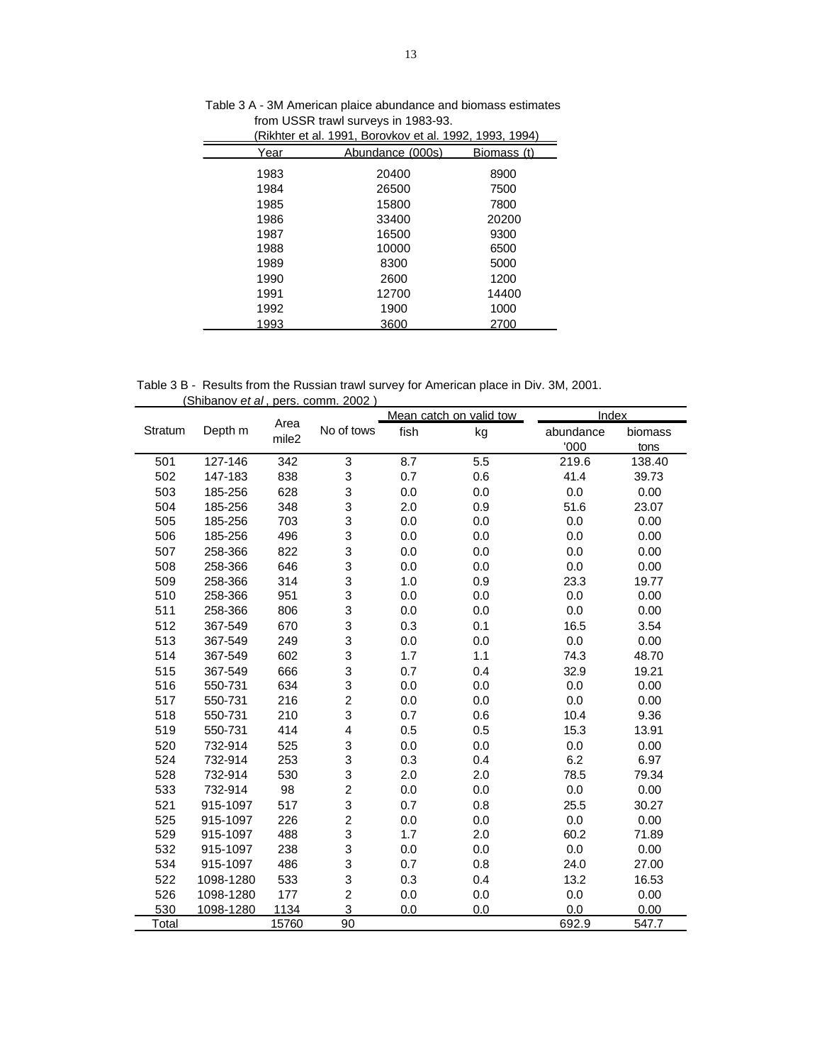Table 3 A - 3M American plaice abundance and biomass estimates from USSR trawl surveys in 1983-93.
(Rikhter et al. 1991, Borovkov et al. 1992, 1993, 1994)

| Year | Abundance (000s) | Biomass (t) |
|---|---|---|
| 1983 | 20400 | 8900 |
| 1984 | 26500 | 7500 |
| 1985 | 15800 | 7800 |
| 1986 | 33400 | 20200 |
| 1987 | 16500 | 9300 |
| 1988 | 10000 | 6500 |
| 1989 | 8300 | 5000 |
| 1990 | 2600 | 1200 |
| 1991 | 12700 | 14400 |
| 1992 | 1900 | 1000 |
| 1993 | 3600 | 2700 |

Table 3 B - Results from the Russian trawl survey for American place in Div. 3M, 2001.
(Shibanov *et al*, pers. comm. 2002 )

| Stratum | Depth m | Area mile2 | No of tows | Mean catch on valid tow | | Index | |
|---|---|---|---|---|---|---|---|
| | | | | fish | kg | abundance '000 | biomass tons |
| 501 | 127-146 | 342 | 3 | 8.7 | 5.5 | 219.6 | 138.40 |
| 502 | 147-183 | 838 | 3 | 0.7 | 0.6 | 41.4 | 39.73 |
| 503 | 185-256 | 628 | 3 | 0.0 | 0.0 | 0.0 | 0.00 |
| 504 | 185-256 | 348 | 3 | 2.0 | 0.9 | 51.6 | 23.07 |
| 505 | 185-256 | 703 | 3 | 0.0 | 0.0 | 0.0 | 0.00 |
| 506 | 185-256 | 496 | 3 | 0.0 | 0.0 | 0.0 | 0.00 |
| 507 | 258-366 | 822 | 3 | 0.0 | 0.0 | 0.0 | 0.00 |
| 508 | 258-366 | 646 | 3 | 0.0 | 0.0 | 0.0 | 0.00 |
| 509 | 258-366 | 314 | 3 | 1.0 | 0.9 | 23.3 | 19.77 |
| 510 | 258-366 | 951 | 3 | 0.0 | 0.0 | 0.0 | 0.00 |
| 511 | 258-366 | 806 | 3 | 0.0 | 0.0 | 0.0 | 0.00 |
| 512 | 367-549 | 670 | 3 | 0.3 | 0.1 | 16.5 | 3.54 |
| 513 | 367-549 | 249 | 3 | 0.0 | 0.0 | 0.0 | 0.00 |
| 514 | 367-549 | 602 | 3 | 1.7 | 1.1 | 74.3 | 48.70 |
| 515 | 367-549 | 666 | 3 | 0.7 | 0.4 | 32.9 | 19.21 |
| 516 | 550-731 | 634 | 3 | 0.0 | 0.0 | 0.0 | 0.00 |
| 517 | 550-731 | 216 | 2 | 0.0 | 0.0 | 0.0 | 0.00 |
| 518 | 550-731 | 210 | 3 | 0.7 | 0.6 | 10.4 | 9.36 |
| 519 | 550-731 | 414 | 4 | 0.5 | 0.5 | 15.3 | 13.91 |
| 520 | 732-914 | 525 | 3 | 0.0 | 0.0 | 0.0 | 0.00 |
| 524 | 732-914 | 253 | 3 | 0.3 | 0.4 | 6.2 | 6.97 |
| 528 | 732-914 | 530 | 3 | 2.0 | 2.0 | 78.5 | 79.34 |
| 533 | 732-914 | 98 | 2 | 0.0 | 0.0 | 0.0 | 0.00 |
| 521 | 915-1097 | 517 | 3 | 0.7 | 0.8 | 25.5 | 30.27 |
| 525 | 915-1097 | 226 | 2 | 0.0 | 0.0 | 0.0 | 0.00 |
| 529 | 915-1097 | 488 | 3 | 1.7 | 2.0 | 60.2 | 71.89 |
| 532 | 915-1097 | 238 | 3 | 0.0 | 0.0 | 0.0 | 0.00 |
| 534 | 915-1097 | 486 | 3 | 0.7 | 0.8 | 24.0 | 27.00 |
| 522 | 1098-1280 | 533 | 3 | 0.3 | 0.4 | 13.2 | 16.53 |
| 526 | 1098-1280 | 177 | 2 | 0.0 | 0.0 | 0.0 | 0.00 |
| 530 | 1098-1280 | 1134 | 3 | 0.0 | 0.0 | 0.0 | 0.00 |
| Total | | 15760 | 90 | | | 692.9 | 547.7 |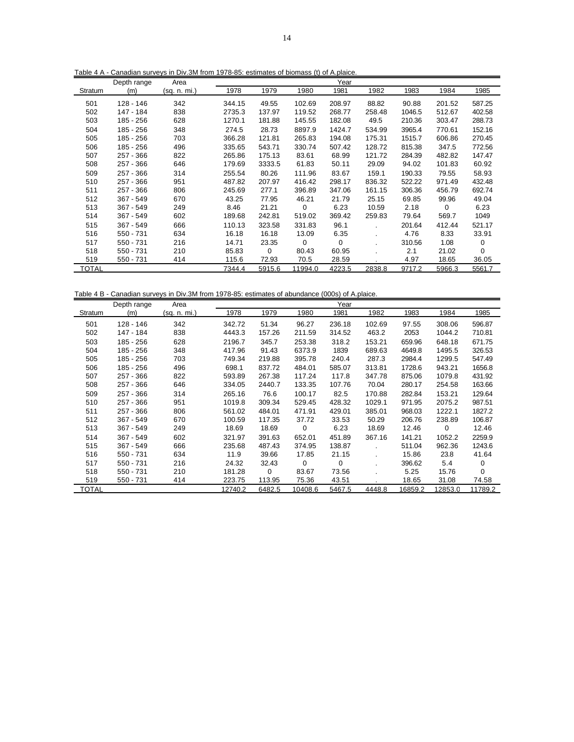Table 4 A - Canadian surveys in Div.3M from 1978-85: estimates of biomass (t) of A.plaice.

| Stratum | Depth range (m) | Area (sq. n. mi.) | 1978 | 1979 | 1980 | 1981 | 1982 | 1983 | 1984 | 1985 |
|---|---|---|---|---|---|---|---|---|---|---|
| 501 | 128 - 146 | 342 | 344.15 | 49.55 | 102.69 | 208.97 | 88.82 | 90.88 | 201.52 | 587.25 |
| 502 | 147 - 184 | 838 | 2735.3 | 137.97 | 119.52 | 268.77 | 258.48 | 1046.5 | 512.67 | 402.58 |
| 503 | 185 - 256 | 628 | 1270.1 | 181.88 | 145.55 | 182.08 | 49.5 | 210.36 | 303.47 | 288.73 |
| 504 | 185 - 256 | 348 | 274.5 | 28.73 | 8897.9 | 1424.7 | 534.99 | 3965.4 | 770.61 | 152.16 |
| 505 | 185 - 256 | 703 | 366.28 | 121.81 | 265.83 | 194.08 | 175.31 | 1515.7 | 606.86 | 270.45 |
| 506 | 185 - 256 | 496 | 335.65 | 543.71 | 330.74 | 507.42 | 128.72 | 815.38 | 347.5 | 772.56 |
| 507 | 257 - 366 | 822 | 265.86 | 175.13 | 83.61 | 68.99 | 121.72 | 284.39 | 482.82 | 147.47 |
| 508 | 257 - 366 | 646 | 179.69 | 3333.5 | 61.83 | 50.11 | 29.09 | 94.02 | 101.83 | 60.92 |
| 509 | 257 - 366 | 314 | 255.54 | 80.26 | 111.96 | 83.67 | 159.1 | 190.33 | 79.55 | 58.93 |
| 510 | 257 - 366 | 951 | 487.82 | 207.97 | 416.42 | 298.17 | 836.32 | 522.22 | 971.49 | 432.48 |
| 511 | 257 - 366 | 806 | 245.69 | 277.1 | 396.89 | 347.06 | 161.15 | 306.36 | 456.79 | 692.74 |
| 512 | 367 - 549 | 670 | 43.25 | 77.95 | 46.21 | 21.79 | 25.15 | 69.85 | 99.96 | 49.04 |
| 513 | 367 - 549 | 249 | 8.46 | 21.21 | 0 | 6.23 | 10.59 | 2.18 | 0 | 6.23 |
| 514 | 367 - 549 | 602 | 189.68 | 242.81 | 519.02 | 369.42 | 259.83 | 79.64 | 569.7 | 1049 |
| 515 | 367 - 549 | 666 | 110.13 | 323.58 | 331.83 | 96.1 | . | 201.64 | 412.44 | 521.17 |
| 516 | 550 - 731 | 634 | 16.18 | 16.18 | 13.09 | 6.35 | . | 4.76 | 8.33 | 33.91 |
| 517 | 550 - 731 | 216 | 14.71 | 23.35 | 0 | 0 | . | 310.56 | 1.08 | 0 |
| 518 | 550 - 731 | 210 | 85.83 | 0 | 80.43 | 60.95 | . | 2.1 | 21.02 | 0 |
| 519 | 550 - 731 | 414 | 115.6 | 72.93 | 70.5 | 28.59 | . | 4.97 | 18.65 | 36.05 |
| TOTAL | | | 7344.4 | 5915.6 | 11994.0 | 4223.5 | 2838.8 | 9717.2 | 5966.3 | 5561.7 |

Table 4 B - Canadian surveys in Div.3M from 1978-85: estimates of abundance (000s) of A.plaice.

| Stratum | Depth range (m) | Area (sq. n. mi.) | 1978 | 1979 | 1980 | 1981 | 1982 | 1983 | 1984 | 1985 |
|---|---|---|---|---|---|---|---|---|---|---|
| 501 | 128 - 146 | 342 | 342.72 | 51.34 | 96.27 | 236.18 | 102.69 | 97.55 | 308.06 | 596.87 |
| 502 | 147 - 184 | 838 | 4443.3 | 157.26 | 211.59 | 314.52 | 463.2 | 2053 | 1044.2 | 710.81 |
| 503 | 185 - 256 | 628 | 2196.7 | 345.7 | 253.38 | 318.2 | 153.21 | 659.96 | 648.18 | 671.75 |
| 504 | 185 - 256 | 348 | 417.96 | 91.43 | 6373.9 | 1839 | 689.63 | 4649.8 | 1495.5 | 326.53 |
| 505 | 185 - 256 | 703 | 749.34 | 219.88 | 395.78 | 240.4 | 287.3 | 2984.4 | 1299.5 | 547.49 |
| 506 | 185 - 256 | 496 | 698.1 | 837.72 | 484.01 | 585.07 | 313.81 | 1728.6 | 943.21 | 1656.8 |
| 507 | 257 - 366 | 822 | 593.89 | 267.38 | 117.24 | 117.8 | 347.78 | 875.06 | 1079.8 | 431.92 |
| 508 | 257 - 366 | 646 | 334.05 | 2440.7 | 133.35 | 107.76 | 70.04 | 280.17 | 254.58 | 163.66 |
| 509 | 257 - 366 | 314 | 265.16 | 76.6 | 100.17 | 82.5 | 170.88 | 282.84 | 153.21 | 129.64 |
| 510 | 257 - 366 | 951 | 1019.8 | 309.34 | 529.45 | 428.32 | 1029.1 | 971.95 | 2075.2 | 987.51 |
| 511 | 257 - 366 | 806 | 561.02 | 484.01 | 471.91 | 429.01 | 385.01 | 968.03 | 1222.1 | 1827.2 |
| 512 | 367 - 549 | 670 | 100.59 | 117.35 | 37.72 | 33.53 | 50.29 | 206.76 | 238.89 | 106.87 |
| 513 | 367 - 549 | 249 | 18.69 | 18.69 | 0 | 6.23 | 18.69 | 12.46 | 0 | 12.46 |
| 514 | 367 - 549 | 602 | 321.97 | 391.63 | 652.01 | 451.89 | 367.16 | 141.21 | 1052.2 | 2259.9 |
| 515 | 367 - 549 | 666 | 235.68 | 487.43 | 374.95 | 138.87 | . | 511.04 | 962.36 | 1243.6 |
| 516 | 550 - 731 | 634 | 11.9 | 39.66 | 17.85 | 21.15 | . | 15.86 | 23.8 | 41.64 |
| 517 | 550 - 731 | 216 | 24.32 | 32.43 | 0 | 0 | . | 396.62 | 5.4 | 0 |
| 518 | 550 - 731 | 210 | 181.28 | 0 | 83.67 | 73.56 | . | 5.25 | 15.76 | 0 |
| 519 | 550 - 731 | 414 | 223.75 | 113.95 | 75.36 | 43.51 | . | 18.65 | 31.08 | 74.58 |
| TOTAL | | | 12740.2 | 6482.5 | 10408.6 | 5467.5 | 4448.8 | 16859.2 | 12853.0 | 11789.2 |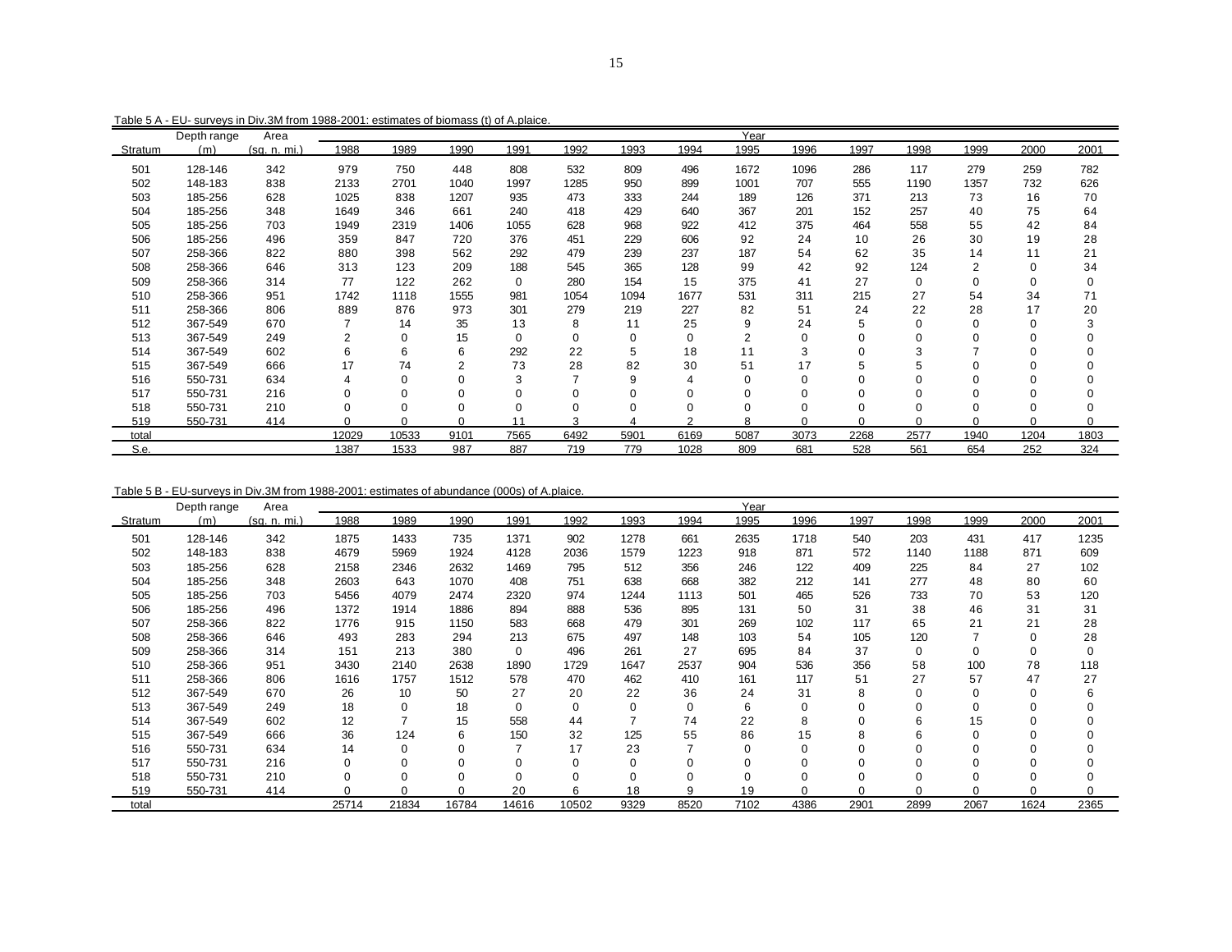Table 5 A - EU- surveys in Div.3M from 1988-2001: estimates of biomass (t) of A.plaice.

| Stratum | Depth range (m) | Area (sq. n. mi.) | 1988 | 1989 | 1990 | 1991 | 1992 | 1993 | 1994 | 1995 | 1996 | 1997 | 1998 | 1999 | 2000 | 2001 |
|---|---|---|---|---|---|---|---|---|---|---|---|---|---|---|---|---|
| 501 | 128-146 | 342 | 979 | 750 | 448 | 808 | 532 | 809 | 496 | 1672 | 1096 | 286 | 117 | 279 | 259 | 782 |
| 502 | 148-183 | 838 | 2133 | 2701 | 1040 | 1997 | 1285 | 950 | 899 | 1001 | 707 | 555 | 1190 | 1357 | 732 | 626 |
| 503 | 185-256 | 628 | 1025 | 838 | 1207 | 935 | 473 | 333 | 244 | 189 | 126 | 371 | 213 | 73 | 16 | 70 |
| 504 | 185-256 | 348 | 1649 | 346 | 661 | 240 | 418 | 429 | 640 | 367 | 201 | 152 | 257 | 40 | 75 | 64 |
| 505 | 185-256 | 703 | 1949 | 2319 | 1406 | 1055 | 628 | 968 | 922 | 412 | 375 | 464 | 558 | 55 | 42 | 84 |
| 506 | 185-256 | 496 | 359 | 847 | 720 | 376 | 451 | 229 | 606 | 92 | 24 | 10 | 26 | 30 | 19 | 28 |
| 507 | 258-366 | 822 | 880 | 398 | 562 | 292 | 479 | 239 | 237 | 187 | 54 | 62 | 35 | 14 | 11 | 21 |
| 508 | 258-366 | 646 | 313 | 123 | 209 | 188 | 545 | 365 | 128 | 99 | 42 | 92 | 124 | 2 | 0 | 34 |
| 509 | 258-366 | 314 | 77 | 122 | 262 | 0 | 280 | 154 | 15 | 375 | 41 | 27 | 0 | 0 | 0 | 0 |
| 510 | 258-366 | 951 | 1742 | 1118 | 1555 | 981 | 1054 | 1094 | 1677 | 531 | 311 | 215 | 27 | 54 | 34 | 71 |
| 511 | 258-366 | 806 | 889 | 876 | 973 | 301 | 279 | 219 | 227 | 82 | 51 | 24 | 22 | 28 | 17 | 20 |
| 512 | 367-549 | 670 | 7 | 14 | 35 | 13 | 8 | 11 | 25 | 9 | 24 | 5 | 0 | 0 | 0 | 3 |
| 513 | 367-549 | 249 | 2 | 0 | 15 | 0 | 0 | 0 | 0 | 2 | 0 | 0 | 0 | 0 | 0 | 0 |
| 514 | 367-549 | 602 | 6 | 6 | 6 | 292 | 22 | 5 | 18 | 11 | 3 | 0 | 3 | 7 | 0 | 0 |
| 515 | 367-549 | 666 | 17 | 74 | 2 | 73 | 28 | 82 | 30 | 51 | 17 | 5 | 5 | 0 | 0 | 0 |
| 516 | 550-731 | 634 | 4 | 0 | 0 | 3 | 7 | 9 | 4 | 0 | 0 | 0 | 0 | 0 | 0 | 0 |
| 517 | 550-731 | 216 | 0 | 0 | 0 | 0 | 0 | 0 | 0 | 0 | 0 | 0 | 0 | 0 | 0 | 0 |
| 518 | 550-731 | 210 | 0 | 0 | 0 | 0 | 0 | 0 | 0 | 0 | 0 | 0 | 0 | 0 | 0 | 0 |
| 519 | 550-731 | 414 | 0 | 0 | 0 | 11 | 3 | 4 | 2 | 8 | 0 | 0 | 0 | 0 | 0 | 0 |
| total | | | 12029 | 10533 | 9101 | 7565 | 6492 | 5901 | 6169 | 5087 | 3073 | 2268 | 2577 | 1940 | 1204 | 1803 |
| S.e. | | | 1387 | 1533 | 987 | 887 | 719 | 779 | 1028 | 809 | 681 | 528 | 561 | 654 | 252 | 324 |

Table 5 B - EU-surveys in Div.3M from 1988-2001: estimates of abundance (000s) of A.plaice.

| Stratum | Depth range (m) | Area (sq. n. mi.) | 1988 | 1989 | 1990 | 1991 | 1992 | 1993 | 1994 | 1995 | 1996 | 1997 | 1998 | 1999 | 2000 | 2001 |
|---|---|---|---|---|---|---|---|---|---|---|---|---|---|---|---|---|
| 501 | 128-146 | 342 | 1875 | 1433 | 735 | 1371 | 902 | 1278 | 661 | 2635 | 1718 | 540 | 203 | 431 | 417 | 1235 |
| 502 | 148-183 | 838 | 4679 | 5969 | 1924 | 4128 | 2036 | 1579 | 1223 | 918 | 871 | 572 | 1140 | 1188 | 871 | 609 |
| 503 | 185-256 | 628 | 2158 | 2346 | 2632 | 1469 | 795 | 512 | 356 | 246 | 122 | 409 | 225 | 84 | 27 | 102 |
| 504 | 185-256 | 348 | 2603 | 643 | 1070 | 408 | 751 | 638 | 668 | 382 | 212 | 141 | 277 | 48 | 80 | 60 |
| 505 | 185-256 | 703 | 5456 | 4079 | 2474 | 2320 | 974 | 1244 | 1113 | 501 | 465 | 526 | 733 | 70 | 53 | 120 |
| 506 | 185-256 | 496 | 1372 | 1914 | 1886 | 894 | 888 | 536 | 895 | 131 | 50 | 31 | 38 | 46 | 31 | 31 |
| 507 | 258-366 | 822 | 1776 | 915 | 1150 | 583 | 668 | 479 | 301 | 269 | 102 | 117 | 65 | 21 | 21 | 28 |
| 508 | 258-366 | 646 | 493 | 283 | 294 | 213 | 675 | 497 | 148 | 103 | 54 | 105 | 120 | 7 | 0 | 28 |
| 509 | 258-366 | 314 | 151 | 213 | 380 | 0 | 496 | 261 | 27 | 695 | 84 | 37 | 0 | 0 | 0 | 0 |
| 510 | 258-366 | 951 | 3430 | 2140 | 2638 | 1890 | 1729 | 1647 | 2537 | 904 | 536 | 356 | 58 | 100 | 78 | 118 |
| 511 | 258-366 | 806 | 1616 | 1757 | 1512 | 578 | 470 | 462 | 410 | 161 | 117 | 51 | 27 | 57 | 47 | 27 |
| 512 | 367-549 | 670 | 26 | 10 | 50 | 27 | 20 | 22 | 36 | 24 | 31 | 8 | 0 | 0 | 0 | 6 |
| 513 | 367-549 | 249 | 18 | 0 | 18 | 0 | 0 | 0 | 0 | 6 | 0 | 0 | 0 | 0 | 0 | 0 |
| 514 | 367-549 | 602 | 12 | 7 | 15 | 558 | 44 | 7 | 74 | 22 | 8 | 0 | 6 | 15 | 0 | 0 |
| 515 | 367-549 | 666 | 36 | 124 | 6 | 150 | 32 | 125 | 55 | 86 | 15 | 8 | 6 | 0 | 0 | 0 |
| 516 | 550-731 | 634 | 14 | 0 | 0 | 7 | 17 | 23 | 7 | 0 | 0 | 0 | 0 | 0 | 0 | 0 |
| 517 | 550-731 | 216 | 0 | 0 | 0 | 0 | 0 | 0 | 0 | 0 | 0 | 0 | 0 | 0 | 0 | 0 |
| 518 | 550-731 | 210 | 0 | 0 | 0 | 0 | 0 | 0 | 0 | 0 | 0 | 0 | 0 | 0 | 0 | 0 |
| 519 | 550-731 | 414 | 0 | 0 | 0 | 20 | 6 | 18 | 9 | 19 | 0 | 0 | 0 | 0 | 0 | 0 |
| total | | | 25714 | 21834 | 16784 | 14616 | 10502 | 9329 | 8520 | 7102 | 4386 | 2901 | 2899 | 2067 | 1624 | 2365 |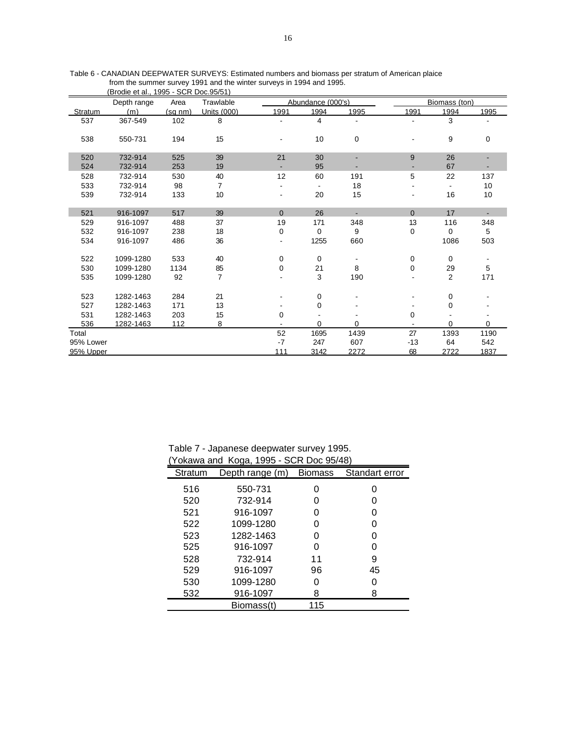Table 6 - CANADIAN DEEPWATER SURVEYS: Estimated numbers and biomass per stratum of American plaice from the summer survey 1991 and the winter surveys in 1994 and 1995. (Brodie et al., 1995 - SCR Doc.95/51)

| Stratum | Depth range (m) | Area (sq nm) | Trawlable Units (000) | Abundance (000's) 1991 | 1994 | 1995 | Biomass (ton) 1991 | 1994 | 1995 |
|---|---|---|---|---|---|---|---|---|---|
| 537 | 367-549 | 102 | 8 | - | 4 | - | - | 3 | - |
| 538 | 550-731 | 194 | 15 | - | 10 | 0 | - | 9 | 0 |
| 520 | 732-914 | 525 | 39 | 21 | 30 | - | 9 | 26 | - |
| 524 | 732-914 | 253 | 19 | - | 95 | - | - | 67 | - |
| 528 | 732-914 | 530 | 40 | 12 | 60 | 191 | 5 | 22 | 137 |
| 533 | 732-914 | 98 | 7 | - | - | 18 | - | - | 10 |
| 539 | 732-914 | 133 | 10 | - | 20 | 15 | - | 16 | 10 |
| 521 | 916-1097 | 517 | 39 | 0 | 26 | - | 0 | 17 | - |
| 529 | 916-1097 | 488 | 37 | 19 | 171 | 348 | 13 | 116 | 348 |
| 532 | 916-1097 | 238 | 18 | 0 | 0 | 9 | 0 | 0 | 5 |
| 534 | 916-1097 | 486 | 36 | - | 1255 | 660 | | 1086 | 503 |
| 522 | 1099-1280 | 533 | 40 | 0 | 0 | - | 0 | 0 | - |
| 530 | 1099-1280 | 1134 | 85 | 0 | 21 | 8 | 0 | 29 | 5 |
| 535 | 1099-1280 | 92 | 7 | - | 3 | 190 | - | 2 | 171 |
| 523 | 1282-1463 | 284 | 21 | - | 0 | - | - | 0 | - |
| 527 | 1282-1463 | 171 | 13 | - | 0 | - | - | 0 | - |
| 531 | 1282-1463 | 203 | 15 | 0 | - | - | 0 | - | - |
| 536 | 1282-1463 | 112 | 8 | - | 0 | 0 | - | 0 | 0 |
| Total | | | | 52 | 1695 | 1439 | 27 | 1393 | 1190 |
| 95% Lower | | | | -7 | 247 | 607 | -13 | 64 | 542 |
| 95% Upper | | | | 111 | 3142 | 2272 | 68 | 2722 | 1837 |

Table 7 - Japanese deepwater survey 1995. (Yokawa and Koga, 1995 - SCR Doc 95/48)

| Stratum | Depth range (m) | Biomass | Standart error |
|---|---|---|---|
| 516 | 550-731 | 0 | 0 |
| 520 | 732-914 | 0 | 0 |
| 521 | 916-1097 | 0 | 0 |
| 522 | 1099-1280 | 0 | 0 |
| 523 | 1282-1463 | 0 | 0 |
| 525 | 916-1097 | 0 | 0 |
| 528 | 732-914 | 11 | 9 |
| 529 | 916-1097 | 96 | 45 |
| 530 | 1099-1280 | 0 | 0 |
| 532 | 916-1097 | 8 | 8 |
| | Biomass(t) | 115 | |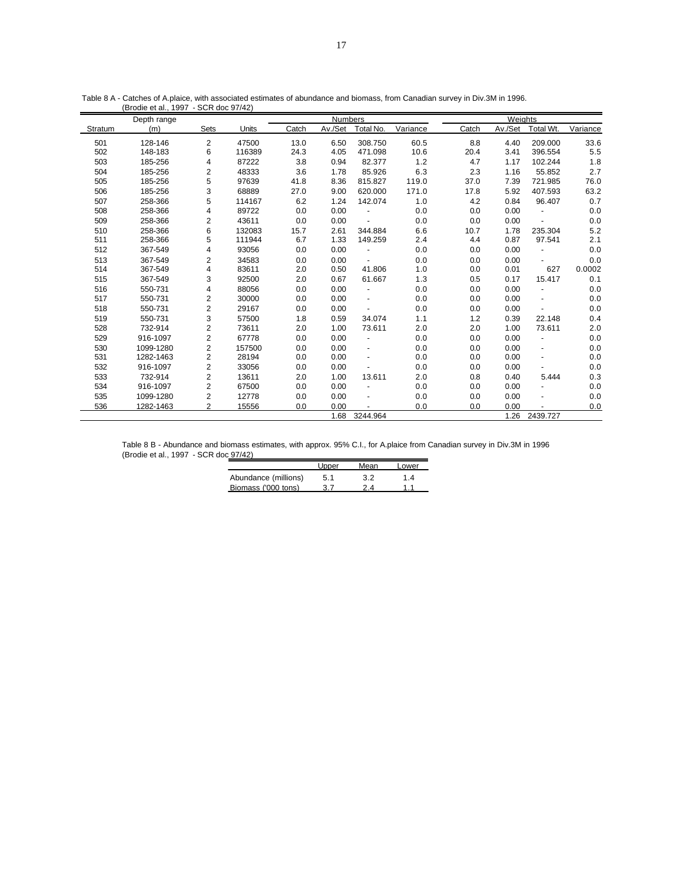Table 8 A - Catches of A.plaice, with associated estimates of abundance and biomass, from Canadian survey in Div.3M in 1996.
(Brodie et al., 1997 - SCR doc 97/42)

| Stratum | Depth range (m) | Sets | Units | Numbers Catch | Numbers Av./Set | Numbers Total No. | Numbers Variance | Weights Catch | Weights Av./Set | Weights Total Wt. | Weights Variance |
|---|---|---|---|---|---|---|---|---|---|---|---|
| 501 | 128-146 | 2 | 47500 | 13.0 | 6.50 | 308.750 | 60.5 | 8.8 | 4.40 | 209.000 | 33.6 |
| 502 | 148-183 | 6 | 116389 | 24.3 | 4.05 | 471.098 | 10.6 | 20.4 | 3.41 | 396.554 | 5.5 |
| 503 | 185-256 | 4 | 87222 | 3.8 | 0.94 | 82.377 | 1.2 | 4.7 | 1.17 | 102.244 | 1.8 |
| 504 | 185-256 | 2 | 48333 | 3.6 | 1.78 | 85.926 | 6.3 | 2.3 | 1.16 | 55.852 | 2.7 |
| 505 | 185-256 | 5 | 97639 | 41.8 | 8.36 | 815.827 | 119.0 | 37.0 | 7.39 | 721.985 | 76.0 |
| 506 | 185-256 | 3 | 68889 | 27.0 | 9.00 | 620.000 | 171.0 | 17.8 | 5.92 | 407.593 | 63.2 |
| 507 | 258-366 | 5 | 114167 | 6.2 | 1.24 | 142.074 | 1.0 | 4.2 | 0.84 | 96.407 | 0.7 |
| 508 | 258-366 | 4 | 89722 | 0.0 | 0.00 | - | 0.0 | 0.0 | 0.00 | - | 0.0 |
| 509 | 258-366 | 2 | 43611 | 0.0 | 0.00 | - | 0.0 | 0.0 | 0.00 | - | 0.0 |
| 510 | 258-366 | 6 | 132083 | 15.7 | 2.61 | 344.884 | 6.6 | 10.7 | 1.78 | 235.304 | 5.2 |
| 511 | 258-366 | 5 | 111944 | 6.7 | 1.33 | 149.259 | 2.4 | 4.4 | 0.87 | 97.541 | 2.1 |
| 512 | 367-549 | 4 | 93056 | 0.0 | 0.00 | - | 0.0 | 0.0 | 0.00 | - | 0.0 |
| 513 | 367-549 | 2 | 34583 | 0.0 | 0.00 | - | 0.0 | 0.0 | 0.00 | - | 0.0 |
| 514 | 367-549 | 4 | 83611 | 2.0 | 0.50 | 41.806 | 1.0 | 0.0 | 0.01 | 627 | 0.0002 |
| 515 | 367-549 | 3 | 92500 | 2.0 | 0.67 | 61.667 | 1.3 | 0.5 | 0.17 | 15.417 | 0.1 |
| 516 | 550-731 | 4 | 88056 | 0.0 | 0.00 | - | 0.0 | 0.0 | 0.00 | - | 0.0 |
| 517 | 550-731 | 2 | 30000 | 0.0 | 0.00 | - | 0.0 | 0.0 | 0.00 | - | 0.0 |
| 518 | 550-731 | 2 | 29167 | 0.0 | 0.00 | - | 0.0 | 0.0 | 0.00 | - | 0.0 |
| 519 | 550-731 | 3 | 57500 | 1.8 | 0.59 | 34.074 | 1.1 | 1.2 | 0.39 | 22.148 | 0.4 |
| 528 | 732-914 | 2 | 73611 | 2.0 | 1.00 | 73.611 | 2.0 | 2.0 | 1.00 | 73.611 | 2.0 |
| 529 | 916-1097 | 2 | 67778 | 0.0 | 0.00 | - | 0.0 | 0.0 | 0.00 | - | 0.0 |
| 530 | 1099-1280 | 2 | 157500 | 0.0 | 0.00 | - | 0.0 | 0.0 | 0.00 | - | 0.0 |
| 531 | 1282-1463 | 2 | 28194 | 0.0 | 0.00 | - | 0.0 | 0.0 | 0.00 | - | 0.0 |
| 532 | 916-1097 | 2 | 33056 | 0.0 | 0.00 | - | 0.0 | 0.0 | 0.00 | - | 0.0 |
| 533 | 732-914 | 2 | 13611 | 2.0 | 1.00 | 13.611 | 2.0 | 0.8 | 0.40 | 5.444 | 0.3 |
| 534 | 916-1097 | 2 | 67500 | 0.0 | 0.00 | - | 0.0 | 0.0 | 0.00 | - | 0.0 |
| 535 | 1099-1280 | 2 | 12778 | 0.0 | 0.00 | - | 0.0 | 0.0 | 0.00 | - | 0.0 |
| 536 | 1282-1463 | 2 | 15556 | 0.0 | 0.00 | - | 0.0 | 0.0 | 0.00 | - | 0.0 |
| | | | | | 1.68 | 3244.964 | | | 1.26 | 2439.727 | |

Table 8 B - Abundance and biomass estimates, with approx. 95% C.I., for A.plaice from Canadian survey in Div.3M in 1996
(Brodie et al., 1997 - SCR doc 97/42)

| | Upper | Mean | Lower |
|---|---|---|---|
| Abundance (millions) | 5.1 | 3.2 | 1.4 |
| Biomass ('000 tons) | 3.7 | 2.4 | 1.1 |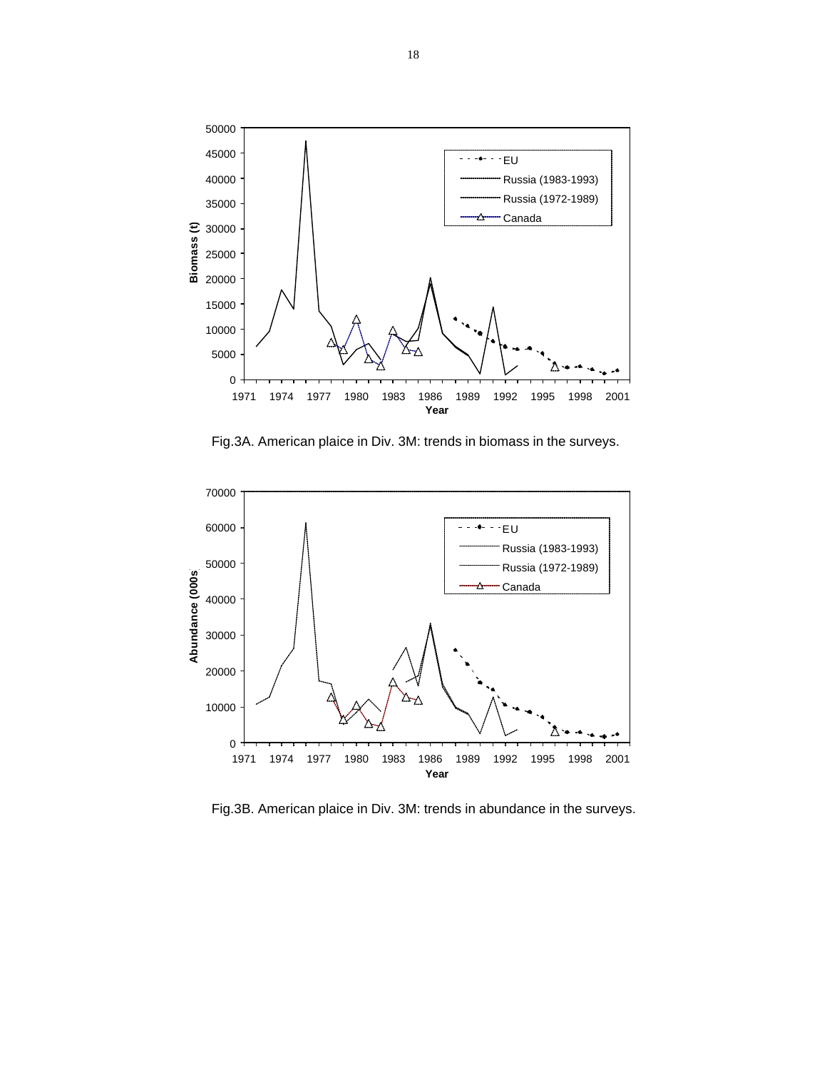Fig.3A. American plaice in Div. 3M: trends in biomass in the surveys.

Fig.3B. American plaice in Div. 3M: trends in abundance in the surveys.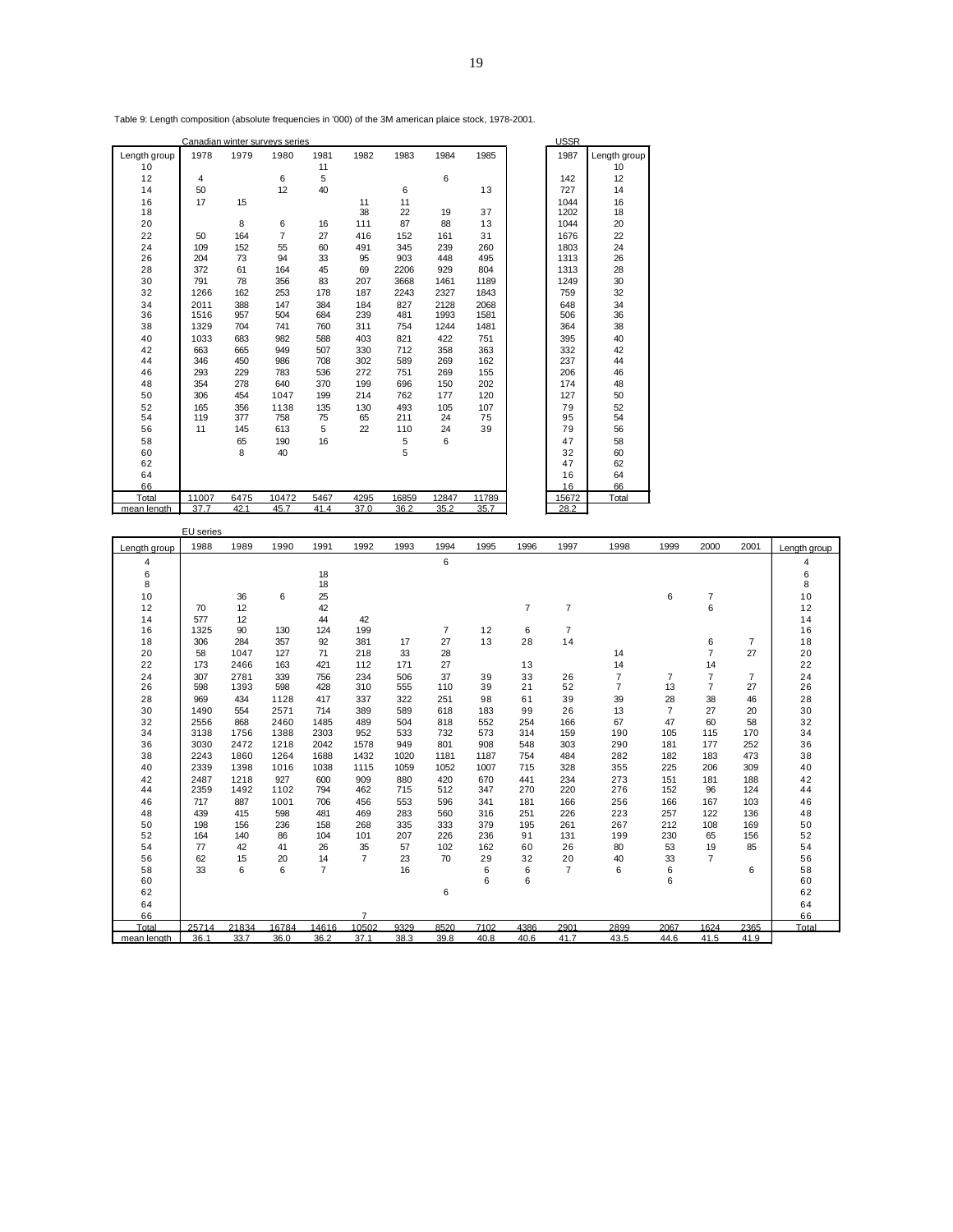Table 9: Length composition (absolute frequencies in '000) of the 3M american plaice stock, 1978-2001.

| | Canadian winter surveys series | | | | | | | | USSR | |
|---|---|---|---|---|---|---|---|---|---|---|
| Length group | 1978 | 1979 | 1980 | 1981 | 1982 | 1983 | 1984 | 1985 | 1987 | Length group |
| 10 | | | | 11 | | | | | | 10 |
| 12 | 4 | | 6 | 5 | | | 6 | | 142 | 12 |
| 14 | 50 | | 12 | 40 | | 6 | | 13 | 727 | 14 |
| 16 | 17 | 15 | | | 11 | 11 | | | 1044 | 16 |
| 18 | | | | | 38 | 22 | 19 | 37 | 1202 | 18 |
| 20 | | 8 | 6 | 16 | 111 | 87 | 88 | 13 | 1044 | 20 |
| 22 | 50 | 164 | 7 | 27 | 416 | 152 | 161 | 31 | 1676 | 22 |
| 24 | 109 | 152 | 55 | 60 | 491 | 345 | 239 | 260 | 1803 | 24 |
| 26 | 204 | 73 | 94 | 33 | 95 | 903 | 448 | 495 | 1313 | 26 |
| 28 | 372 | 61 | 164 | 45 | 69 | 2206 | 929 | 804 | 1313 | 28 |
| 30 | 791 | 78 | 356 | 83 | 207 | 3668 | 1461 | 1189 | 1249 | 30 |
| 32 | 1266 | 162 | 253 | 178 | 187 | 2243 | 2327 | 1843 | 759 | 32 |
| 34 | 2011 | 388 | 147 | 384 | 184 | 827 | 2128 | 2068 | 648 | 34 |
| 36 | 1516 | 957 | 504 | 684 | 239 | 481 | 1993 | 1581 | 506 | 36 |
| 38 | 1329 | 704 | 741 | 760 | 311 | 754 | 1244 | 1481 | 364 | 38 |
| 40 | 1033 | 683 | 982 | 588 | 403 | 821 | 422 | 751 | 395 | 40 |
| 42 | 663 | 665 | 949 | 507 | 330 | 712 | 358 | 363 | 332 | 42 |
| 44 | 346 | 450 | 986 | 708 | 302 | 589 | 269 | 162 | 237 | 44 |
| 46 | 293 | 229 | 783 | 536 | 272 | 751 | 269 | 155 | 206 | 46 |
| 48 | 354 | 278 | 640 | 370 | 199 | 696 | 150 | 202 | 174 | 48 |
| 50 | 306 | 454 | 1047 | 199 | 214 | 762 | 177 | 120 | 127 | 50 |
| 52 | 165 | 356 | 1138 | 135 | 130 | 493 | 105 | 107 | 79 | 52 |
| 54 | 119 | 377 | 758 | 75 | 65 | 211 | 24 | 75 | 95 | 54 |
| 56 | 11 | 145 | 613 | 5 | 22 | 110 | 24 | 39 | 79 | 56 |
| 58 | | 65 | 190 | 16 | | 5 | 6 | | 47 | 58 |
| 60 | | 8 | 40 | | | 5 | | | 32 | 60 |
| 62 | | | | | | | | | 47 | 62 |
| 64 | | | | | | | | | 16 | 64 |
| 66 | | | | | | | | | 16 | 66 |
| Total | 11007 | 6475 | 10472 | 5467 | 4295 | 16859 | 12847 | 11789 | 15672 | Total |
| mean length | 37.7 | 42.1 | 45.7 | 41.4 | 37.0 | 36.2 | 35.2 | 35.7 | 28.2 | |

| | EU series | | | | | | | | | | | | | | |
|---|---|---|---|---|---|---|---|---|---|---|---|---|---|---|---|
| Length group | 1988 | 1989 | 1990 | 1991 | 1992 | 1993 | 1994 | 1995 | 1996 | 1997 | 1998 | 1999 | 2000 | 2001 | Length group |
| 4 | | | | | | | 6 | | | | | | | | 4 |
| 6 | | | | 18 | | | | | | | | | | | 6 |
| 8 | | | | 18 | | | | | | | | | | | 8 |
| 10 | | 36 | 6 | 25 | | | | | | | | 6 | 7 | | 10 |
| 12 | 70 | 12 | | 42 | | | | | 7 | 7 | | | 6 | | 12 |
| 14 | 577 | 12 | | 44 | 42 | | | | | | | | | | 14 |
| 16 | 1325 | 90 | 130 | 124 | 199 | | 7 | 12 | 6 | 7 | | | | | 16 |
| 18 | 306 | 284 | 357 | 92 | 381 | 17 | 27 | 13 | 28 | 14 | | | 6 | 7 | 18 |
| 20 | 58 | 1047 | 127 | 71 | 218 | 33 | 28 | | | | 14 | | 7 | 27 | 20 |
| 22 | 173 | 2466 | 163 | 421 | 112 | 171 | 27 | | 13 | | 14 | | 14 | | 22 |
| 24 | 307 | 2781 | 339 | 756 | 234 | 506 | 37 | 39 | 33 | 26 | 7 | 7 | 7 | 7 | 24 |
| 26 | 598 | 1393 | 598 | 428 | 310 | 555 | 110 | 39 | 21 | 52 | 7 | 13 | 7 | 27 | 26 |
| 28 | 969 | 434 | 1128 | 417 | 337 | 322 | 251 | 98 | 61 | 39 | 39 | 28 | 38 | 46 | 28 |
| 30 | 1490 | 554 | 2571 | 714 | 389 | 589 | 618 | 183 | 99 | 26 | 13 | 7 | 27 | 20 | 30 |
| 32 | 2556 | 868 | 2460 | 1485 | 489 | 504 | 818 | 552 | 254 | 166 | 67 | 47 | 60 | 58 | 32 |
| 34 | 3138 | 1756 | 1388 | 2303 | 952 | 533 | 732 | 573 | 314 | 159 | 190 | 105 | 115 | 170 | 34 |
| 36 | 3030 | 2472 | 1218 | 2042 | 1578 | 949 | 801 | 908 | 548 | 303 | 290 | 181 | 177 | 252 | 36 |
| 38 | 2243 | 1860 | 1264 | 1688 | 1432 | 1020 | 1181 | 1187 | 754 | 484 | 282 | 182 | 183 | 473 | 38 |
| 40 | 2339 | 1398 | 1016 | 1038 | 1115 | 1059 | 1052 | 1007 | 715 | 328 | 355 | 225 | 206 | 309 | 40 |
| 42 | 2487 | 1218 | 927 | 600 | 909 | 880 | 420 | 670 | 441 | 234 | 273 | 151 | 181 | 188 | 42 |
| 44 | 2359 | 1492 | 1102 | 794 | 462 | 715 | 512 | 347 | 270 | 220 | 276 | 152 | 96 | 124 | 44 |
| 46 | 717 | 887 | 1001 | 706 | 456 | 553 | 596 | 341 | 181 | 166 | 256 | 166 | 167 | 103 | 46 |
| 48 | 439 | 415 | 598 | 481 | 469 | 283 | 560 | 316 | 251 | 226 | 223 | 257 | 122 | 136 | 48 |
| 50 | 198 | 156 | 236 | 158 | 268 | 335 | 333 | 379 | 195 | 261 | 267 | 212 | 108 | 169 | 50 |
| 52 | 164 | 140 | 86 | 104 | 101 | 207 | 226 | 236 | 91 | 131 | 199 | 230 | 65 | 156 | 52 |
| 54 | 77 | 42 | 41 | 26 | 35 | 57 | 102 | 162 | 60 | 26 | 80 | 53 | 19 | 85 | 54 |
| 56 | 62 | 15 | 20 | 14 | 7 | 23 | 70 | 29 | 32 | 20 | 40 | 33 | 7 | | 56 |
| 58 | 33 | 6 | 6 | 7 | | 16 | | 6 | 6 | 7 | 6 | 6 | | 6 | 58 |
| 60 | | | | | | | | 6 | 6 | | | 6 | | | 60 |
| 62 | | | | | | | 6 | | | | | | | | 62 |
| 64 | | | | | | | | | | | | | | | 64 |
| 66 | | | | | 7 | | | | | | | | | | 66 |
| Total | 25714 | 21834 | 16784 | 14616 | 10502 | 9329 | 8520 | 7102 | 4386 | 2901 | 2899 | 2067 | 1624 | 2365 | Total |
| mean length | 36.1 | 33.7 | 36.0 | 36.2 | 37.1 | 38.3 | 39.8 | 40.8 | 40.6 | 41.7 | 43.5 | 44.6 | 41.5 | 41.9 | |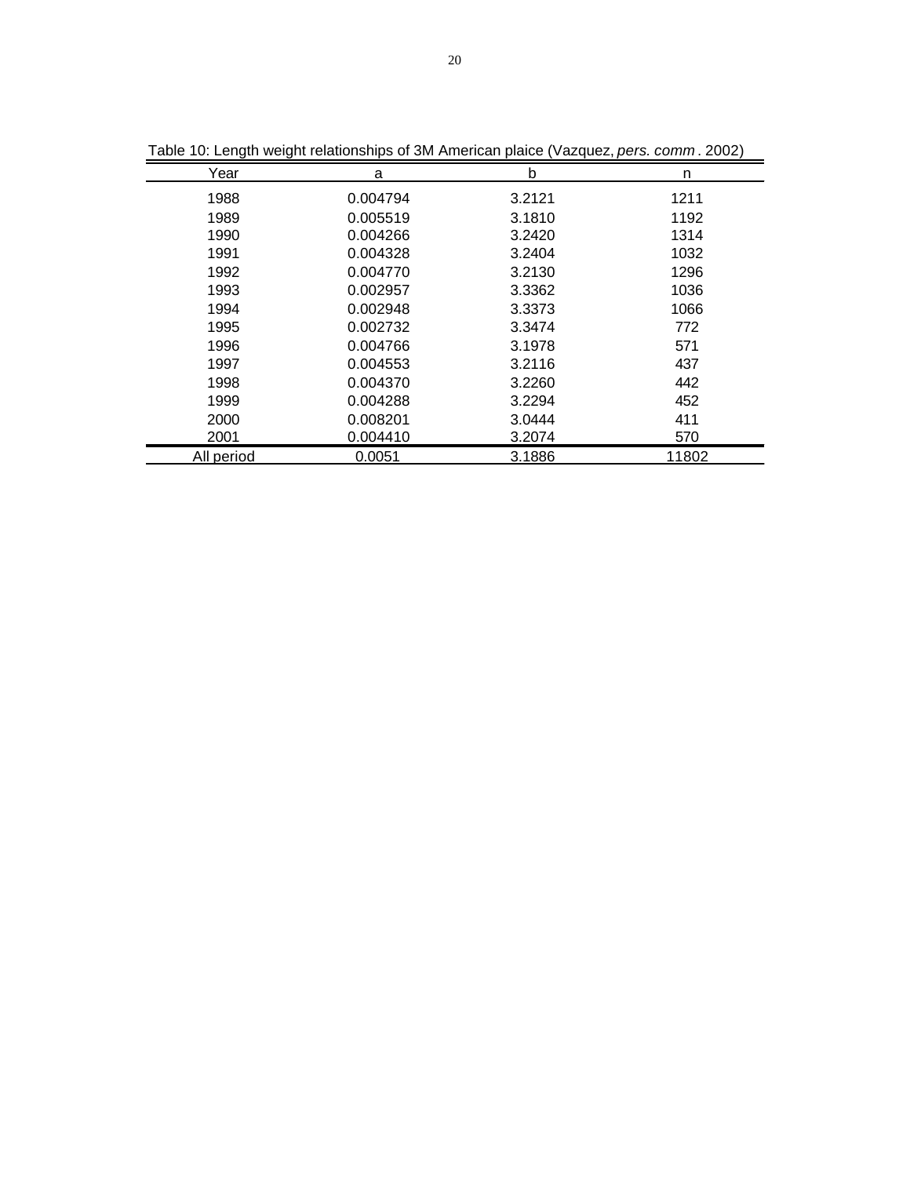Table 10: Length weight relationships of 3M American plaice (Vazquez, *pers. comm*. 2002)

| Year | a | b | n |
|---|---|---|---|
| 1988 | 0.004794 | 3.2121 | 1211 |
| 1989 | 0.005519 | 3.1810 | 1192 |
| 1990 | 0.004266 | 3.2420 | 1314 |
| 1991 | 0.004328 | 3.2404 | 1032 |
| 1992 | 0.004770 | 3.2130 | 1296 |
| 1993 | 0.002957 | 3.3362 | 1036 |
| 1994 | 0.002948 | 3.3373 | 1066 |
| 1995 | 0.002732 | 3.3474 | 772 |
| 1996 | 0.004766 | 3.1978 | 571 |
| 1997 | 0.004553 | 3.2116 | 437 |
| 1998 | 0.004370 | 3.2260 | 442 |
| 1999 | 0.004288 | 3.2294 | 452 |
| 2000 | 0.008201 | 3.0444 | 411 |
| 2001 | 0.004410 | 3.2074 | 570 |
| All period | 0.0051 | 3.1886 | 11802 |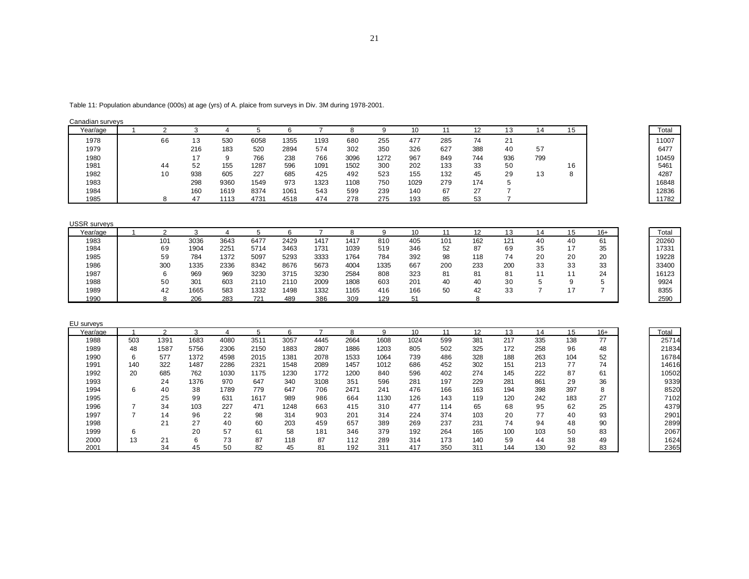Table 11: Population abundance (000s) at age (yrs) of A. plaice from surveys in Div. 3M during 1978-2001.

Canadian surveys

| Year/age | 1 | 2 | 3 | 4 | 5 | 6 | 7 | 8 | 9 | 10 | 11 | 12 | 13 | 14 | 15 | Total |
|---|---|---|---|---|---|---|---|---|---|---|---|---|---|---|---|---|
| 1978 | | 66 | 13 | 530 | 6058 | 1355 | 1193 | 680 | 255 | 477 | 285 | 74 | 21 | | | 11007 |
| 1979 | | | 216 | 183 | 520 | 2894 | 574 | 302 | 350 | 326 | 627 | 388 | 40 | 57 | | 6477 |
| 1980 | | | 17 | 9 | 766 | 238 | 766 | 3096 | 1272 | 967 | 849 | 744 | 936 | 799 | | 10459 |
| 1981 | | 44 | 52 | 155 | 1287 | 596 | 1091 | 1502 | 300 | 202 | 133 | 33 | 50 | | 16 | 5461 |
| 1982 | | 10 | 938 | 605 | 227 | 685 | 425 | 492 | 523 | 155 | 132 | 45 | 29 | 13 | 8 | 4287 |
| 1983 | | | 298 | 9360 | 1549 | 973 | 1323 | 1108 | 750 | 1029 | 279 | 174 | 5 | | | 16848 |
| 1984 | | | 160 | 1619 | 8374 | 1061 | 543 | 599 | 239 | 140 | 67 | 27 | 7 | | | 12836 |
| 1985 | | 8 | 47 | 1113 | 4731 | 4518 | 474 | 278 | 275 | 193 | 85 | 53 | 7 | | | 11782 |

USSR surveys

| Year/age | 1 | 2 | 3 | 4 | 5 | 6 | 7 | 8 | 9 | 10 | 11 | 12 | 13 | 14 | 15 | 16+ | Total |
|---|---|---|---|---|---|---|---|---|---|---|---|---|---|---|---|---|---|
| 1983 | | 101 | 3036 | 3643 | 6477 | 2429 | 1417 | 1417 | 810 | 405 | 101 | 162 | 121 | 40 | 40 | 61 | 20260 |
| 1984 | | 69 | 1904 | 2251 | 5714 | 3463 | 1731 | 1039 | 519 | 346 | 52 | 87 | 69 | 35 | 17 | 35 | 17331 |
| 1985 | | 59 | 784 | 1372 | 5097 | 5293 | 3333 | 1764 | 784 | 392 | 98 | 118 | 74 | 20 | 20 | 20 | 19228 |
| 1986 | | 300 | 1335 | 2336 | 8342 | 8676 | 5673 | 4004 | 1335 | 667 | 200 | 233 | 200 | 33 | 33 | 33 | 33400 |
| 1987 | | 6 | 969 | 969 | 3230 | 3715 | 3230 | 2584 | 808 | 323 | 81 | 81 | 81 | 11 | 11 | 24 | 16123 |
| 1988 | | 50 | 301 | 603 | 2110 | 2110 | 2009 | 1808 | 603 | 201 | 40 | 40 | 30 | 5 | 9 | 5 | 9924 |
| 1989 | | 42 | 1665 | 583 | 1332 | 1498 | 1332 | 1165 | 416 | 166 | 50 | 42 | 33 | 7 | 17 | 7 | 8355 |
| 1990 | | 8 | 206 | 283 | 721 | 489 | 386 | 309 | 129 | 51 | | 8 | | | | | 2590 |

EU surveys

| Year/age | 1 | 2 | 3 | 4 | 5 | 6 | 7 | 8 | 9 | 10 | 11 | 12 | 13 | 14 | 15 | 16+ | Total |
|---|---|---|---|---|---|---|---|---|---|---|---|---|---|---|---|---|---|
| 1988 | 503 | 1391 | 1683 | 4080 | 3511 | 3057 | 4445 | 2664 | 1608 | 1024 | 599 | 381 | 217 | 335 | 138 | 77 | 25714 |
| 1989 | 48 | 1587 | 5756 | 2306 | 2150 | 1883 | 2807 | 1886 | 1203 | 805 | 502 | 325 | 172 | 258 | 96 | 48 | 21834 |
| 1990 | 6 | 577 | 1372 | 4598 | 2015 | 1381 | 2078 | 1533 | 1064 | 739 | 486 | 328 | 188 | 263 | 104 | 52 | 16784 |
| 1991 | 140 | 322 | 1487 | 2286 | 2321 | 1548 | 2089 | 1457 | 1012 | 686 | 452 | 302 | 151 | 213 | 77 | 74 | 14616 |
| 1992 | 20 | 685 | 762 | 1030 | 1175 | 1230 | 1772 | 1200 | 840 | 596 | 402 | 274 | 145 | 222 | 87 | 61 | 10502 |
| 1993 | | 24 | 1376 | 970 | 647 | 340 | 3108 | 351 | 596 | 281 | 197 | 229 | 281 | 861 | 29 | 36 | 9339 |
| 1994 | 6 | 40 | 38 | 1789 | 779 | 647 | 706 | 2471 | 241 | 476 | 166 | 163 | 194 | 398 | 397 | 8 | 8520 |
| 1995 | | 25 | 99 | 631 | 1617 | 989 | 986 | 664 | 1130 | 126 | 143 | 119 | 120 | 242 | 183 | 27 | 7102 |
| 1996 | 7 | 34 | 103 | 227 | 471 | 1248 | 663 | 415 | 310 | 477 | 114 | 65 | 68 | 95 | 62 | 25 | 4379 |
| 1997 | 7 | 14 | 96 | 22 | 98 | 314 | 903 | 201 | 314 | 224 | 374 | 103 | 20 | 77 | 40 | 93 | 2901 |
| 1998 | | 21 | 27 | 40 | 60 | 203 | 459 | 657 | 389 | 269 | 237 | 231 | 74 | 94 | 48 | 90 | 2899 |
| 1999 | 6 | | 20 | 57 | 61 | 58 | 181 | 346 | 379 | 192 | 264 | 165 | 100 | 103 | 50 | 83 | 2067 |
| 2000 | 13 | 21 | 6 | 73 | 87 | 118 | 87 | 112 | 289 | 314 | 173 | 140 | 59 | 44 | 38 | 49 | 1624 |
| 2001 | | 34 | 45 | 50 | 82 | 45 | 81 | 192 | 311 | 417 | 350 | 311 | 144 | 130 | 92 | 83 | 2365 |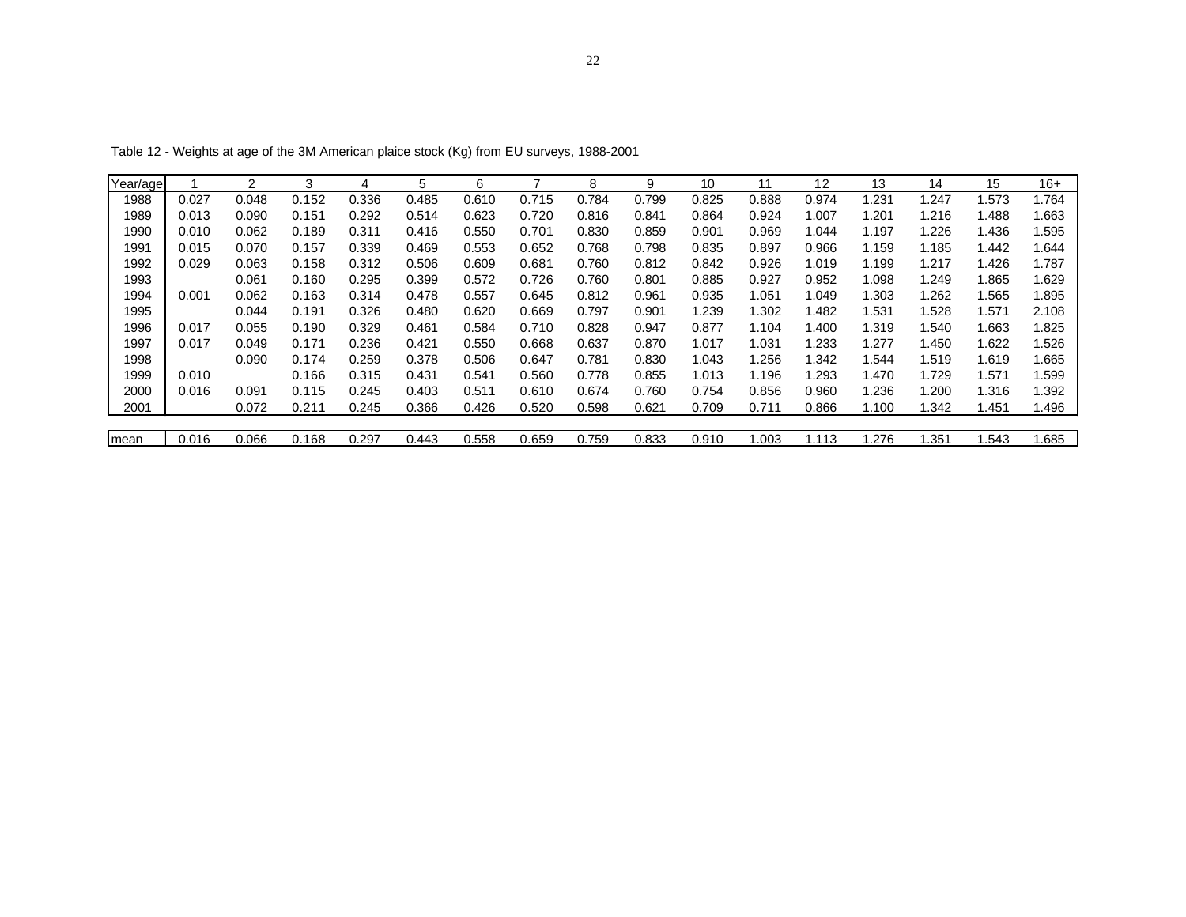Table 12 - Weights at age of the 3M American plaice stock (Kg) from EU surveys, 1988-2001

| Year/age | 1 | 2 | 3 | 4 | 5 | 6 | 7 | 8 | 9 | 10 | 11 | 12 | 13 | 14 | 15 | 16+ |
|---|---|---|---|---|---|---|---|---|---|---|---|---|---|---|---|---|
| 1988 | 0.027 | 0.048 | 0.152 | 0.336 | 0.485 | 0.610 | 0.715 | 0.784 | 0.799 | 0.825 | 0.888 | 0.974 | 1.231 | 1.247 | 1.573 | 1.764 |
| 1989 | 0.013 | 0.090 | 0.151 | 0.292 | 0.514 | 0.623 | 0.720 | 0.816 | 0.841 | 0.864 | 0.924 | 1.007 | 1.201 | 1.216 | 1.488 | 1.663 |
| 1990 | 0.010 | 0.062 | 0.189 | 0.311 | 0.416 | 0.550 | 0.701 | 0.830 | 0.859 | 0.901 | 0.969 | 1.044 | 1.197 | 1.226 | 1.436 | 1.595 |
| 1991 | 0.015 | 0.070 | 0.157 | 0.339 | 0.469 | 0.553 | 0.652 | 0.768 | 0.798 | 0.835 | 0.897 | 0.966 | 1.159 | 1.185 | 1.442 | 1.644 |
| 1992 | 0.029 | 0.063 | 0.158 | 0.312 | 0.506 | 0.609 | 0.681 | 0.760 | 0.812 | 0.842 | 0.926 | 1.019 | 1.199 | 1.217 | 1.426 | 1.787 |
| 1993 | | 0.061 | 0.160 | 0.295 | 0.399 | 0.572 | 0.726 | 0.760 | 0.801 | 0.885 | 0.927 | 0.952 | 1.098 | 1.249 | 1.865 | 1.629 |
| 1994 | 0.001 | 0.062 | 0.163 | 0.314 | 0.478 | 0.557 | 0.645 | 0.812 | 0.961 | 0.935 | 1.051 | 1.049 | 1.303 | 1.262 | 1.565 | 1.895 |
| 1995 | | 0.044 | 0.191 | 0.326 | 0.480 | 0.620 | 0.669 | 0.797 | 0.901 | 1.239 | 1.302 | 1.482 | 1.531 | 1.528 | 1.571 | 2.108 |
| 1996 | 0.017 | 0.055 | 0.190 | 0.329 | 0.461 | 0.584 | 0.710 | 0.828 | 0.947 | 0.877 | 1.104 | 1.400 | 1.319 | 1.540 | 1.663 | 1.825 |
| 1997 | 0.017 | 0.049 | 0.171 | 0.236 | 0.421 | 0.550 | 0.668 | 0.637 | 0.870 | 1.017 | 1.031 | 1.233 | 1.277 | 1.450 | 1.622 | 1.526 |
| 1998 | | 0.090 | 0.174 | 0.259 | 0.378 | 0.506 | 0.647 | 0.781 | 0.830 | 1.043 | 1.256 | 1.342 | 1.544 | 1.519 | 1.619 | 1.665 |
| 1999 | 0.010 | | 0.166 | 0.315 | 0.431 | 0.541 | 0.560 | 0.778 | 0.855 | 1.013 | 1.196 | 1.293 | 1.470 | 1.729 | 1.571 | 1.599 |
| 2000 | 0.016 | 0.091 | 0.115 | 0.245 | 0.403 | 0.511 | 0.610 | 0.674 | 0.760 | 0.754 | 0.856 | 0.960 | 1.236 | 1.200 | 1.316 | 1.392 |
| 2001 | | 0.072 | 0.211 | 0.245 | 0.366 | 0.426 | 0.520 | 0.598 | 0.621 | 0.709 | 0.711 | 0.866 | 1.100 | 1.342 | 1.451 | 1.496 |
| mean | 0.016 | 0.066 | 0.168 | 0.297 | 0.443 | 0.558 | 0.659 | 0.759 | 0.833 | 0.910 | 1.003 | 1.113 | 1.276 | 1.351 | 1.543 | 1.685 |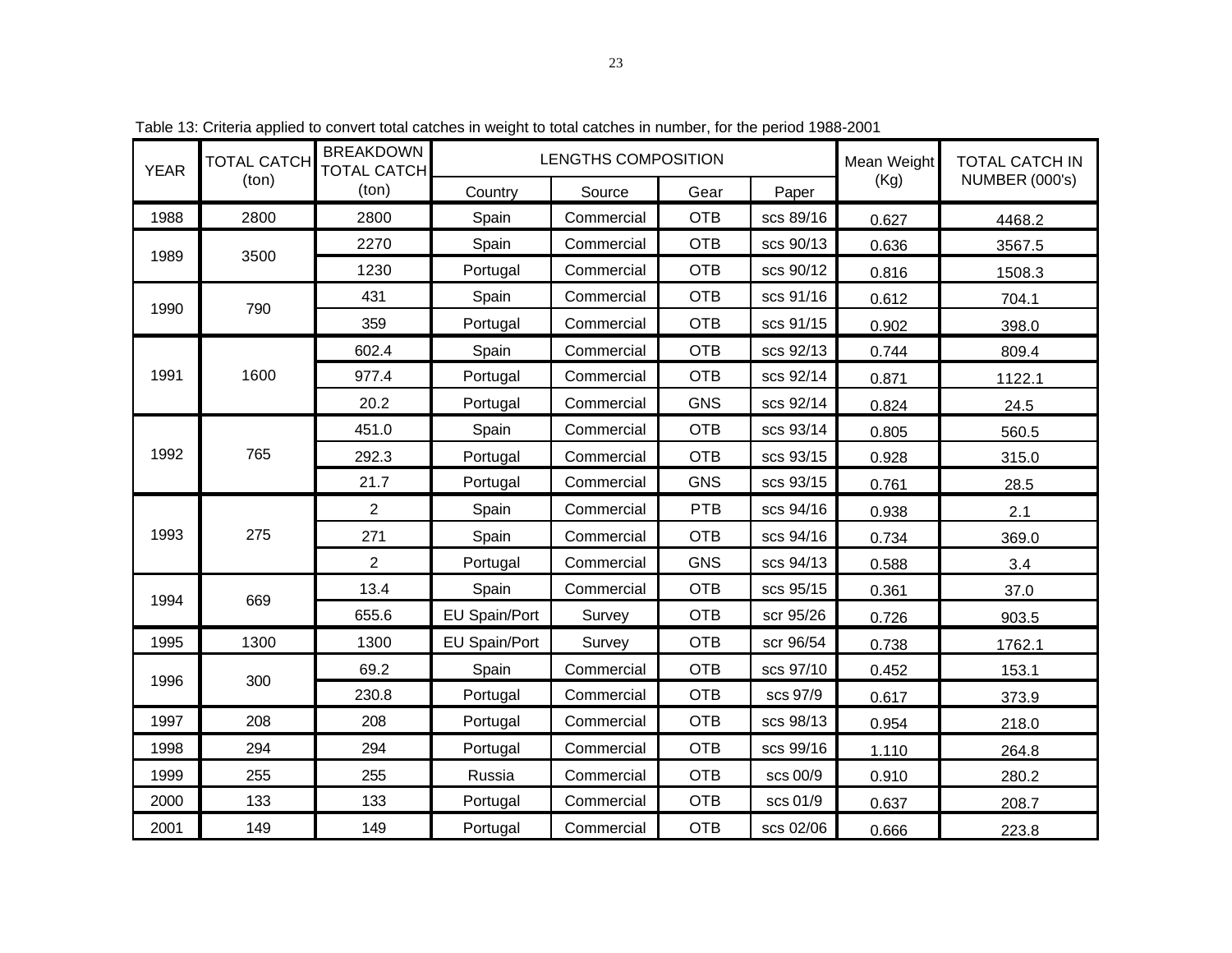Table 13: Criteria applied to convert total catches in weight to total catches in number, for the period 1988-2001

| YEAR | TOTAL CATCH (ton) | BREAKDOWN TOTAL CATCH (ton) | LENGTHS COMPOSITION | | | | Mean Weight (Kg) | TOTAL CATCH IN NUMBER (000's) |
|---|---|---|---|---|---|---|---|---|
| | | | Country | Source | Gear | Paper | | |
| 1988 | 2800 | 2800 | Spain | Commercial | OTB | scs 89/16 | 0.627 | 4468.2 |
| 1989 | 3500 | 2270 | Spain | Commercial | OTB | scs 90/13 | 0.636 | 3567.5 |
| | | 1230 | Portugal | Commercial | OTB | scs 90/12 | 0.816 | 1508.3 |
| 1990 | 790 | 431 | Spain | Commercial | OTB | scs 91/16 | 0.612 | 704.1 |
| | | 359 | Portugal | Commercial | OTB | scs 91/15 | 0.902 | 398.0 |
| 1991 | 1600 | 602.4 | Spain | Commercial | OTB | scs 92/13 | 0.744 | 809.4 |
| | | 977.4 | Portugal | Commercial | OTB | scs 92/14 | 0.871 | 1122.1 |
| | | 20.2 | Portugal | Commercial | GNS | scs 92/14 | 0.824 | 24.5 |
| 1992 | 765 | 451.0 | Spain | Commercial | OTB | scs 93/14 | 0.805 | 560.5 |
| | | 292.3 | Portugal | Commercial | OTB | scs 93/15 | 0.928 | 315.0 |
| | | 21.7 | Portugal | Commercial | GNS | scs 93/15 | 0.761 | 28.5 |
| 1993 | 275 | 2 | Spain | Commercial | PTB | scs 94/16 | 0.938 | 2.1 |
| | | 271 | Spain | Commercial | OTB | scs 94/16 | 0.734 | 369.0 |
| | | 2 | Portugal | Commercial | GNS | scs 94/13 | 0.588 | 3.4 |
| 1994 | 669 | 13.4 | Spain | Commercial | OTB | scs 95/15 | 0.361 | 37.0 |
| | | 655.6 | EU Spain/Port | Survey | OTB | scr 95/26 | 0.726 | 903.5 |
| 1995 | 1300 | 1300 | EU Spain/Port | Survey | OTB | scr 96/54 | 0.738 | 1762.1 |
| 1996 | 300 | 69.2 | Spain | Commercial | OTB | scs 97/10 | 0.452 | 153.1 |
| | | 230.8 | Portugal | Commercial | OTB | scs 97/9 | 0.617 | 373.9 |
| 1997 | 208 | 208 | Portugal | Commercial | OTB | scs 98/13 | 0.954 | 218.0 |
| 1998 | 294 | 294 | Portugal | Commercial | OTB | scs 99/16 | 1.110 | 264.8 |
| 1999 | 255 | 255 | Russia | Commercial | OTB | scs 00/9 | 0.910 | 280.2 |
| 2000 | 133 | 133 | Portugal | Commercial | OTB | scs 01/9 | 0.637 | 208.7 |
| 2001 | 149 | 149 | Portugal | Commercial | OTB | scs 02/06 | 0.666 | 223.8 |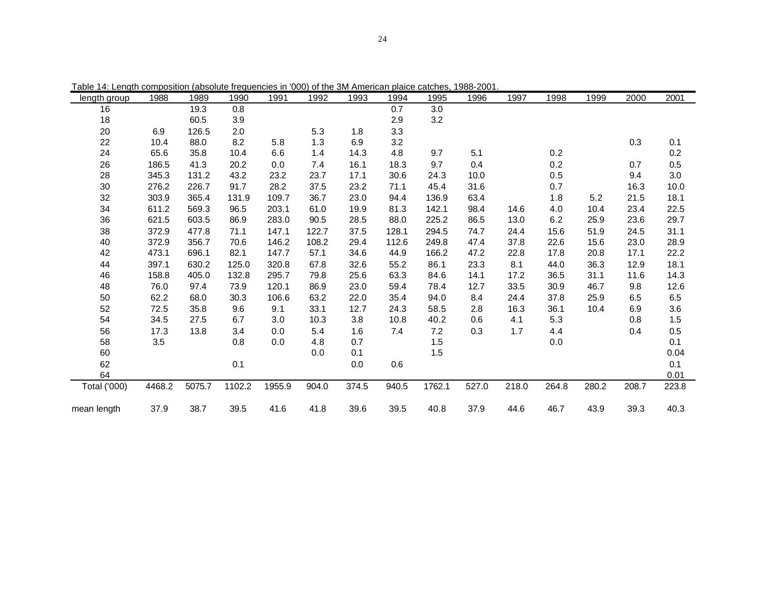Table 14: Length composition (absolute frequencies in '000) of the 3M American plaice catches, 1988-2001.

| length group | 1988 | 1989 | 1990 | 1991 | 1992 | 1993 | 1994 | 1995 | 1996 | 1997 | 1998 | 1999 | 2000 | 2001 |
|---|---|---|---|---|---|---|---|---|---|---|---|---|---|---|
| 16 | | 19.3 | 0.8 | | | | 0.7 | 3.0 | | | | | | |
| 18 | | 60.5 | 3.9 | | | | 2.9 | 3.2 | | | | | | |
| 20 | 6.9 | 126.5 | 2.0 | | 5.3 | 1.8 | 3.3 | | | | | | | |
| 22 | 10.4 | 88.0 | 8.2 | 5.8 | 1.3 | 6.9 | 3.2 | | | | | | 0.3 | 0.1 |
| 24 | 65.6 | 35.8 | 10.4 | 6.6 | 1.4 | 14.3 | 4.8 | 9.7 | 5.1 | | 0.2 | | | 0.2 |
| 26 | 186.5 | 41.3 | 20.2 | 0.0 | 7.4 | 16.1 | 18.3 | 9.7 | 0.4 | | 0.2 | | 0.7 | 0.5 |
| 28 | 345.3 | 131.2 | 43.2 | 23.2 | 23.7 | 17.1 | 30.6 | 24.3 | 10.0 | | 0.5 | | 9.4 | 3.0 |
| 30 | 276.2 | 226.7 | 91.7 | 28.2 | 37.5 | 23.2 | 71.1 | 45.4 | 31.6 | | 0.7 | | 16.3 | 10.0 |
| 32 | 303.9 | 365.4 | 131.9 | 109.7 | 36.7 | 23.0 | 94.4 | 136.9 | 63.4 | | 1.8 | 5.2 | 21.5 | 18.1 |
| 34 | 611.2 | 569.3 | 96.5 | 203.1 | 61.0 | 19.9 | 81.3 | 142.1 | 98.4 | 14.6 | 4.0 | 10.4 | 23.4 | 22.5 |
| 36 | 621.5 | 603.5 | 86.9 | 283.0 | 90.5 | 28.5 | 88.0 | 225.2 | 86.5 | 13.0 | 6.2 | 25.9 | 23.6 | 29.7 |
| 38 | 372.9 | 477.8 | 71.1 | 147.1 | 122.7 | 37.5 | 128.1 | 294.5 | 74.7 | 24.4 | 15.6 | 51.9 | 24.5 | 31.1 |
| 40 | 372.9 | 356.7 | 70.6 | 146.2 | 108.2 | 29.4 | 112.6 | 249.8 | 47.4 | 37.8 | 22.6 | 15.6 | 23.0 | 28.9 |
| 42 | 473.1 | 696.1 | 82.1 | 147.7 | 57.1 | 34.6 | 44.9 | 166.2 | 47.2 | 22.8 | 17.8 | 20.8 | 17.1 | 22.2 |
| 44 | 397.1 | 630.2 | 125.0 | 320.8 | 67.8 | 32.6 | 55.2 | 86.1 | 23.3 | 8.1 | 44.0 | 36.3 | 12.9 | 18.1 |
| 46 | 158.8 | 405.0 | 132.8 | 295.7 | 79.8 | 25.6 | 63.3 | 84.6 | 14.1 | 17.2 | 36.5 | 31.1 | 11.6 | 14.3 |
| 48 | 76.0 | 97.4 | 73.9 | 120.1 | 86.9 | 23.0 | 59.4 | 78.4 | 12.7 | 33.5 | 30.9 | 46.7 | 9.8 | 12.6 |
| 50 | 62.2 | 68.0 | 30.3 | 106.6 | 63.2 | 22.0 | 35.4 | 94.0 | 8.4 | 24.4 | 37.8 | 25.9 | 6.5 | 6.5 |
| 52 | 72.5 | 35.8 | 9.6 | 9.1 | 33.1 | 12.7 | 24.3 | 58.5 | 2.8 | 16.3 | 36.1 | 10.4 | 6.9 | 3.6 |
| 54 | 34.5 | 27.5 | 6.7 | 3.0 | 10.3 | 3.8 | 10.8 | 40.2 | 0.6 | 4.1 | 5.3 | | 0.8 | 1.5 |
| 56 | 17.3 | 13.8 | 3.4 | 0.0 | 5.4 | 1.6 | 7.4 | 7.2 | 0.3 | 1.7 | 4.4 | | 0.4 | 0.5 |
| 58 | 3.5 | | 0.8 | 0.0 | 4.8 | 0.7 | | 1.5 | | | 0.0 | | | 0.1 |
| 60 | | | | | 0.0 | 0.1 | | 1.5 | | | | | | 0.04 |
| 62 | | | 0.1 | | | 0.0 | 0.6 | | | | | | | 0.1 |
| 64 | | | | | | | | | | | | | | 0.01 |
| Total ('000) | 4468.2 | 5075.7 | 1102.2 | 1955.9 | 904.0 | 374.5 | 940.5 | 1762.1 | 527.0 | 218.0 | 264.8 | 280.2 | 208.7 | 223.8 |
| mean length | 37.9 | 38.7 | 39.5 | 41.6 | 41.8 | 39.6 | 39.5 | 40.8 | 37.9 | 44.6 | 46.7 | 43.9 | 39.3 | 40.3 |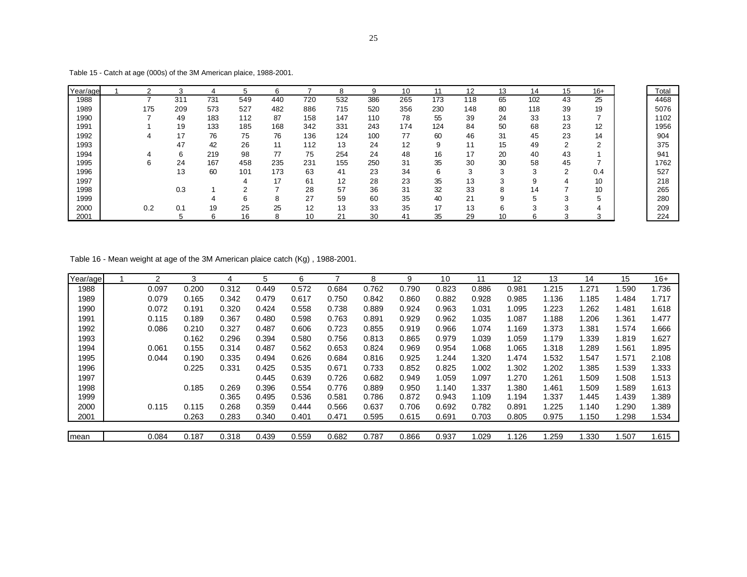Table 15 - Catch at age (000s) of the 3M American plaice, 1988-2001.

| Year/age | 1 | 2 | 3 | 4 | 5 | 6 | 7 | 8 | 9 | 10 | 11 | 12 | 13 | 14 | 15 | 16+ | Total |
|---|---|---|---|---|---|---|---|---|---|---|---|---|---|---|---|---|---|
| 1988 | | 7 | 311 | 731 | 549 | 440 | 720 | 532 | 386 | 265 | 173 | 118 | 65 | 102 | 43 | 25 | 4468 |
| 1989 | | 175 | 209 | 573 | 527 | 482 | 886 | 715 | 520 | 356 | 230 | 148 | 80 | 118 | 39 | 19 | 5076 |
| 1990 | | 7 | 49 | 183 | 112 | 87 | 158 | 147 | 110 | 78 | 55 | 39 | 24 | 33 | 13 | 7 | 1102 |
| 1991 | | 1 | 19 | 133 | 185 | 168 | 342 | 331 | 243 | 174 | 124 | 84 | 50 | 68 | 23 | 12 | 1956 |
| 1992 | | 4 | 17 | 76 | 75 | 76 | 136 | 124 | 100 | 77 | 60 | 46 | 31 | 45 | 23 | 14 | 904 |
| 1993 | | | 47 | 42 | 26 | 11 | 112 | 13 | 24 | 12 | 9 | 11 | 15 | 49 | 2 | 2 | 375 |
| 1994 | | 4 | 6 | 219 | 98 | 77 | 75 | 254 | 24 | 48 | 16 | 17 | 20 | 40 | 43 | 1 | 941 |
| 1995 | | 6 | 24 | 167 | 458 | 235 | 231 | 155 | 250 | 31 | 35 | 30 | 30 | 58 | 45 | 7 | 1762 |
| 1996 | | | 13 | 60 | 101 | 173 | 63 | 41 | 23 | 34 | 6 | 3 | 3 | 3 | 2 | 0.4 | 527 |
| 1997 | | | | | 4 | 17 | 61 | 12 | 28 | 23 | 35 | 13 | 3 | 9 | 4 | 10 | 218 |
| 1998 | | | 0.3 | 1 | 2 | 7 | 28 | 57 | 36 | 31 | 32 | 33 | 8 | 14 | 7 | 10 | 265 |
| 1999 | | | | 4 | 6 | 8 | 27 | 59 | 60 | 35 | 40 | 21 | 9 | 5 | 3 | 5 | 280 |
| 2000 | | 0.2 | 0.1 | 19 | 25 | 25 | 12 | 13 | 33 | 35 | 17 | 13 | 6 | 3 | 3 | 4 | 209 |
| 2001 | | | 5 | 6 | 16 | 8 | 10 | 21 | 30 | 41 | 35 | 29 | 10 | 6 | 3 | 3 | 224 |

Table 16 - Mean weight at age of the 3M American plaice catch (Kg) , 1988-2001.

| Year/age | 1 | 2 | 3 | 4 | 5 | 6 | 7 | 8 | 9 | 10 | 11 | 12 | 13 | 14 | 15 | 16+ |
|---|---|---|---|---|---|---|---|---|---|---|---|---|---|---|---|---|
| 1988 | | 0.097 | 0.200 | 0.312 | 0.449 | 0.572 | 0.684 | 0.762 | 0.790 | 0.823 | 0.886 | 0.981 | 1.215 | 1.271 | 1.590 | 1.736 |
| 1989 | | 0.079 | 0.165 | 0.342 | 0.479 | 0.617 | 0.750 | 0.842 | 0.860 | 0.882 | 0.928 | 0.985 | 1.136 | 1.185 | 1.484 | 1.717 |
| 1990 | | 0.072 | 0.191 | 0.320 | 0.424 | 0.558 | 0.738 | 0.889 | 0.924 | 0.963 | 1.031 | 1.095 | 1.223 | 1.262 | 1.481 | 1.618 |
| 1991 | | 0.115 | 0.189 | 0.367 | 0.480 | 0.598 | 0.763 | 0.891 | 0.929 | 0.962 | 1.035 | 1.087 | 1.188 | 1.206 | 1.361 | 1.477 |
| 1992 | | 0.086 | 0.210 | 0.327 | 0.487 | 0.606 | 0.723 | 0.855 | 0.919 | 0.966 | 1.074 | 1.169 | 1.373 | 1.381 | 1.574 | 1.666 |
| 1993 | | | 0.162 | 0.296 | 0.394 | 0.580 | 0.756 | 0.813 | 0.865 | 0.979 | 1.039 | 1.059 | 1.179 | 1.339 | 1.819 | 1.627 |
| 1994 | | 0.061 | 0.155 | 0.314 | 0.487 | 0.562 | 0.653 | 0.824 | 0.969 | 0.954 | 1.068 | 1.065 | 1.318 | 1.289 | 1.561 | 1.895 |
| 1995 | | 0.044 | 0.190 | 0.335 | 0.494 | 0.626 | 0.684 | 0.816 | 0.925 | 1.244 | 1.320 | 1.474 | 1.532 | 1.547 | 1.571 | 2.108 |
| 1996 | | | 0.225 | 0.331 | 0.425 | 0.535 | 0.671 | 0.733 | 0.852 | 0.825 | 1.002 | 1.302 | 1.202 | 1.385 | 1.539 | 1.333 |
| 1997 | | | | | 0.445 | 0.639 | 0.726 | 0.682 | 0.949 | 1.059 | 1.097 | 1.270 | 1.261 | 1.509 | 1.508 | 1.513 |
| 1998 | | | 0.185 | 0.269 | 0.396 | 0.554 | 0.776 | 0.889 | 0.950 | 1.140 | 1.337 | 1.380 | 1.461 | 1.509 | 1.589 | 1.613 |
| 1999 | | | | 0.365 | 0.495 | 0.536 | 0.581 | 0.786 | 0.872 | 0.943 | 1.109 | 1.194 | 1.337 | 1.445 | 1.439 | 1.389 |
| 2000 | | 0.115 | 0.115 | 0.268 | 0.359 | 0.444 | 0.566 | 0.637 | 0.706 | 0.692 | 0.782 | 0.891 | 1.225 | 1.140 | 1.290 | 1.389 |
| 2001 | | | 0.263 | 0.283 | 0.340 | 0.401 | 0.471 | 0.595 | 0.615 | 0.691 | 0.703 | 0.805 | 0.975 | 1.150 | 1.298 | 1.534 |
| mean | | 0.084 | 0.187 | 0.318 | 0.439 | 0.559 | 0.682 | 0.787 | 0.866 | 0.937 | 1.029 | 1.126 | 1.259 | 1.330 | 1.507 | 1.615 |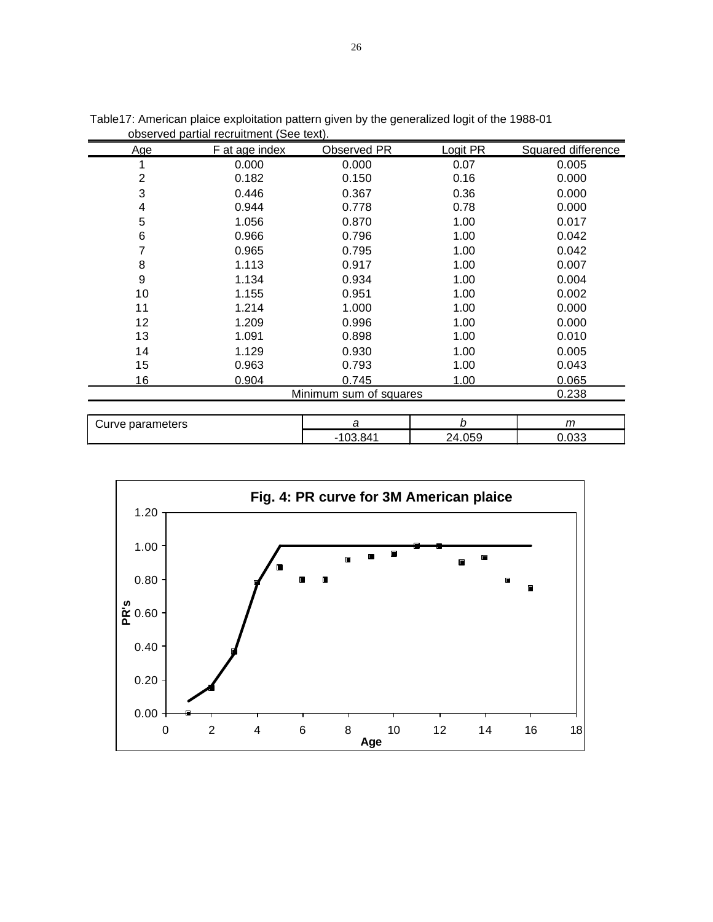Table17: American plaice exploitation pattern given by the generalized logit of the 1988-01 observed partial recruitment (See text).

| Age | F at age index | Observed PR | Logit PR | Squared difference |
|---|---|---|---|---|
| 1 | 0.000 | 0.000 | 0.07 | 0.005 |
| 2 | 0.182 | 0.150 | 0.16 | 0.000 |
| 3 | 0.446 | 0.367 | 0.36 | 0.000 |
| 4 | 0.944 | 0.778 | 0.78 | 0.000 |
| 5 | 1.056 | 0.870 | 1.00 | 0.017 |
| 6 | 0.966 | 0.796 | 1.00 | 0.042 |
| 7 | 0.965 | 0.795 | 1.00 | 0.042 |
| 8 | 1.113 | 0.917 | 1.00 | 0.007 |
| 9 | 1.134 | 0.934 | 1.00 | 0.004 |
| 10 | 1.155 | 0.951 | 1.00 | 0.002 |
| 11 | 1.214 | 1.000 | 1.00 | 0.000 |
| 12 | 1.209 | 0.996 | 1.00 | 0.000 |
| 13 | 1.091 | 0.898 | 1.00 | 0.010 |
| 14 | 1.129 | 0.930 | 1.00 | 0.005 |
| 15 | 0.963 | 0.793 | 1.00 | 0.043 |
| 16 | 0.904 | 0.745 | 1.00 | 0.065 |
| | | Minimum sum of squares | | 0.238 |

| Curve parameters | *a* | *b* | *m* |
|---|---|---|---|
| | -103.841 | 24.059 | 0.033 |

**Fig. 4: PR curve for 3M American plaice**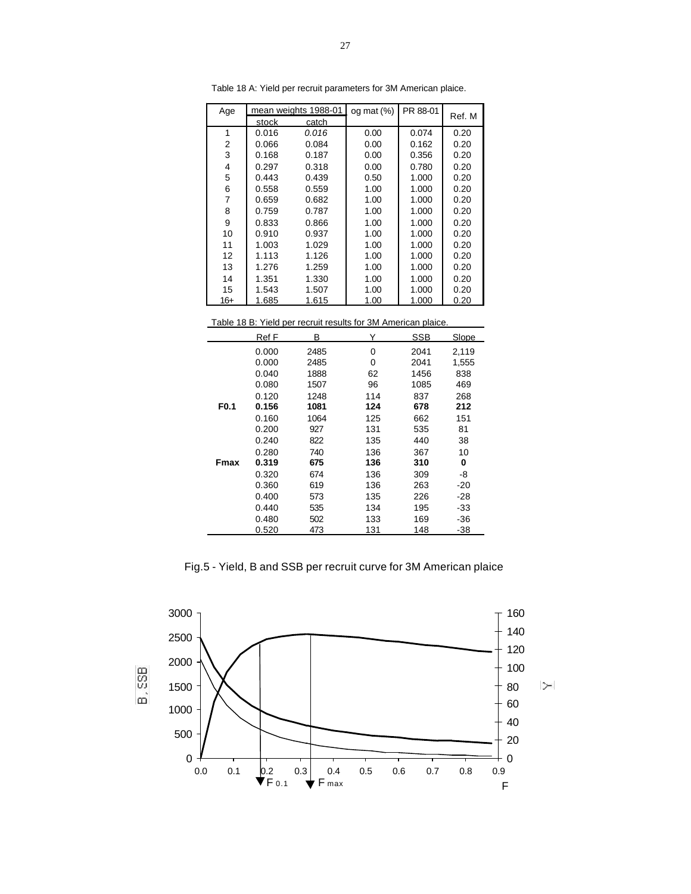Table 18 A: Yield per recruit parameters for 3M American plaice.

| Age | mean weights 1988-01 | | og mat (%) | PR 88-01 | Ref. M |
|---|---|---|---|---|---|
| | stock | catch | | | |
| 1 | 0.016 | *0.016* | 0.00 | 0.074 | 0.20 |
| 2 | 0.066 | 0.084 | 0.00 | 0.162 | 0.20 |
| 3 | 0.168 | 0.187 | 0.00 | 0.356 | 0.20 |
| 4 | 0.297 | 0.318 | 0.00 | 0.780 | 0.20 |
| 5 | 0.443 | 0.439 | 0.50 | 1.000 | 0.20 |
| 6 | 0.558 | 0.559 | 1.00 | 1.000 | 0.20 |
| 7 | 0.659 | 0.682 | 1.00 | 1.000 | 0.20 |
| 8 | 0.759 | 0.787 | 1.00 | 1.000 | 0.20 |
| 9 | 0.833 | 0.866 | 1.00 | 1.000 | 0.20 |
| 10 | 0.910 | 0.937 | 1.00 | 1.000 | 0.20 |
| 11 | 1.003 | 1.029 | 1.00 | 1.000 | 0.20 |
| 12 | 1.113 | 1.126 | 1.00 | 1.000 | 0.20 |
| 13 | 1.276 | 1.259 | 1.00 | 1.000 | 0.20 |
| 14 | 1.351 | 1.330 | 1.00 | 1.000 | 0.20 |
| 15 | 1.543 | 1.507 | 1.00 | 1.000 | 0.20 |
| 16+ | 1.685 | 1.615 | 1.00 | 1.000 | 0.20 |

Table 18 B: Yield per recruit results for 3M American plaice.

| | Ref F | B | Y | SSB | Slope |
|---|---|---|---|---|---|
| | 0.000 | 2485 | 0 | 2041 | 2,119 |
| | 0.000 | 2485 | 0 | 2041 | 1,555 |
| | 0.040 | 1888 | 62 | 1456 | 838 |
| | 0.080 | 1507 | 96 | 1085 | 469 |
| | 0.120 | 1248 | 114 | 837 | 268 |
| **F0.1** | **0.156** | **1081** | **124** | **678** | **212** |
| | 0.160 | 1064 | 125 | 662 | 151 |
| | 0.200 | 927 | 131 | 535 | 81 |
| | 0.240 | 822 | 135 | 440 | 38 |
| | 0.280 | 740 | 136 | 367 | 10 |
| **Fmax** | **0.319** | **675** | **136** | **310** | **0** |
| | 0.320 | 674 | 136 | 309 | -8 |
| | 0.360 | 619 | 136 | 263 | -20 |
| | 0.400 | 573 | 135 | 226 | -28 |
| | 0.440 | 535 | 134 | 195 | -33 |
| | 0.480 | 502 | 133 | 169 | -36 |
| | 0.520 | 473 | 131 | 148 | -38 |

Fig.5 - Yield, B and SSB per recruit curve for 3M American plaice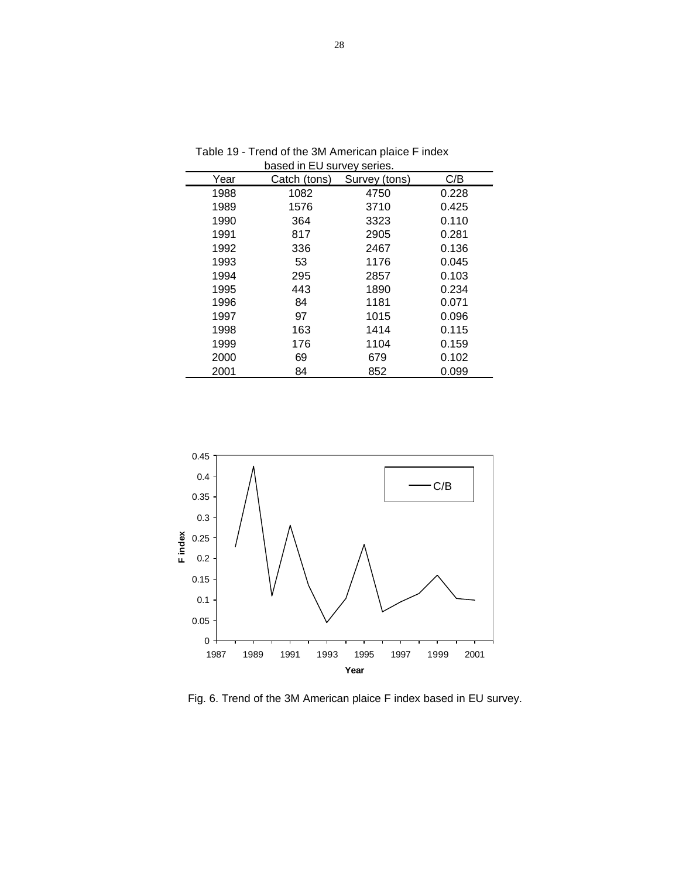Table 19 - Trend of the 3M American plaice F index based in EU survey series.

| Year | Catch (tons) | Survey (tons) | C/B |
|---|---|---|---|
| 1988 | 1082 | 4750 | 0.228 |
| 1989 | 1576 | 3710 | 0.425 |
| 1990 | 364 | 3323 | 0.110 |
| 1991 | 817 | 2905 | 0.281 |
| 1992 | 336 | 2467 | 0.136 |
| 1993 | 53 | 1176 | 0.045 |
| 1994 | 295 | 2857 | 0.103 |
| 1995 | 443 | 1890 | 0.234 |
| 1996 | 84 | 1181 | 0.071 |
| 1997 | 97 | 1015 | 0.096 |
| 1998 | 163 | 1414 | 0.115 |
| 1999 | 176 | 1104 | 0.159 |
| 2000 | 69 | 679 | 0.102 |
| 2001 | 84 | 852 | 0.099 |

Fig. 6. Trend of the 3M American plaice F index based in EU survey.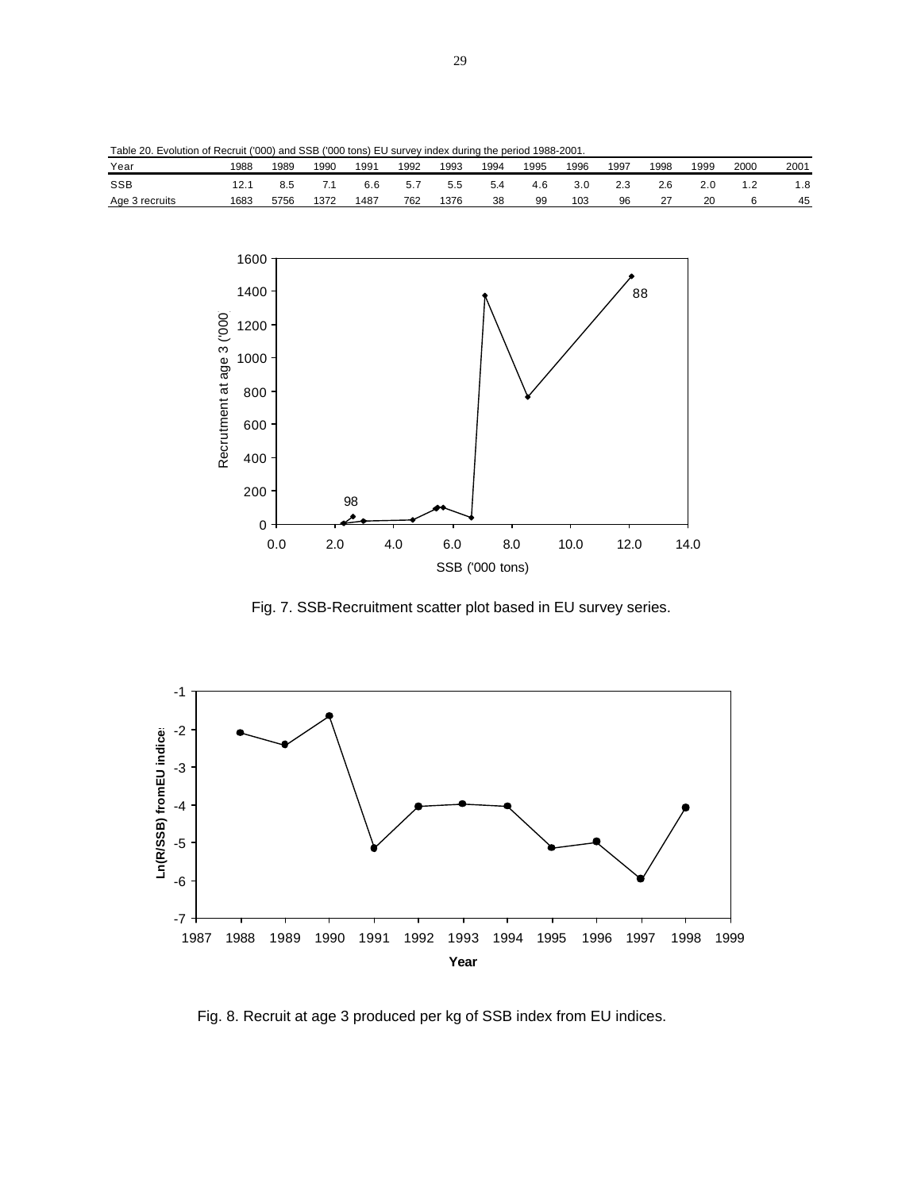Table 20. Evolution of Recruit ('000) and SSB ('000 tons) EU survey index during the period 1988-2001.

| Year | 1988 | 1989 | 1990 | 1991 | 1992 | 1993 | 1994 | 1995 | 1996 | 1997 | 1998 | 1999 | 2000 | 2001 |
|---|---|---|---|---|---|---|---|---|---|---|---|---|---|---|
| SSB | 12.1 | 8.5 | 7.1 | 6.6 | 5.7 | 5.5 | 5.4 | 4.6 | 3.0 | 2.3 | 2.6 | 2.0 | 1.2 | 1.8 |
| Age 3 recruits | 1683 | 5756 | 1372 | 1487 | 762 | 1376 | 38 | 99 | 103 | 96 | 27 | 20 | 6 | 45 |

Fig. 7. SSB-Recruitment scatter plot based in EU survey series.

Fig. 8. Recruit at age 3 produced per kg of SSB index from EU indices.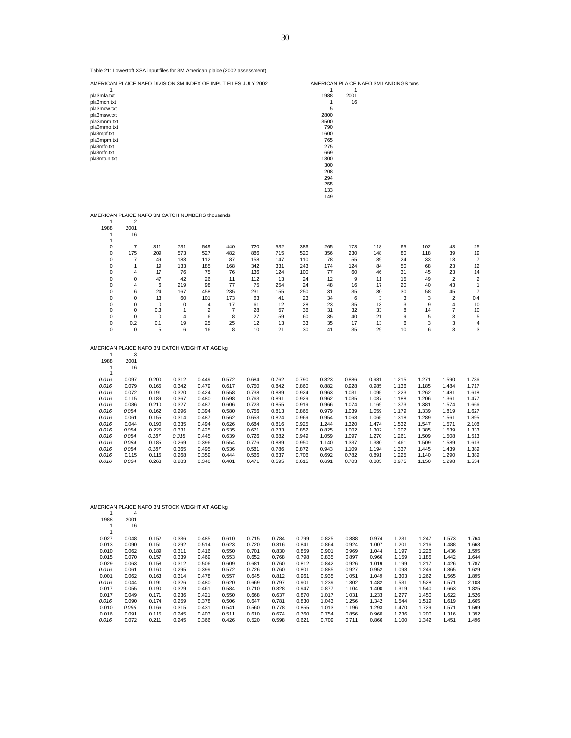Table 21: Lowestoft XSA input files for 3M American plaice (2002 assessment)

AMERICAN PLAICE NAFO DIVISION 3M INDEX OF INPUT FILES JULY 2002

```
1
pla3mla.txt
pla3mcn.txt
pla3mcw.txt
pla3msw.txt
pla3mnm.txt
pla3mmo.txt
pla3mpf.txt
pla3mpm.txt
pla3mfo.txt
pla3mfn.txt
pla3mtun.txt
```

AMERICAN PLAICE NAFO 3M LANDINGS tons

```
1	1
1988	2001
1	16
5
2800
3500
790
1600
765
275
669
1300
300
208
294
255
133
149
```

AMERICAN PLAICE NAFO 3M CATCH NUMBERS thousands

```
1	2
1988	2001
1	16
1
```

| | | | | | | | | | | | | | | | |
|---|---|---|---|---|---|---|---|---|---|---|---|---|---|---|---|
| 0 | 7 | 311 | 731 | 549 | 440 | 720 | 532 | 386 | 265 | 173 | 118 | 65 | 102 | 43 | 25 |
| 0 | 175 | 209 | 573 | 527 | 482 | 886 | 715 | 520 | 356 | 230 | 148 | 80 | 118 | 39 | 19 |
| 0 | 7 | 49 | 183 | 112 | 87 | 158 | 147 | 110 | 78 | 55 | 39 | 24 | 33 | 13 | 7 |
| 0 | 1 | 19 | 133 | 185 | 168 | 342 | 331 | 243 | 174 | 124 | 84 | 50 | 68 | 23 | 12 |
| 0 | 4 | 17 | 76 | 75 | 76 | 136 | 124 | 100 | 77 | 60 | 46 | 31 | 45 | 23 | 14 |
| 0 | 0 | 47 | 42 | 26 | 11 | 112 | 13 | 24 | 12 | 9 | 11 | 15 | 49 | 2 | 2 |
| 0 | 4 | 6 | 219 | 98 | 77 | 75 | 254 | 24 | 48 | 16 | 17 | 20 | 40 | 43 | 1 |
| 0 | 6 | 24 | 167 | 458 | 235 | 231 | 155 | 250 | 31 | 35 | 30 | 30 | 58 | 45 | 7 |
| 0 | 0 | 13 | 60 | 101 | 173 | 63 | 41 | 23 | 34 | 6 | 3 | 3 | 3 | 2 | 0.4 |
| 0 | 0 | 0 | 0 | 4 | 17 | 61 | 12 | 28 | 23 | 35 | 13 | 3 | 9 | 4 | 10 |
| 0 | 0 | 0.3 | 1 | 2 | 7 | 28 | 57 | 36 | 31 | 32 | 33 | 8 | 14 | 7 | 10 |
| 0 | 0 | 0 | 4 | 6 | 8 | 27 | 59 | 60 | 35 | 40 | 21 | 9 | 5 | 3 | 5 |
| 0 | 0.2 | 0.1 | 19 | 25 | 25 | 12 | 13 | 33 | 35 | 17 | 13 | 6 | 3 | 3 | 4 |
| 0 | 0 | 5 | 6 | 16 | 8 | 10 | 21 | 30 | 41 | 35 | 29 | 10 | 6 | 3 | 3 |

AMERICAN PLAICE NAFO 3M CATCH WEIGHT AT AGE kg

```
1	3
1988	2001
1	16
1
```

| | | | | | | | | | | | | | | | |
|---|---|---|---|---|---|---|---|---|---|---|---|---|---|---|---|
| *0.016* | 0.097 | 0.200 | 0.312 | 0.449 | 0.572 | 0.684 | 0.762 | 0.790 | 0.823 | 0.886 | 0.981 | 1.215 | 1.271 | 1.590 | 1.736 |
| *0.016* | 0.079 | 0.165 | 0.342 | 0.479 | 0.617 | 0.750 | 0.842 | 0.860 | 0.882 | 0.928 | 0.985 | 1.136 | 1.185 | 1.484 | 1.717 |
| *0.016* | 0.072 | 0.191 | 0.320 | 0.424 | 0.558 | 0.738 | 0.889 | 0.924 | 0.963 | 1.031 | 1.095 | 1.223 | 1.262 | 1.481 | 1.618 |
| *0.016* | 0.115 | 0.189 | 0.367 | 0.480 | 0.598 | 0.763 | 0.891 | 0.929 | 0.962 | 1.035 | 1.087 | 1.188 | 1.206 | 1.361 | 1.477 |
| *0.016* | 0.086 | 0.210 | 0.327 | 0.487 | 0.606 | 0.723 | 0.855 | 0.919 | 0.966 | 1.074 | 1.169 | 1.373 | 1.381 | 1.574 | 1.666 |
| *0.016* | *0.084* | 0.162 | 0.296 | 0.394 | 0.580 | 0.756 | 0.813 | 0.865 | 0.979 | 1.039 | 1.059 | 1.179 | 1.339 | 1.819 | 1.627 |
| *0.016* | 0.061 | 0.155 | 0.314 | 0.487 | 0.562 | 0.653 | 0.824 | 0.969 | 0.954 | 1.068 | 1.065 | 1.318 | 1.289 | 1.561 | 1.895 |
| *0.016* | 0.044 | 0.190 | 0.335 | 0.494 | 0.626 | 0.684 | 0.816 | 0.925 | 1.244 | 1.320 | 1.474 | 1.532 | 1.547 | 1.571 | 2.108 |
| *0.016* | *0.084* | 0.225 | 0.331 | 0.425 | 0.535 | 0.671 | 0.733 | 0.852 | 0.825 | 1.002 | 1.302 | 1.202 | 1.385 | 1.539 | 1.333 |
| *0.016* | *0.084* | *0.187* | *0.318* | 0.445 | 0.639 | 0.726 | 0.682 | 0.949 | 1.059 | 1.097 | 1.270 | 1.261 | 1.509 | 1.508 | 1.513 |
| *0.016* | *0.084* | 0.185 | 0.269 | 0.396 | 0.554 | 0.776 | 0.889 | 0.950 | 1.140 | 1.337 | 1.380 | 1.461 | 1.509 | 1.589 | 1.613 |
| *0.016* | *0.084* | *0.187* | 0.365 | 0.495 | 0.536 | 0.581 | 0.786 | 0.872 | 0.943 | 1.109 | 1.194 | 1.337 | 1.445 | 1.439 | 1.389 |
| *0.016* | 0.115 | 0.115 | 0.268 | 0.359 | 0.444 | 0.566 | 0.637 | 0.706 | 0.692 | 0.782 | 0.891 | 1.225 | 1.140 | 1.290 | 1.389 |
| *0.016* | *0.084* | 0.263 | 0.283 | 0.340 | 0.401 | 0.471 | 0.595 | 0.615 | 0.691 | 0.703 | 0.805 | 0.975 | 1.150 | 1.298 | 1.534 |

AMERICAN PLAICE NAFO 3M STOCK WEIGHT AT AGE kg

```
1	4
1988	2001
1	16
1
```

| | | | | | | | | | | | | | | | |
|---|---|---|---|---|---|---|---|---|---|---|---|---|---|---|---|
| 0.027 | 0.048 | 0.152 | 0.336 | 0.485 | 0.610 | 0.715 | 0.784 | 0.799 | 0.825 | 0.888 | 0.974 | 1.231 | 1.247 | 1.573 | 1.764 |
| 0.013 | 0.090 | 0.151 | 0.292 | 0.514 | 0.623 | 0.720 | 0.816 | 0.841 | 0.864 | 0.924 | 1.007 | 1.201 | 1.216 | 1.488 | 1.663 |
| 0.010 | 0.062 | 0.189 | 0.311 | 0.416 | 0.550 | 0.701 | 0.830 | 0.859 | 0.901 | 0.969 | 1.044 | 1.197 | 1.226 | 1.436 | 1.595 |
| 0.015 | 0.070 | 0.157 | 0.339 | 0.469 | 0.553 | 0.652 | 0.768 | 0.798 | 0.835 | 0.897 | 0.966 | 1.159 | 1.185 | 1.442 | 1.644 |
| 0.029 | 0.063 | 0.158 | 0.312 | 0.506 | 0.609 | 0.681 | 0.760 | 0.812 | 0.842 | 0.926 | 1.019 | 1.199 | 1.217 | 1.426 | 1.787 |
| *0.016* | 0.061 | 0.160 | 0.295 | 0.399 | 0.572 | 0.726 | 0.760 | 0.801 | 0.885 | 0.927 | 0.952 | 1.098 | 1.249 | 1.865 | 1.629 |
| 0.001 | 0.062 | 0.163 | 0.314 | 0.478 | 0.557 | 0.645 | 0.812 | 0.961 | 0.935 | 1.051 | 1.049 | 1.303 | 1.262 | 1.565 | 1.895 |
| *0.016* | 0.044 | 0.191 | 0.326 | 0.480 | 0.620 | 0.669 | 0.797 | 0.901 | 1.239 | 1.302 | 1.482 | 1.531 | 1.528 | 1.571 | 2.108 |
| 0.017 | 0.055 | 0.190 | 0.329 | 0.461 | 0.584 | 0.710 | 0.828 | 0.947 | 0.877 | 1.104 | 1.400 | 1.319 | 1.540 | 1.663 | 1.825 |
| 0.017 | 0.049 | 0.171 | 0.236 | 0.421 | 0.550 | 0.668 | 0.637 | 0.870 | 1.017 | 1.031 | 1.233 | 1.277 | 1.450 | 1.622 | 1.526 |
| *0.016* | 0.090 | 0.174 | 0.259 | 0.378 | 0.506 | 0.647 | 0.781 | 0.830 | 1.043 | 1.256 | 1.342 | 1.544 | 1.519 | 1.619 | 1.665 |
| 0.010 | *0.066* | 0.166 | 0.315 | 0.431 | 0.541 | 0.560 | 0.778 | 0.855 | 1.013 | 1.196 | 1.293 | 1.470 | 1.729 | 1.571 | 1.599 |
| 0.016 | 0.091 | 0.115 | 0.245 | 0.403 | 0.511 | 0.610 | 0.674 | 0.760 | 0.754 | 0.856 | 0.960 | 1.236 | 1.200 | 1.316 | 1.392 |
| *0.016* | 0.072 | 0.211 | 0.245 | 0.366 | 0.426 | 0.520 | 0.598 | 0.621 | 0.709 | 0.711 | 0.866 | 1.100 | 1.342 | 1.451 | 1.496 |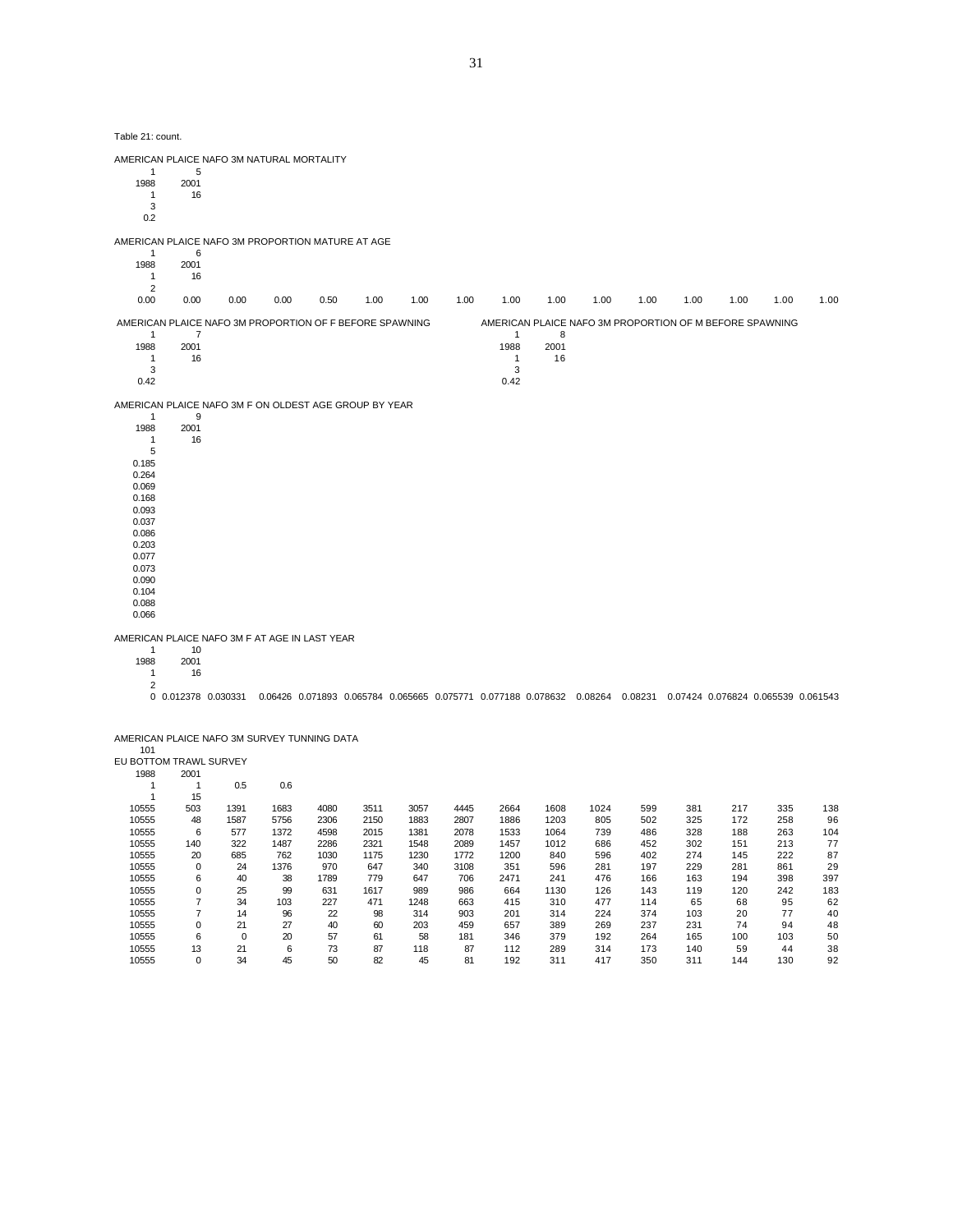Table 21: count.

AMERICAN PLAICE NAFO 3M NATURAL MORTALITY

```
   1      5
1988   2001
   1     16
   3
 0.2
```

AMERICAN PLAICE NAFO 3M PROPORTION MATURE AT AGE

```
   1      6
1988   2001
   1     16
   2
```

| 0.00 | 0.00 | 0.00 | 0.00 | 0.50 | 1.00 | 1.00 | 1.00 | 1.00 | 1.00 | 1.00 | 1.00 | 1.00 | 1.00 | 1.00 | 1.00 |
|---|---|---|---|---|---|---|---|---|---|---|---|---|---|---|---|

AMERICAN PLAICE NAFO 3M PROPORTION OF F BEFORE SPAWNING

```
   1      7
1988   2001
   1     16
   3
0.42
```

AMERICAN PLAICE NAFO 3M PROPORTION OF M BEFORE SPAWNING

```
   1      8
1988   2001
   1     16
   3
0.42
```

AMERICAN PLAICE NAFO 3M F ON OLDEST AGE GROUP BY YEAR

```
   1      9
1988   2001
   1     16
   5
0.185
0.264
0.069
0.168
0.093
0.037
0.086
0.203
0.077
0.073
0.090
0.104
0.088
0.066
```

AMERICAN PLAICE NAFO 3M F AT AGE IN LAST YEAR

```
   1     10
1988   2001
   1     16
   2
```

| 0 | 0.012378 | 0.030331 | 0.06426 | 0.071893 | 0.065784 | 0.065665 | 0.075771 | 0.077188 | 0.078632 | 0.08264 | 0.08231 | 0.07424 | 0.076824 | 0.065539 | 0.061543 |
|---|---|---|---|---|---|---|---|---|---|---|---|---|---|---|---|

AMERICAN PLAICE NAFO 3M SURVEY TUNNING DATA

```
101
EU BOTTOM TRAWL SURVEY
1988   2001
   1      1    0.5    0.6
   1     15
```

| | | | | | | | | | | | | | | | |
|---|---|---|---|---|---|---|---|---|---|---|---|---|---|---|---|
| 10555 | 503 | 1391 | 1683 | 4080 | 3511 | 3057 | 4445 | 2664 | 1608 | 1024 | 599 | 381 | 217 | 335 | 138 |
| 10555 | 48 | 1587 | 5756 | 2306 | 2150 | 1883 | 2807 | 1886 | 1203 | 805 | 502 | 325 | 172 | 258 | 96 |
| 10555 | 6 | 577 | 1372 | 4598 | 2015 | 1381 | 2078 | 1533 | 1064 | 739 | 486 | 328 | 188 | 263 | 104 |
| 10555 | 140 | 322 | 1487 | 2286 | 2321 | 1548 | 2089 | 1457 | 1012 | 686 | 452 | 302 | 151 | 213 | 77 |
| 10555 | 20 | 685 | 762 | 1030 | 1175 | 1230 | 1772 | 1200 | 840 | 596 | 402 | 274 | 145 | 222 | 87 |
| 10555 | 0 | 24 | 1376 | 970 | 647 | 340 | 3108 | 351 | 596 | 281 | 197 | 229 | 281 | 861 | 29 |
| 10555 | 6 | 40 | 38 | 1789 | 779 | 647 | 706 | 2471 | 241 | 476 | 166 | 163 | 194 | 398 | 397 |
| 10555 | 0 | 25 | 99 | 631 | 1617 | 989 | 986 | 664 | 1130 | 126 | 143 | 119 | 120 | 242 | 183 |
| 10555 | 7 | 34 | 103 | 227 | 471 | 1248 | 663 | 415 | 310 | 477 | 114 | 65 | 68 | 95 | 62 |
| 10555 | 7 | 14 | 96 | 22 | 98 | 314 | 903 | 201 | 314 | 224 | 374 | 103 | 20 | 77 | 40 |
| 10555 | 0 | 21 | 27 | 40 | 60 | 203 | 459 | 657 | 389 | 269 | 237 | 231 | 74 | 94 | 48 |
| 10555 | 6 | 0 | 20 | 57 | 61 | 58 | 181 | 346 | 379 | 192 | 264 | 165 | 100 | 103 | 50 |
| 10555 | 13 | 21 | 6 | 73 | 87 | 118 | 87 | 112 | 289 | 314 | 173 | 140 | 59 | 44 | 38 |
| 10555 | 0 | 34 | 45 | 50 | 82 | 45 | 81 | 192 | 311 | 417 | 350 | 311 | 144 | 130 | 92 |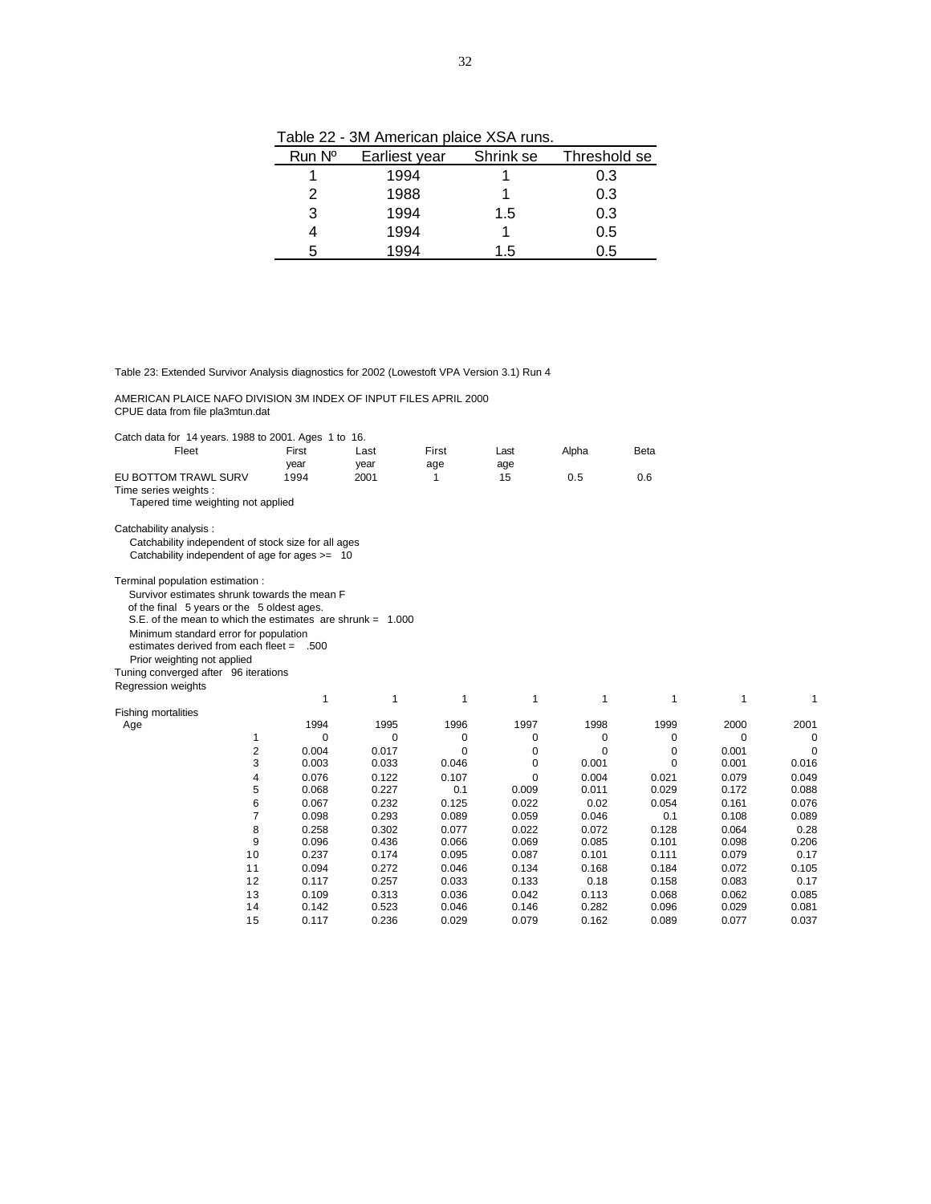Table 22 - 3M American plaice XSA runs.

| Run Nº | Earliest year | Shrink se | Threshold se |
|---|---|---|---|
| 1 | 1994 | 1 | 0.3 |
| 2 | 1988 | 1 | 0.3 |
| 3 | 1994 | 1.5 | 0.3 |
| 4 | 1994 | 1 | 0.5 |
| 5 | 1994 | 1.5 | 0.5 |

Table 23: Extended Survivor Analysis diagnostics for 2002 (Lowestoft VPA Version 3.1) Run 4

AMERICAN PLAICE NAFO DIVISION 3M INDEX OF INPUT FILES APRIL 2000
CPUE data from file pla3mtun.dat

Catch data for 14 years. 1988 to 2001. Ages 1 to 16.

| Fleet | First year | Last year | First age | Last age | Alpha | Beta |
|---|---|---|---|---|---|---|
| EU BOTTOM TRAWL SURV | 1994 | 2001 | 1 | 15 | 0.5 | 0.6 |

Time series weights :
Tapered time weighting not applied

Catchability analysis :
Catchability independent of stock size for all ages
Catchability independent of age for ages >= 10

Terminal population estimation :
Survivor estimates shrunk towards the mean F
of the final 5 years or the 5 oldest ages.
S.E. of the mean to which the estimates are shrunk = 1.000
Minimum standard error for population
estimates derived from each fleet = .500
Prior weighting not applied

Tuning converged after 96 iterations

Regression weights

| | 1 | 1 | 1 | 1 | 1 | 1 | 1 | 1 |
|---|---|---|---|---|---|---|---|---|

Fishing mortalities

| Age | 1994 | 1995 | 1996 | 1997 | 1998 | 1999 | 2000 | 2001 |
|---|---|---|---|---|---|---|---|---|
| 1 | 0 | 0 | 0 | 0 | 0 | 0 | 0 | 0 |
| 2 | 0.004 | 0.017 | 0 | 0 | 0 | 0 | 0.001 | 0 |
| 3 | 0.003 | 0.033 | 0.046 | 0 | 0.001 | 0 | 0.001 | 0.016 |
| 4 | 0.076 | 0.122 | 0.107 | 0 | 0.004 | 0.021 | 0.079 | 0.049 |
| 5 | 0.068 | 0.227 | 0.1 | 0.009 | 0.011 | 0.029 | 0.172 | 0.088 |
| 6 | 0.067 | 0.232 | 0.125 | 0.022 | 0.02 | 0.054 | 0.161 | 0.076 |
| 7 | 0.098 | 0.293 | 0.089 | 0.059 | 0.046 | 0.1 | 0.108 | 0.089 |
| 8 | 0.258 | 0.302 | 0.077 | 0.022 | 0.072 | 0.128 | 0.064 | 0.28 |
| 9 | 0.096 | 0.436 | 0.066 | 0.069 | 0.085 | 0.101 | 0.098 | 0.206 |
| 10 | 0.237 | 0.174 | 0.095 | 0.087 | 0.101 | 0.111 | 0.079 | 0.17 |
| 11 | 0.094 | 0.272 | 0.046 | 0.134 | 0.168 | 0.184 | 0.072 | 0.105 |
| 12 | 0.117 | 0.257 | 0.033 | 0.133 | 0.18 | 0.158 | 0.083 | 0.17 |
| 13 | 0.109 | 0.313 | 0.036 | 0.042 | 0.113 | 0.068 | 0.062 | 0.085 |
| 14 | 0.142 | 0.523 | 0.046 | 0.146 | 0.282 | 0.096 | 0.029 | 0.081 |
| 15 | 0.117 | 0.236 | 0.029 | 0.079 | 0.162 | 0.089 | 0.077 | 0.037 |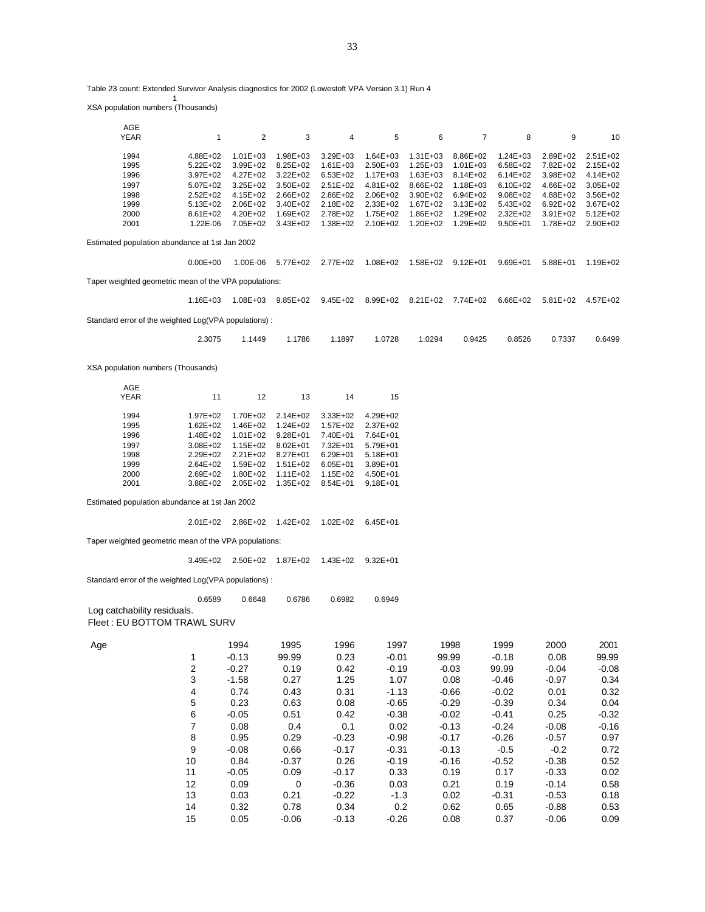Table 23 count: Extended Survivor Analysis diagnostics for 2002 (Lowestoft VPA Version 3.1) Run 4

1

XSA population numbers (Thousands)

| AGE YEAR | 1 | 2 | 3 | 4 | 5 | 6 | 7 | 8 | 9 | 10 |
|---|---|---|---|---|---|---|---|---|---|---|
| 1994 | 4.88E+02 | 1.01E+03 | 1.98E+03 | 3.29E+03 | 1.64E+03 | 1.31E+03 | 8.86E+02 | 1.24E+03 | 2.89E+02 | 2.51E+02 |
| 1995 | 5.22E+02 | 3.99E+02 | 8.25E+02 | 1.61E+03 | 2.50E+03 | 1.25E+03 | 1.01E+03 | 6.58E+02 | 7.82E+02 | 2.15E+02 |
| 1996 | 3.97E+02 | 4.27E+02 | 3.22E+02 | 6.53E+02 | 1.17E+03 | 1.63E+03 | 8.14E+02 | 6.14E+02 | 3.98E+02 | 4.14E+02 |
| 1997 | 5.07E+02 | 3.25E+02 | 3.50E+02 | 2.51E+02 | 4.81E+02 | 8.66E+02 | 1.18E+03 | 6.10E+02 | 4.66E+02 | 3.05E+02 |
| 1998 | 2.52E+02 | 4.15E+02 | 2.66E+02 | 2.86E+02 | 2.06E+02 | 3.90E+02 | 6.94E+02 | 9.08E+02 | 4.88E+02 | 3.56E+02 |
| 1999 | 5.13E+02 | 2.06E+02 | 3.40E+02 | 2.18E+02 | 2.33E+02 | 1.67E+02 | 3.13E+02 | 5.43E+02 | 6.92E+02 | 3.67E+02 |
| 2000 | 8.61E+02 | 4.20E+02 | 1.69E+02 | 2.78E+02 | 1.75E+02 | 1.86E+02 | 1.29E+02 | 2.32E+02 | 3.91E+02 | 5.12E+02 |
| 2001 | 1.22E-06 | 7.05E+02 | 3.43E+02 | 1.38E+02 | 2.10E+02 | 1.20E+02 | 1.29E+02 | 9.50E+01 | 1.78E+02 | 2.90E+02 |

Estimated population abundance at 1st Jan 2002

| 0.00E+00 | 1.00E-06 | 5.77E+02 | 2.77E+02 | 1.08E+02 | 1.58E+02 | 9.12E+01 | 9.69E+01 | 5.88E+01 | 1.19E+02 |
|---|---|---|---|---|---|---|---|---|---|

Taper weighted geometric mean of the VPA populations:

| 1.16E+03 | 1.08E+03 | 9.85E+02 | 9.45E+02 | 8.99E+02 | 8.21E+02 | 7.74E+02 | 6.66E+02 | 5.81E+02 | 4.57E+02 |
|---|---|---|---|---|---|---|---|---|---|

Standard error of the weighted Log(VPA populations) :

| 2.3075 | 1.1449 | 1.1786 | 1.1897 | 1.0728 | 1.0294 | 0.9425 | 0.8526 | 0.7337 | 0.6499 |
|---|---|---|---|---|---|---|---|---|---|

XSA population numbers (Thousands)

| AGE YEAR | 11 | 12 | 13 | 14 | 15 |
|---|---|---|---|---|---|
| 1994 | 1.97E+02 | 1.70E+02 | 2.14E+02 | 3.33E+02 | 4.29E+02 |
| 1995 | 1.62E+02 | 1.46E+02 | 1.24E+02 | 1.57E+02 | 2.37E+02 |
| 1996 | 1.48E+02 | 1.01E+02 | 9.28E+01 | 7.40E+01 | 7.64E+01 |
| 1997 | 3.08E+02 | 1.15E+02 | 8.02E+01 | 7.32E+01 | 5.79E+01 |
| 1998 | 2.29E+02 | 2.21E+02 | 8.27E+01 | 6.29E+01 | 5.18E+01 |
| 1999 | 2.64E+02 | 1.59E+02 | 1.51E+02 | 6.05E+01 | 3.89E+01 |
| 2000 | 2.69E+02 | 1.80E+02 | 1.11E+02 | 1.15E+02 | 4.50E+01 |
| 2001 | 3.88E+02 | 2.05E+02 | 1.35E+02 | 8.54E+01 | 9.18E+01 |

Estimated population abundance at 1st Jan 2002

| 2.01E+02 | 2.86E+02 | 1.42E+02 | 1.02E+02 | 6.45E+01 |
|---|---|---|---|---|

Taper weighted geometric mean of the VPA populations:

| 3.49E+02 | 2.50E+02 | 1.87E+02 | 1.43E+02 | 9.32E+01 |
|---|---|---|---|---|

Standard error of the weighted Log(VPA populations) :

| 0.6589 | 0.6648 | 0.6786 | 0.6982 | 0.6949 |
|---|---|---|---|---|

Log catchability residuals.

Fleet : EU BOTTOM TRAWL SURV

| Age | 1994 | 1995 | 1996 | 1997 | 1998 | 1999 | 2000 | 2001 |
|---|---|---|---|---|---|---|---|---|
| 1 | -0.13 | 99.99 | 0.23 | -0.01 | 99.99 | -0.18 | 0.08 | 99.99 |
| 2 | -0.27 | 0.19 | 0.42 | -0.19 | -0.03 | 99.99 | -0.04 | -0.08 |
| 3 | -1.58 | 0.27 | 1.25 | 1.07 | 0.08 | -0.46 | -0.97 | 0.34 |
| 4 | 0.74 | 0.43 | 0.31 | -1.13 | -0.66 | -0.02 | 0.01 | 0.32 |
| 5 | 0.23 | 0.63 | 0.08 | -0.65 | -0.29 | -0.39 | 0.34 | 0.04 |
| 6 | -0.05 | 0.51 | 0.42 | -0.38 | -0.02 | -0.41 | 0.25 | -0.32 |
| 7 | 0.08 | 0.4 | 0.1 | 0.02 | -0.13 | -0.24 | -0.08 | -0.16 |
| 8 | 0.95 | 0.29 | -0.23 | -0.98 | -0.17 | -0.26 | -0.57 | 0.97 |
| 9 | -0.08 | 0.66 | -0.17 | -0.31 | -0.13 | -0.5 | -0.2 | 0.72 |
| 10 | 0.84 | -0.37 | 0.26 | -0.19 | -0.16 | -0.52 | -0.38 | 0.52 |
| 11 | -0.05 | 0.09 | -0.17 | 0.33 | 0.19 | 0.17 | -0.33 | 0.02 |
| 12 | 0.09 | 0 | -0.36 | 0.03 | 0.21 | 0.19 | -0.14 | 0.58 |
| 13 | 0.03 | 0.21 | -0.22 | -1.3 | 0.02 | -0.31 | -0.53 | 0.18 |
| 14 | 0.32 | 0.78 | 0.34 | 0.2 | 0.62 | 0.65 | -0.88 | 0.53 |
| 15 | 0.05 | -0.06 | -0.13 | -0.26 | 0.08 | 0.37 | -0.06 | 0.09 |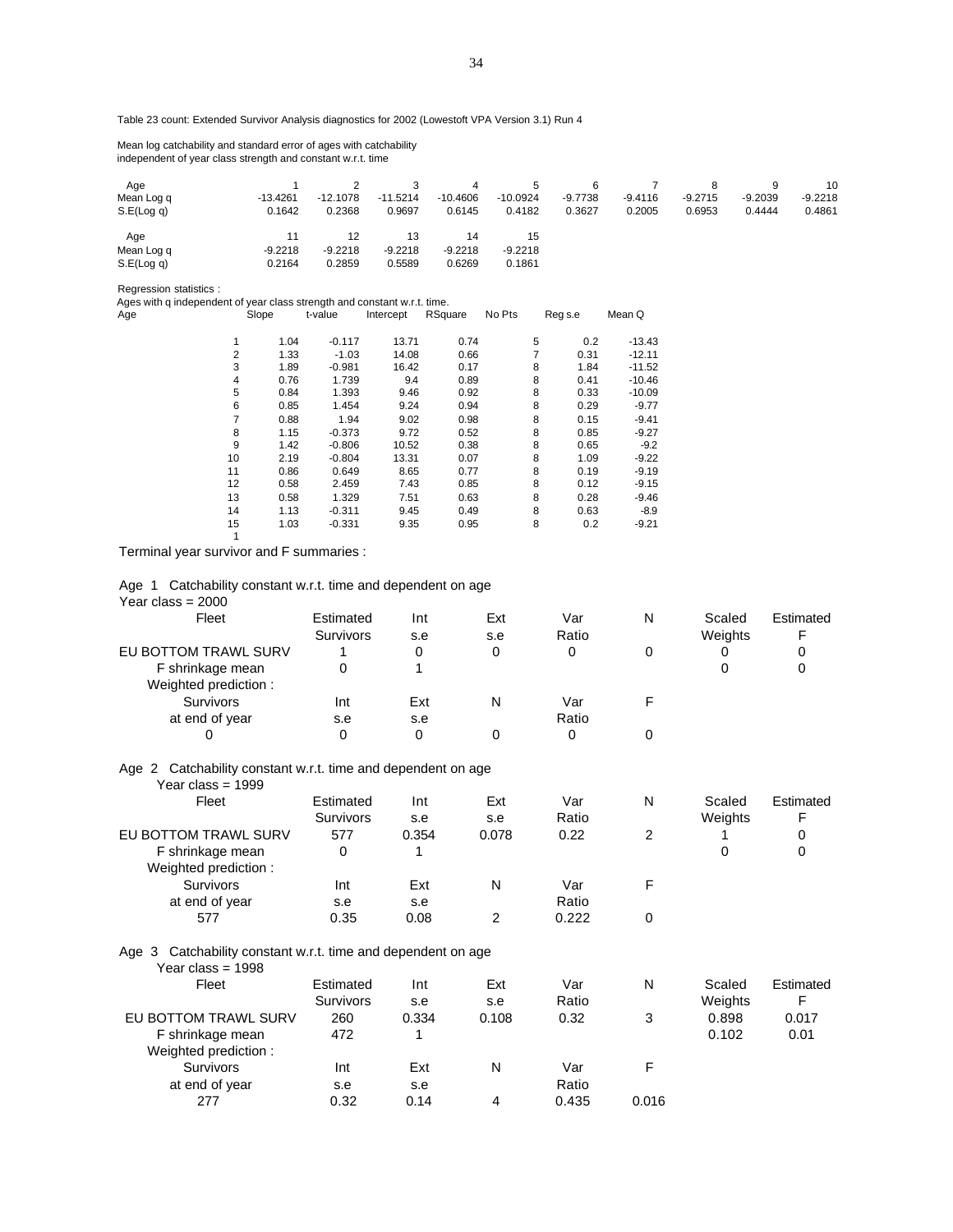Table 23 count: Extended Survivor Analysis diagnostics for 2002 (Lowestoft VPA Version 3.1) Run 4

Mean log catchability and standard error of ages with catchability independent of year class strength and constant w.r.t. time

| Age | 1 | 2 | 3 | 4 | 5 | 6 | 7 | 8 | 9 | 10 |
|---|---|---|---|---|---|---|---|---|---|---|
| Mean Log q | -13.4261 | -12.1078 | -11.5214 | -10.4606 | -10.0924 | -9.7738 | -9.4116 | -9.2715 | -9.2039 | -9.2218 |
| S.E(Log q) | 0.1642 | 0.2368 | 0.9697 | 0.6145 | 0.4182 | 0.3627 | 0.2005 | 0.6953 | 0.4444 | 0.4861 |

| Age | 11 | 12 | 13 | 14 | 15 |
|---|---|---|---|---|---|
| Mean Log q | -9.2218 | -9.2218 | -9.2218 | -9.2218 | -9.2218 |
| S.E(Log q) | 0.2164 | 0.2859 | 0.5589 | 0.6269 | 0.1861 |

Regression statistics :

Ages with q independent of year class strength and constant w.r.t. time.

| Age | Slope | t-value | Intercept | RSquare | No Pts | Reg s.e | Mean Q |
|---|---|---|---|---|---|---|---|
| 1 | 1.04 | -0.117 | 13.71 | 0.74 | 5 | 0.2 | -13.43 |
| 2 | 1.33 | -1.03 | 14.08 | 0.66 | 7 | 0.31 | -12.11 |
| 3 | 1.89 | -0.981 | 16.42 | 0.17 | 8 | 1.84 | -11.52 |
| 4 | 0.76 | 1.739 | 9.4 | 0.89 | 8 | 0.41 | -10.46 |
| 5 | 0.84 | 1.393 | 9.46 | 0.92 | 8 | 0.33 | -10.09 |
| 6 | 0.85 | 1.454 | 9.24 | 0.94 | 8 | 0.29 | -9.77 |
| 7 | 0.88 | 1.94 | 9.02 | 0.98 | 8 | 0.15 | -9.41 |
| 8 | 1.15 | -0.373 | 9.72 | 0.52 | 8 | 0.85 | -9.27 |
| 9 | 1.42 | -0.806 | 10.52 | 0.38 | 8 | 0.65 | -9.2 |
| 10 | 2.19 | -0.804 | 13.31 | 0.07 | 8 | 1.09 | -9.22 |
| 11 | 0.86 | 0.649 | 8.65 | 0.77 | 8 | 0.19 | -9.19 |
| 12 | 0.58 | 2.459 | 7.43 | 0.85 | 8 | 0.12 | -9.15 |
| 13 | 0.58 | 1.329 | 7.51 | 0.63 | 8 | 0.28 | -9.46 |
| 14 | 1.13 | -0.311 | 9.45 | 0.49 | 8 | 0.63 | -8.9 |
| 15 | 1.03 | -0.331 | 9.35 | 0.95 | 8 | 0.2 | -9.21 |
| 1 | | | | | | | |

Terminal year survivor and F summaries :

Age 1 Catchability constant w.r.t. time and dependent on age

Year class = 2000

| Fleet | Estimated Survivors | Int s.e | Ext s.e | Var Ratio | N | Scaled Weights | Estimated F |
|---|---|---|---|---|---|---|---|
| EU BOTTOM TRAWL SURV | 1 | 0 | 0 | 0 | 0 | 0 | 0 |
| F shrinkage mean | 0 | 1 | | | | 0 | 0 |

Weighted prediction :

| Survivors at end of year | Int s.e | Ext s.e | N | Var Ratio | F |
|---|---|---|---|---|---|
| 0 | 0 | 0 | 0 | 0 | 0 |

Age 2 Catchability constant w.r.t. time and dependent on age

Year class = 1999

| Fleet | Estimated Survivors | Int s.e | Ext s.e | Var Ratio | N | Scaled Weights | Estimated F |
|---|---|---|---|---|---|---|---|
| EU BOTTOM TRAWL SURV | 577 | 0.354 | 0.078 | 0.22 | 2 | 1 | 0 |
| F shrinkage mean | 0 | 1 | | | | 0 | 0 |

Weighted prediction :

| Survivors at end of year | Int s.e | Ext s.e | N | Var Ratio | F |
|---|---|---|---|---|---|
| 577 | 0.35 | 0.08 | 2 | 0.222 | 0 |

Age 3 Catchability constant w.r.t. time and dependent on age

Year class = 1998

| Fleet | Estimated Survivors | Int s.e | Ext s.e | Var Ratio | N | Scaled Weights | Estimated F |
|---|---|---|---|---|---|---|---|
| EU BOTTOM TRAWL SURV | 260 | 0.334 | 0.108 | 0.32 | 3 | 0.898 | 0.017 |
| F shrinkage mean | 472 | 1 | | | | 0.102 | 0.01 |

Weighted prediction :

| Survivors at end of year | Int s.e | Ext s.e | N | Var Ratio | F |
|---|---|---|---|---|---|
| 277 | 0.32 | 0.14 | 4 | 0.435 | 0.016 |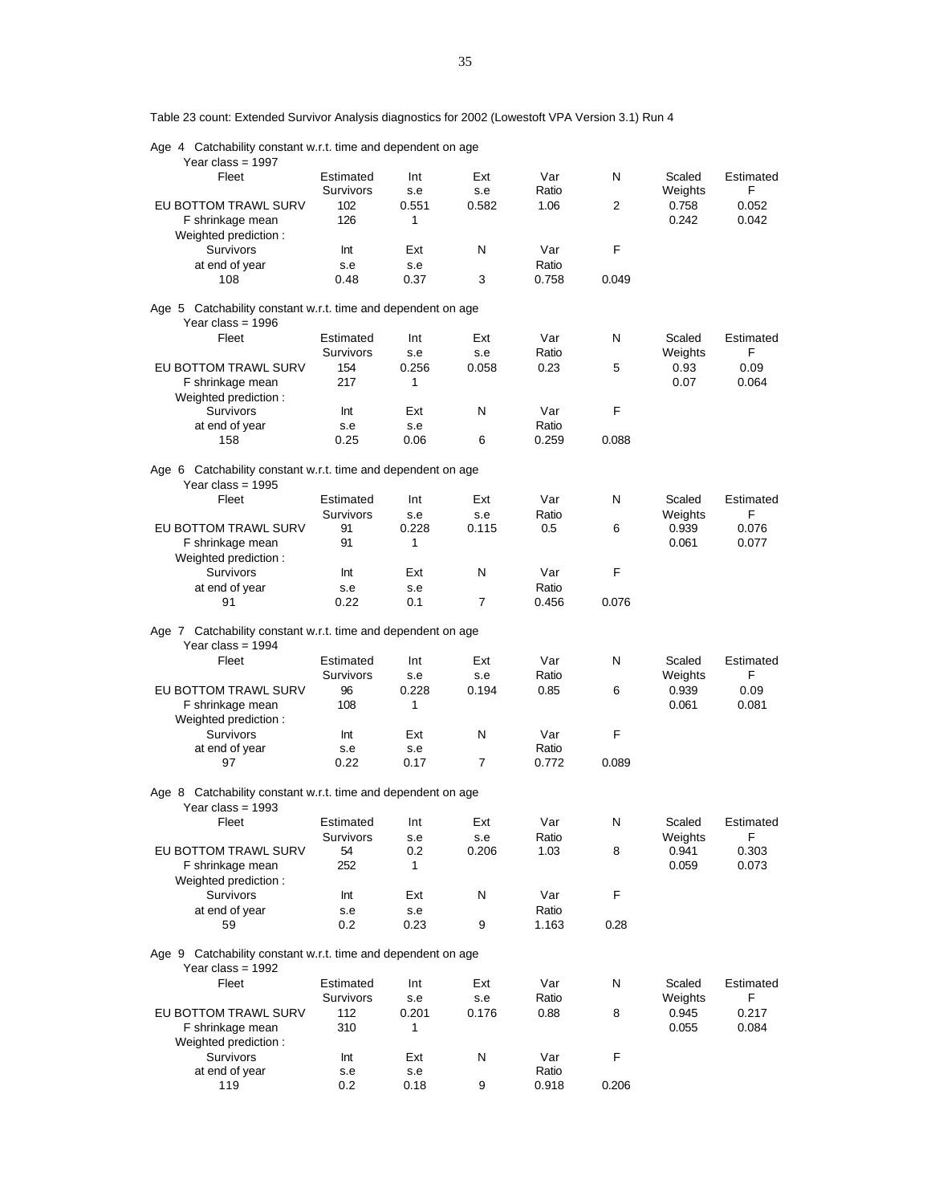Table 23 count: Extended Survivor Analysis diagnostics for 2002 (Lowestoft VPA Version 3.1) Run 4

Age 4 Catchability constant w.r.t. time and dependent on age

Year class = 1997

| Fleet | Estimated Survivors | Int s.e | Ext s.e | Var Ratio | N | Scaled Weights | Estimated F |
|---|---|---|---|---|---|---|---|
| EU BOTTOM TRAWL SURV | 102 | 0.551 | 0.582 | 1.06 | 2 | 0.758 | 0.052 |
| F shrinkage mean | 126 | 1 | | | | 0.242 | 0.042 |

Weighted prediction :

| Survivors at end of year | Int s.e | Ext s.e | N | Var Ratio | F |
|---|---|---|---|---|---|
| 108 | 0.48 | 0.37 | 3 | 0.758 | 0.049 |

Age 5 Catchability constant w.r.t. time and dependent on age

Year class = 1996

| Fleet | Estimated Survivors | Int s.e | Ext s.e | Var Ratio | N | Scaled Weights | Estimated F |
|---|---|---|---|---|---|---|---|
| EU BOTTOM TRAWL SURV | 154 | 0.256 | 0.058 | 0.23 | 5 | 0.93 | 0.09 |
| F shrinkage mean | 217 | 1 | | | | 0.07 | 0.064 |

Weighted prediction :

| Survivors at end of year | Int s.e | Ext s.e | N | Var Ratio | F |
|---|---|---|---|---|---|
| 158 | 0.25 | 0.06 | 6 | 0.259 | 0.088 |

Age 6 Catchability constant w.r.t. time and dependent on age

Year class = 1995

| Fleet | Estimated Survivors | Int s.e | Ext s.e | Var Ratio | N | Scaled Weights | Estimated F |
|---|---|---|---|---|---|---|---|
| EU BOTTOM TRAWL SURV | 91 | 0.228 | 0.115 | 0.5 | 6 | 0.939 | 0.076 |
| F shrinkage mean | 91 | 1 | | | | 0.061 | 0.077 |

Weighted prediction :

| Survivors at end of year | Int s.e | Ext s.e | N | Var Ratio | F |
|---|---|---|---|---|---|
| 91 | 0.22 | 0.1 | 7 | 0.456 | 0.076 |

Age 7 Catchability constant w.r.t. time and dependent on age

Year class = 1994

| Fleet | Estimated Survivors | Int s.e | Ext s.e | Var Ratio | N | Scaled Weights | Estimated F |
|---|---|---|---|---|---|---|---|
| EU BOTTOM TRAWL SURV | 96 | 0.228 | 0.194 | 0.85 | 6 | 0.939 | 0.09 |
| F shrinkage mean | 108 | 1 | | | | 0.061 | 0.081 |

Weighted prediction :

| Survivors at end of year | Int s.e | Ext s.e | N | Var Ratio | F |
|---|---|---|---|---|---|
| 97 | 0.22 | 0.17 | 7 | 0.772 | 0.089 |

Age 8 Catchability constant w.r.t. time and dependent on age

Year class = 1993

| Fleet | Estimated Survivors | Int s.e | Ext s.e | Var Ratio | N | Scaled Weights | Estimated F |
|---|---|---|---|---|---|---|---|
| EU BOTTOM TRAWL SURV | 54 | 0.2 | 0.206 | 1.03 | 8 | 0.941 | 0.303 |
| F shrinkage mean | 252 | 1 | | | | 0.059 | 0.073 |

Weighted prediction :

| Survivors at end of year | Int s.e | Ext s.e | N | Var Ratio | F |
|---|---|---|---|---|---|
| 59 | 0.2 | 0.23 | 9 | 1.163 | 0.28 |

Age 9 Catchability constant w.r.t. time and dependent on age

Year class = 1992

| Fleet | Estimated Survivors | Int s.e | Ext s.e | Var Ratio | N | Scaled Weights | Estimated F |
|---|---|---|---|---|---|---|---|
| EU BOTTOM TRAWL SURV | 112 | 0.201 | 0.176 | 0.88 | 8 | 0.945 | 0.217 |
| F shrinkage mean | 310 | 1 | | | | 0.055 | 0.084 |

Weighted prediction :

| Survivors at end of year | Int s.e | Ext s.e | N | Var Ratio | F |
|---|---|---|---|---|---|
| 119 | 0.2 | 0.18 | 9 | 0.918 | 0.206 |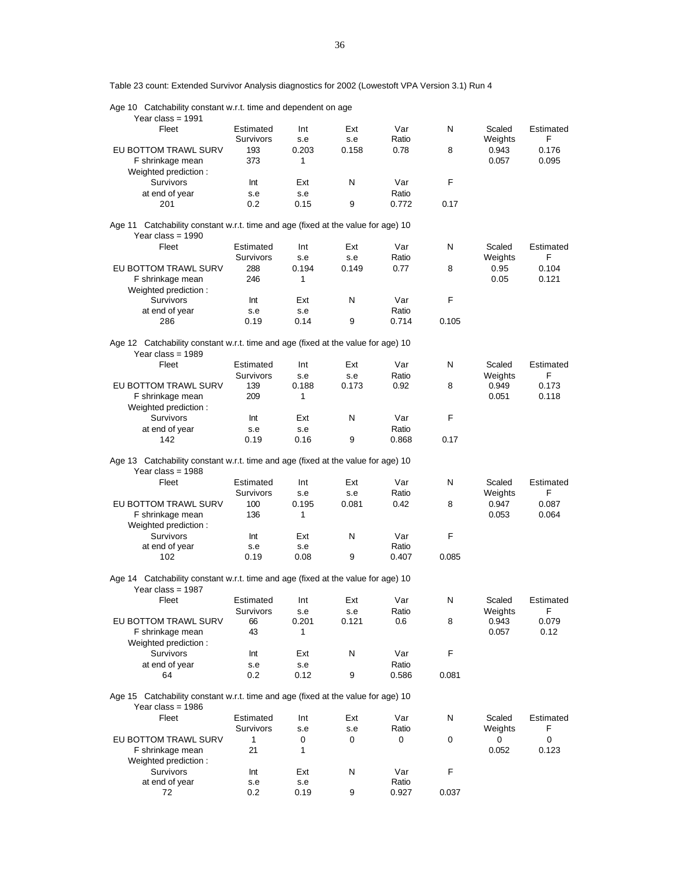Table 23 count: Extended Survivor Analysis diagnostics for 2002 (Lowestoft VPA Version 3.1) Run 4

Age 10 Catchability constant w.r.t. time and dependent on age

Year class = 1991

| Fleet | Estimated Survivors | Int s.e | Ext s.e | Var Ratio | N | Scaled Weights | Estimated F |
|---|---|---|---|---|---|---|---|
| EU BOTTOM TRAWL SURV | 193 | 0.203 | 0.158 | 0.78 | 8 | 0.943 | 0.176 |
| F shrinkage mean | 373 | 1 | | | | 0.057 | 0.095 |

Weighted prediction :

| Survivors at end of year | Int s.e | Ext s.e | N | Var Ratio | F |
|---|---|---|---|---|---|
| 201 | 0.2 | 0.15 | 9 | 0.772 | 0.17 |

Age 11 Catchability constant w.r.t. time and age (fixed at the value for age) 10

Year class = 1990

| Fleet | Estimated Survivors | Int s.e | Ext s.e | Var Ratio | N | Scaled Weights | Estimated F |
|---|---|---|---|---|---|---|---|
| EU BOTTOM TRAWL SURV | 288 | 0.194 | 0.149 | 0.77 | 8 | 0.95 | 0.104 |
| F shrinkage mean | 246 | 1 | | | | 0.05 | 0.121 |

Weighted prediction :

| Survivors at end of year | Int s.e | Ext s.e | N | Var Ratio | F |
|---|---|---|---|---|---|
| 286 | 0.19 | 0.14 | 9 | 0.714 | 0.105 |

Age 12 Catchability constant w.r.t. time and age (fixed at the value for age) 10

Year class = 1989

| Fleet | Estimated Survivors | Int s.e | Ext s.e | Var Ratio | N | Scaled Weights | Estimated F |
|---|---|---|---|---|---|---|---|
| EU BOTTOM TRAWL SURV | 139 | 0.188 | 0.173 | 0.92 | 8 | 0.949 | 0.173 |
| F shrinkage mean | 209 | 1 | | | | 0.051 | 0.118 |

Weighted prediction :

| Survivors at end of year | Int s.e | Ext s.e | N | Var Ratio | F |
|---|---|---|---|---|---|
| 142 | 0.19 | 0.16 | 9 | 0.868 | 0.17 |

Age 13 Catchability constant w.r.t. time and age (fixed at the value for age) 10

Year class = 1988

| Fleet | Estimated Survivors | Int s.e | Ext s.e | Var Ratio | N | Scaled Weights | Estimated F |
|---|---|---|---|---|---|---|---|
| EU BOTTOM TRAWL SURV | 100 | 0.195 | 0.081 | 0.42 | 8 | 0.947 | 0.087 |
| F shrinkage mean | 136 | 1 | | | | 0.053 | 0.064 |

Weighted prediction :

| Survivors at end of year | Int s.e | Ext s.e | N | Var Ratio | F |
|---|---|---|---|---|---|
| 102 | 0.19 | 0.08 | 9 | 0.407 | 0.085 |

Age 14 Catchability constant w.r.t. time and age (fixed at the value for age) 10

Year class = 1987

| Fleet | Estimated Survivors | Int s.e | Ext s.e | Var Ratio | N | Scaled Weights | Estimated F |
|---|---|---|---|---|---|---|---|
| EU BOTTOM TRAWL SURV | 66 | 0.201 | 0.121 | 0.6 | 8 | 0.943 | 0.079 |
| F shrinkage mean | 43 | 1 | | | | 0.057 | 0.12 |

Weighted prediction :

| Survivors at end of year | Int s.e | Ext s.e | N | Var Ratio | F |
|---|---|---|---|---|---|
| 64 | 0.2 | 0.12 | 9 | 0.586 | 0.081 |

Age 15 Catchability constant w.r.t. time and age (fixed at the value for age) 10

Year class = 1986

| Fleet | Estimated Survivors | Int s.e | Ext s.e | Var Ratio | N | Scaled Weights | Estimated F |
|---|---|---|---|---|---|---|---|
| EU BOTTOM TRAWL SURV | 1 | 0 | 0 | 0 | 0 | 0 | 0 |
| F shrinkage mean | 21 | 1 | | | | 0.052 | 0.123 |

Weighted prediction :

| Survivors at end of year | Int s.e | Ext s.e | N | Var Ratio | F |
|---|---|---|---|---|---|
| 72 | 0.2 | 0.19 | 9 | 0.927 | 0.037 |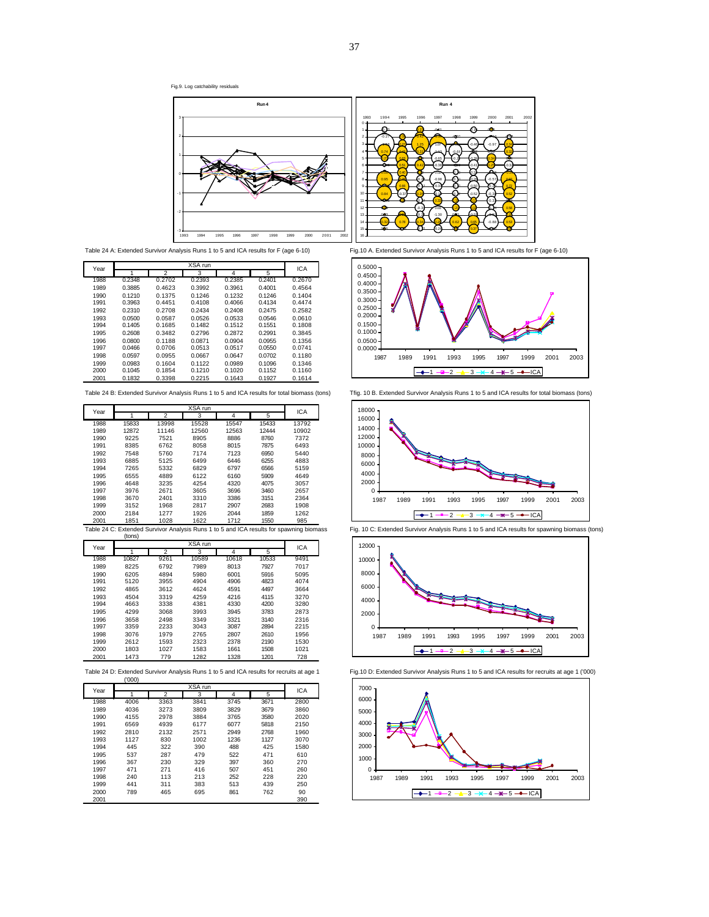Fig.9. Log catchability residuals

Run 4

Run 4

Table 24 A: Extended Survivor Analysis Runs 1 to 5 and ICA results for F (age 6-10)

| Year | XSA run | | | | | ICA |
|---|---|---|---|---|---|---|
| | 1 | 2 | 3 | 4 | 5 | |
| 1988 | 0.2348 | 0.2702 | 0.2393 | 0.2385 | 0.2401 | 0.2670 |
| 1989 | 0.3885 | 0.4623 | 0.3992 | 0.3961 | 0.4001 | 0.4564 |
| 1990 | 0.1210 | 0.1375 | 0.1246 | 0.1232 | 0.1246 | 0.1404 |
| 1991 | 0.3963 | 0.4451 | 0.4108 | 0.4066 | 0.4134 | 0.4474 |
| 1992 | 0.2310 | 0.2708 | 0.2434 | 0.2408 | 0.2475 | 0.2582 |
| 1993 | 0.0500 | 0.0587 | 0.0526 | 0.0533 | 0.0546 | 0.0610 |
| 1994 | 0.1405 | 0.1685 | 0.1482 | 0.1512 | 0.1551 | 0.1808 |
| 1995 | 0.2608 | 0.3482 | 0.2796 | 0.2872 | 0.2991 | 0.3845 |
| 1996 | 0.0800 | 0.1188 | 0.0871 | 0.0904 | 0.0955 | 0.1356 |
| 1997 | 0.0466 | 0.0706 | 0.0513 | 0.0517 | 0.0550 | 0.0741 |
| 1998 | 0.0597 | 0.0955 | 0.0667 | 0.0647 | 0.0702 | 0.1180 |
| 1999 | 0.0983 | 0.1604 | 0.1122 | 0.0989 | 0.1096 | 0.1346 |
| 2000 | 0.1045 | 0.1854 | 0.1210 | 0.1020 | 0.1152 | 0.1160 |
| 2001 | 0.1832 | 0.3398 | 0.2215 | 0.1643 | 0.1927 | 0.1614 |

Fig.10 A. Extended Survivor Analysis Runs 1 to 5 and ICA results for F (age 6-10)

1 2 3 4 5 ICA

Table 24 B: Extended Survivor Analysis Runs 1 to 5 and ICA results for total biomass (tons)

| Year | XSA run | | | | | ICA |
|---|---|---|---|---|---|---|
| | 1 | 2 | 3 | 4 | 5 | |
| 1988 | 15833 | 13998 | 15528 | 15547 | 15433 | 13792 |
| 1989 | 12872 | 11146 | 12560 | 12563 | 12444 | 10902 |
| 1990 | 9225 | 7521 | 8905 | 8886 | 8760 | 7372 |
| 1991 | 8385 | 6762 | 8058 | 8015 | 7875 | 6493 |
| 1992 | 7548 | 5760 | 7174 | 7123 | 6950 | 5440 |
| 1993 | 6885 | 5125 | 6499 | 6446 | 6255 | 4883 |
| 1994 | 7265 | 5332 | 6829 | 6797 | 6566 | 5159 |
| 1995 | 6555 | 4889 | 6122 | 6160 | 5909 | 4649 |
| 1996 | 4648 | 3235 | 4254 | 4320 | 4075 | 3057 |
| 1997 | 3976 | 2671 | 3605 | 3696 | 3460 | 2657 |
| 1998 | 3670 | 2401 | 3310 | 3386 | 3151 | 2364 |
| 1999 | 3152 | 1968 | 2817 | 2907 | 2683 | 1908 |
| 2000 | 2184 | 1277 | 1926 | 2044 | 1859 | 1262 |
| 2001 | 1851 | 1028 | 1622 | 1712 | 1550 | 985 |

Tfig. 10 B. Extended Survivor Analysis Runs 1 to 5 and ICA results for total biomass (tons)

1 2 3 4 5 ICA

Table 24 C: Extended Survivor Analysis Runs 1 to 5 and ICA results for spawning biomass (tons)

| Year | XSA run | | | | | ICA |
|---|---|---|---|---|---|---|
| | 1 | 2 | 3 | 4 | 5 | |
| 1988 | 10827 | 9261 | 10589 | 10618 | 10533 | 9491 |
| 1989 | 8225 | 6792 | 7989 | 8013 | 7927 | 7017 |
| 1990 | 6205 | 4894 | 5980 | 6001 | 5916 | 5095 |
| 1991 | 5120 | 3955 | 4904 | 4906 | 4823 | 4074 |
| 1992 | 4865 | 3612 | 4624 | 4591 | 4497 | 3664 |
| 1993 | 4504 | 3319 | 4259 | 4216 | 4115 | 3270 |
| 1994 | 4663 | 3338 | 4381 | 4330 | 4200 | 3280 |
| 1995 | 4299 | 3068 | 3993 | 3945 | 3783 | 2873 |
| 1996 | 3658 | 2498 | 3349 | 3321 | 3140 | 2316 |
| 1997 | 3359 | 2233 | 3043 | 3087 | 2894 | 2215 |
| 1998 | 3076 | 1979 | 2765 | 2807 | 2610 | 1956 |
| 1999 | 2612 | 1593 | 2323 | 2378 | 2190 | 1530 |
| 2000 | 1803 | 1027 | 1583 | 1661 | 1508 | 1021 |
| 2001 | 1473 | 779 | 1282 | 1328 | 1201 | 728 |

Fig. 10 C: Extended Survivor Analysis Runs 1 to 5 and ICA results for spawning biomass (tons)

1 2 3 4 5 ICA

Table 24 D: Extended Survivor Analysis Runs 1 to 5 and ICA results for recruits at age 1 ('000)

| Year | XSA run | | | | | ICA |
|---|---|---|---|---|---|---|
| | 1 | 2 | 3 | 4 | 5 | |
| 1988 | 4006 | 3363 | 3841 | 3745 | 3671 | 2800 |
| 1989 | 4036 | 3273 | 3809 | 3829 | 3679 | 3860 |
| 1990 | 4155 | 2978 | 3884 | 3765 | 3580 | 2020 |
| 1991 | 6569 | 4939 | 6177 | 6077 | 5818 | 2150 |
| 1992 | 2810 | 2132 | 2571 | 2949 | 2768 | 1960 |
| 1993 | 1127 | 830 | 1002 | 1236 | 1127 | 3070 |
| 1994 | 445 | 322 | 390 | 488 | 425 | 1580 |
| 1995 | 537 | 287 | 479 | 522 | 471 | 610 |
| 1996 | 367 | 230 | 329 | 397 | 360 | 270 |
| 1997 | 471 | 271 | 416 | 507 | 451 | 260 |
| 1998 | 240 | 113 | 213 | 252 | 228 | 220 |
| 1999 | 441 | 311 | 383 | 513 | 439 | 250 |
| 2000 | 789 | 465 | 695 | 861 | 762 | 90 |
| 2001 | | | | | | 390 |

Fig.10 D: Extended Survivor Analysis Runs 1 to 5 and ICA results for recruits at age 1 ('000)

1 2 3 4 5 ICA